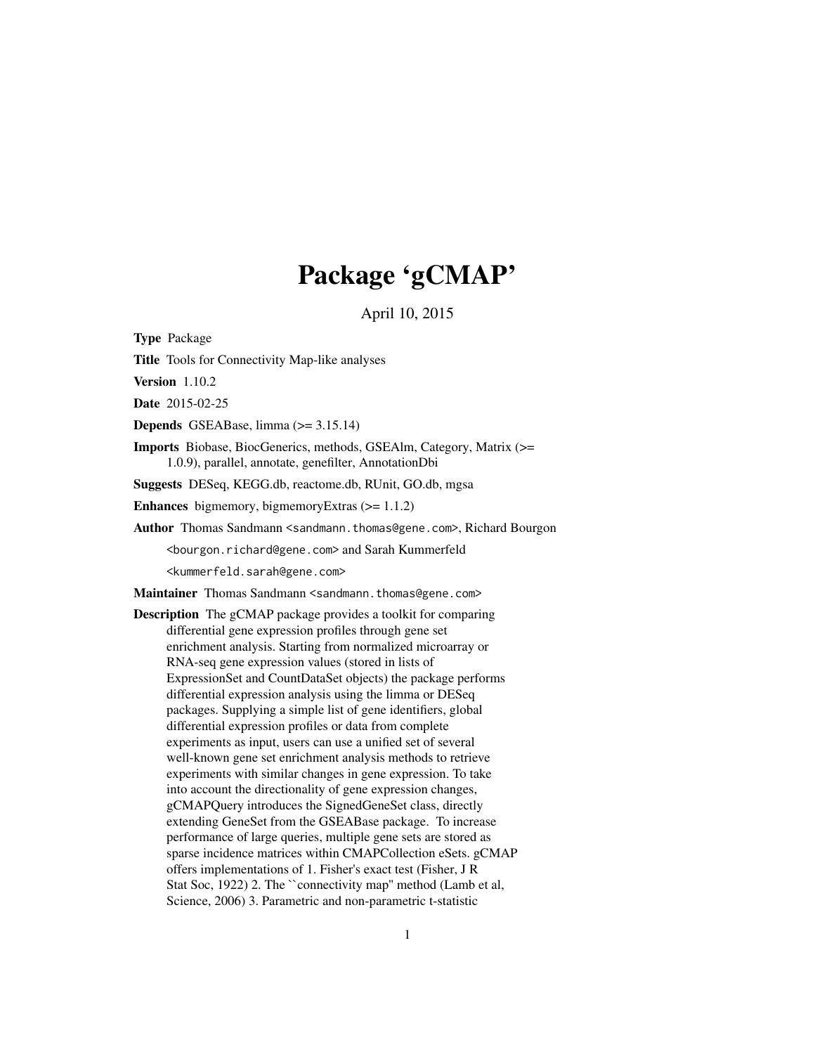# Package 'gCMAP'

April 10, 2015

**Type** Package

**Title** Tools for Connectivity Map-like analyses

**Version** 1.10.2

**Date** 2015-02-25

**Depends** GSEABase, limma (>= 3.15.14)

**Imports** Biobase, BiocGenerics, methods, GSEAlm, Category, Matrix (>= 1.0.9), parallel, annotate, genefilter, AnnotationDbi

**Suggests** DESeq, KEGG.db, reactome.db, RUnit, GO.db, mgsa

**Enhances** bigmemory, bigmemoryExtras (>= 1.1.2)

**Author** Thomas Sandmann <sandmann.thomas@gene.com>, Richard Bourgon <bourgon.richard@gene.com> and Sarah Kummerfeld <kummerfeld.sarah@gene.com>

**Maintainer** Thomas Sandmann <sandmann.thomas@gene.com>

**Description** The gCMAP package provides a toolkit for comparing differential gene expression profiles through gene set enrichment analysis. Starting from normalized microarray or RNA-seq gene expression values (stored in lists of ExpressionSet and CountDataSet objects) the package performs differential expression analysis using the limma or DESeq packages. Supplying a simple list of gene identifiers, global differential expression profiles or data from complete experiments as input, users can use a unified set of several well-known gene set enrichment analysis methods to retrieve experiments with similar changes in gene expression. To take into account the directionality of gene expression changes, gCMAPQuery introduces the SignedGeneSet class, directly extending GeneSet from the GSEABase package. To increase performance of large queries, multiple gene sets are stored as sparse incidence matrices within CMAPCollection eSets. gCMAP offers implementations of 1. Fisher's exact test (Fisher, J R Stat Soc, 1922) 2. The ``connectivity map'' method (Lamb et al, Science, 2006) 3. Parametric and non-parametric t-statistic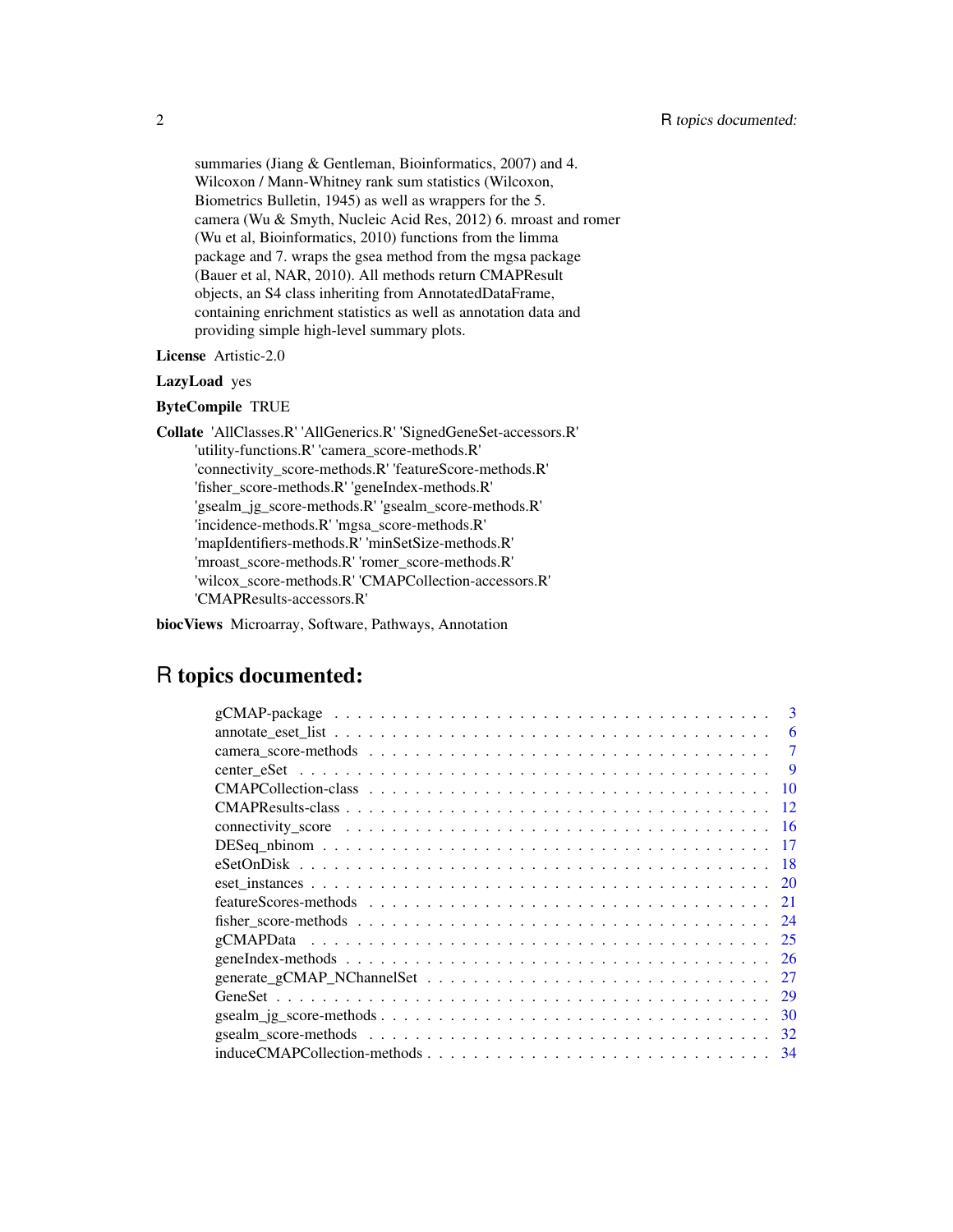summaries (Jiang & Gentleman, Bioinformatics, 2007) and 4. Wilcoxon / Mann-Whitney rank sum statistics (Wilcoxon, Biometrics Bulletin, 1945) as well as wrappers for the 5. camera (Wu & Smyth, Nucleic Acid Res, 2012) 6. mroast and romer (Wu et al, Bioinformatics, 2010) functions from the limma package and 7. wraps the gsea method from the mgsa package (Bauer et al, NAR, 2010). All methods return CMAPResult objects, an S4 class inheriting from AnnotatedDataFrame, containing enrichment statistics as well as annotation data and providing simple high-level summary plots.

**License** Artistic-2.0

**LazyLoad** yes

**ByteCompile** TRUE

**Collate** 'AllClasses.R' 'AllGenerics.R' 'SignedGeneSet-accessors.R' 'utility-functions.R' 'camera_score-methods.R' 'connectivity_score-methods.R' 'featureScore-methods.R' 'fisher_score-methods.R' 'geneIndex-methods.R' 'gsealm_jg_score-methods.R' 'gsealm_score-methods.R' 'incidence-methods.R' 'mgsa_score-methods.R' 'mapIdentifiers-methods.R' 'minSetSize-methods.R' 'mroast_score-methods.R' 'romer_score-methods.R' 'wilcox_score-methods.R' 'CMAPCollection-accessors.R' 'CMAPResults-accessors.R'

**biocViews** Microarray, Software, Pathways, Annotation

# R topics documented:

| | |
|---|---|
| gCMAP-package | 3 |
| annotate_eset_list | 6 |
| camera_score-methods | 7 |
| center_eSet | 9 |
| CMAPCollection-class | 10 |
| CMAPResults-class | 12 |
| connectivity_score | 16 |
| DESeq_nbinom | 17 |
| eSetOnDisk | 18 |
| eset_instances | 20 |
| featureScores-methods | 21 |
| fisher_score-methods | 24 |
| gCMAPData | 25 |
| geneIndex-methods | 26 |
| generate_gCMAP_NChannelSet | 27 |
| GeneSet | 29 |
| gsealm_jg_score-methods | 30 |
| gsealm_score-methods | 32 |
| induceCMAPCollection-methods | 34 |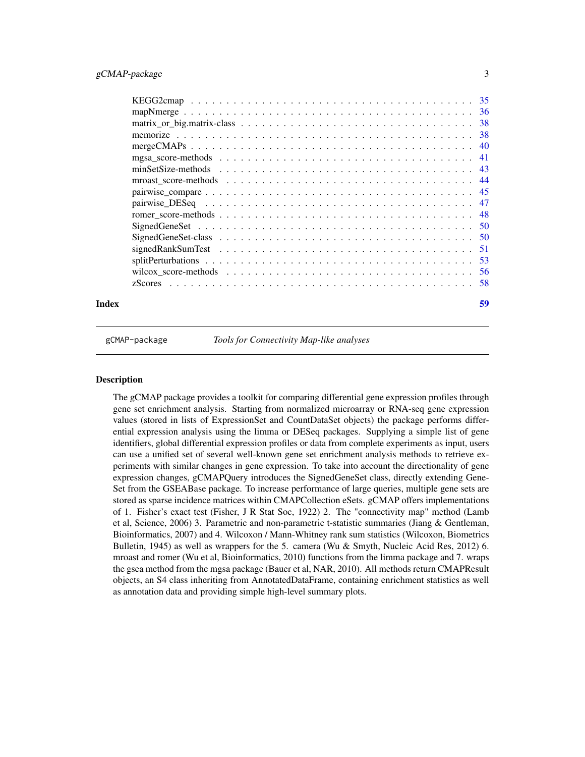KEGG2cmap . . . . . . . . . . . . . . . . . . . . . . . . . . . . . . . . . . . . . . . 35
mapNmerge . . . . . . . . . . . . . . . . . . . . . . . . . . . . . . . . . . . . . . . 36
matrix_or_big.matrix-class . . . . . . . . . . . . . . . . . . . . . . . . . . . . . . . 38
memorize . . . . . . . . . . . . . . . . . . . . . . . . . . . . . . . . . . . . . . . . 38
mergeCMAPs . . . . . . . . . . . . . . . . . . . . . . . . . . . . . . . . . . . . . . 40
mgsa_score-methods . . . . . . . . . . . . . . . . . . . . . . . . . . . . . . . . . . 41
minSetSize-methods . . . . . . . . . . . . . . . . . . . . . . . . . . . . . . . . . . 43
mroast_score-methods . . . . . . . . . . . . . . . . . . . . . . . . . . . . . . . . . 44
pairwise_compare . . . . . . . . . . . . . . . . . . . . . . . . . . . . . . . . . . . 45
pairwise_DESeq . . . . . . . . . . . . . . . . . . . . . . . . . . . . . . . . . . . . 47
romer_score-methods . . . . . . . . . . . . . . . . . . . . . . . . . . . . . . . . . . 48
SignedGeneSet . . . . . . . . . . . . . . . . . . . . . . . . . . . . . . . . . . . . . 50
SignedGeneSet-class . . . . . . . . . . . . . . . . . . . . . . . . . . . . . . . . . . 50
signedRankSumTest . . . . . . . . . . . . . . . . . . . . . . . . . . . . . . . . . . 51
splitPerturbations . . . . . . . . . . . . . . . . . . . . . . . . . . . . . . . . . . . 53
wilcox_score-methods . . . . . . . . . . . . . . . . . . . . . . . . . . . . . . . . . 56
zScores . . . . . . . . . . . . . . . . . . . . . . . . . . . . . . . . . . . . . . . . 58

**Index** 59

---

`gCMAP-package` *Tools for Connectivity Map-like analyses*

---

## Description

The gCMAP package provides a toolkit for comparing differential gene expression profiles through gene set enrichment analysis. Starting from normalized microarray or RNA-seq gene expression values (stored in lists of ExpressionSet and CountDataSet objects) the package performs differential expression analysis using the limma or DESeq packages. Supplying a simple list of gene identifiers, global differential expression profiles or data from complete experiments as input, users can use a unified set of several well-known gene set enrichment analysis methods to retrieve experiments with similar changes in gene expression. To take into account the directionality of gene expression changes, gCMAPQuery introduces the SignedGeneSet class, directly extending GeneSet from the GSEABase package. To increase performance of large queries, multiple gene sets are stored as sparse incidence matrices within CMAPCollection eSets. gCMAP offers implementations of 1. Fisher's exact test (Fisher, J R Stat Soc, 1922) 2. The "connectivity map" method (Lamb et al, Science, 2006) 3. Parametric and non-parametric t-statistic summaries (Jiang & Gentleman, Bioinformatics, 2007) and 4. Wilcoxon / Mann-Whitney rank sum statistics (Wilcoxon, Biometrics Bulletin, 1945) as well as wrappers for the 5. camera (Wu & Smyth, Nucleic Acid Res, 2012) 6. mroast and romer (Wu et al, Bioinformatics, 2010) functions from the limma package and 7. wraps the gsea method from the mgsa package (Bauer et al, NAR, 2010). All methods return CMAPResult objects, an S4 class inheriting from AnnotatedDataFrame, containing enrichment statistics as well as annotation data and providing simple high-level summary plots.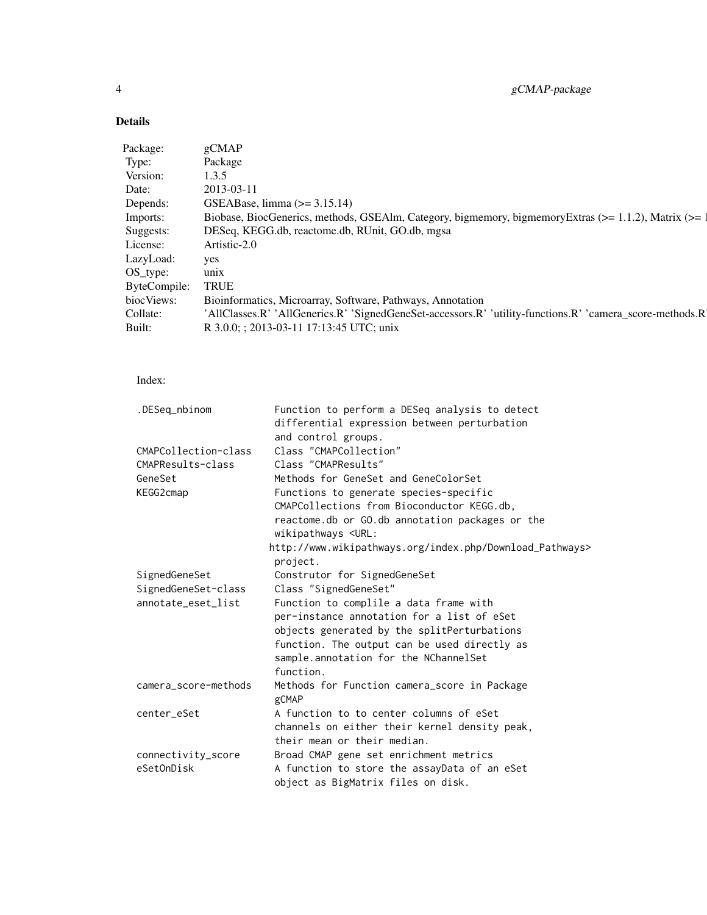## Details

| | |
|---|---|
| Package: | gCMAP |
| Type: | Package |
| Version: | 1.3.5 |
| Date: | 2013-03-11 |
| Depends: | GSEABase, limma (>= 3.15.14) |
| Imports: | Biobase, BiocGenerics, methods, GSEAlm, Category, bigmemory, bigmemoryExtras (>= 1.1.2), Matrix (>= 1 |
| Suggests: | DESeq, KEGG.db, reactome.db, RUnit, GO.db, mgsa |
| License: | Artistic-2.0 |
| LazyLoad: | yes |
| OS_type: | unix |
| ByteCompile: | TRUE |
| biocViews: | Bioinformatics, Microarray, Software, Pathways, Annotation |
| Collate: | 'AllClasses.R' 'AllGenerics.R' 'SignedGeneSet-accessors.R' 'utility-functions.R' 'camera_score-methods.R |
| Built: | R 3.0.0; ; 2013-03-11 17:13:45 UTC; unix |

Index:

```
.DESeq_nbinom           Function to perform a DESeq analysis to detect
                        differential expression between perturbation
                        and control groups.
CMAPCollection-class    Class "CMAPCollection"
CMAPResults-class       Class "CMAPResults"
GeneSet                 Methods for GeneSet and GeneColorSet
KEGG2cmap               Functions to generate species-specific
                        CMAPCollections from Bioconductor KEGG.db,
                        reactome.db or GO.db annotation packages or the
                        wikipathways <URL:
                       http://www.wikipathways.org/index.php/Download_Pathways>
                        project.
SignedGeneSet           Construtor for SignedGeneSet
SignedGeneSet-class     Class "SignedGeneSet"
annotate_eset_list      Function to complile a data frame with
                        per-instance annotation for a list of eSet
                        objects generated by the splitPerturbations
                        function. The output can be used directly as
                        sample.annotation for the NChannelSet
                        function.
camera_score-methods    Methods for Function camera_score in Package
                        gCMAP
center_eSet             A function to to center columns of eSet
                        channels on either their kernel density peak,
                        their mean or their median.
connectivity_score      Broad CMAP gene set enrichment metrics
eSetOnDisk              A function to store the assayData of an eSet
                        object as BigMatrix files on disk.
```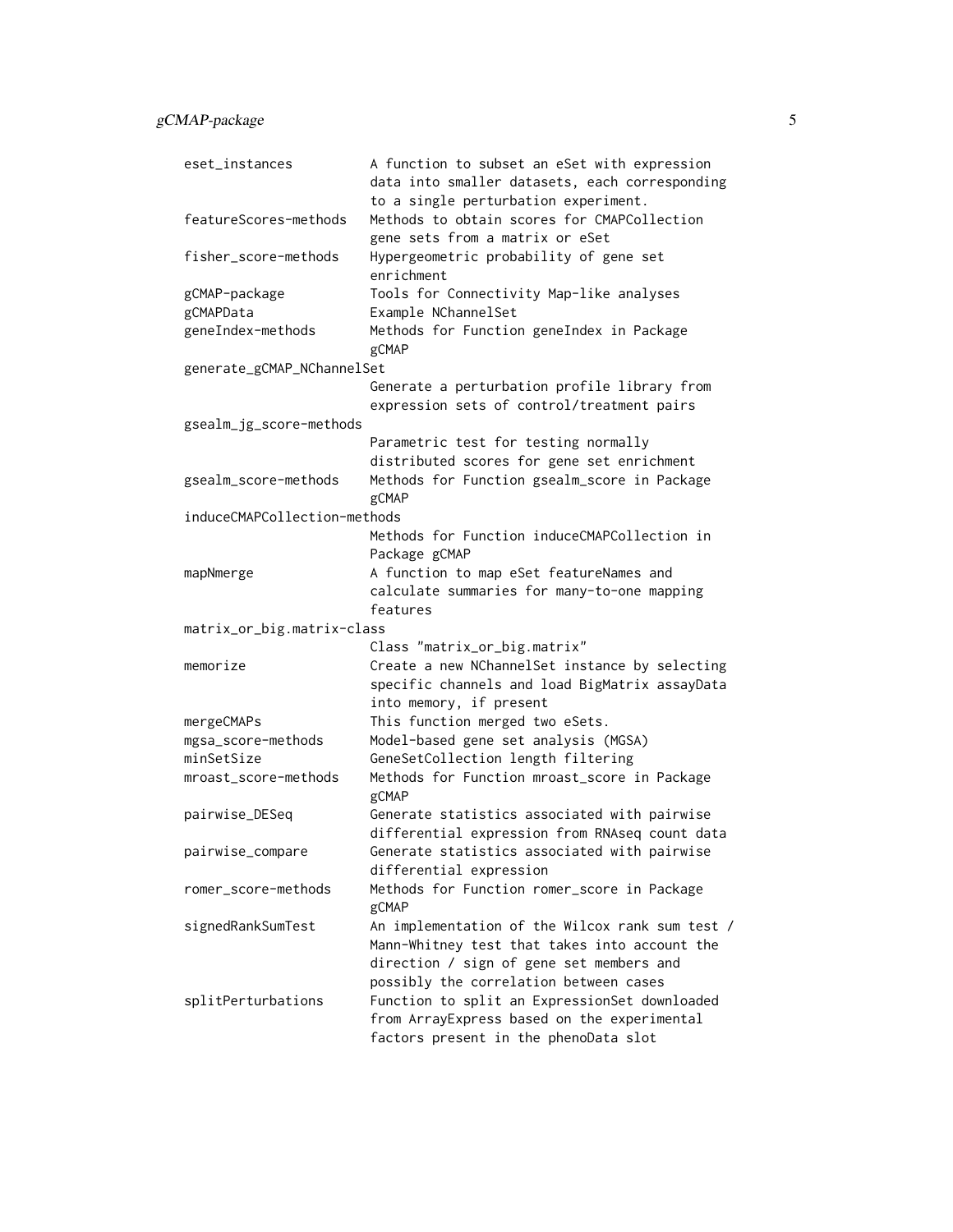| | |
|---|---|
| eset_instances | A function to subset an eSet with expression data into smaller datasets, each corresponding to a single perturbation experiment. |
| featureScores-methods | Methods to obtain scores for CMAPCollection gene sets from a matrix or eSet |
| fisher_score-methods | Hypergeometric probability of gene set enrichment |
| gCMAP-package | Tools for Connectivity Map-like analyses |
| gCMAPData | Example NChannelSet |
| geneIndex-methods | Methods for Function geneIndex in Package gCMAP |
| generate_gCMAP_NChannelSet | Generate a perturbation profile library from expression sets of control/treatment pairs |
| gsealm_jg_score-methods | Parametric test for testing normally distributed scores for gene set enrichment |
| gsealm_score-methods | Methods for Function gsealm_score in Package gCMAP |
| induceCMAPCollection-methods | Methods for Function induceCMAPCollection in Package gCMAP |
| mapNmerge | A function to map eSet featureNames and calculate summaries for many-to-one mapping features |
| matrix_or_big.matrix-class | Class "matrix_or_big.matrix" |
| memorize | Create a new NChannelSet instance by selecting specific channels and load BigMatrix assayData into memory, if present |
| mergeCMAPs | This function merged two eSets. |
| mgsa_score-methods | Model-based gene set analysis (MGSA) |
| minSetSize | GeneSetCollection length filtering |
| mroast_score-methods | Methods for Function mroast_score in Package gCMAP |
| pairwise_DESeq | Generate statistics associated with pairwise differential expression from RNAseq count data |
| pairwise_compare | Generate statistics associated with pairwise differential expression |
| romer_score-methods | Methods for Function romer_score in Package gCMAP |
| signedRankSumTest | An implementation of the Wilcox rank sum test / Mann-Whitney test that takes into account the direction / sign of gene set members and possibly the correlation between cases |
| splitPerturbations | Function to split an ExpressionSet downloaded from ArrayExpress based on the experimental factors present in the phenoData slot |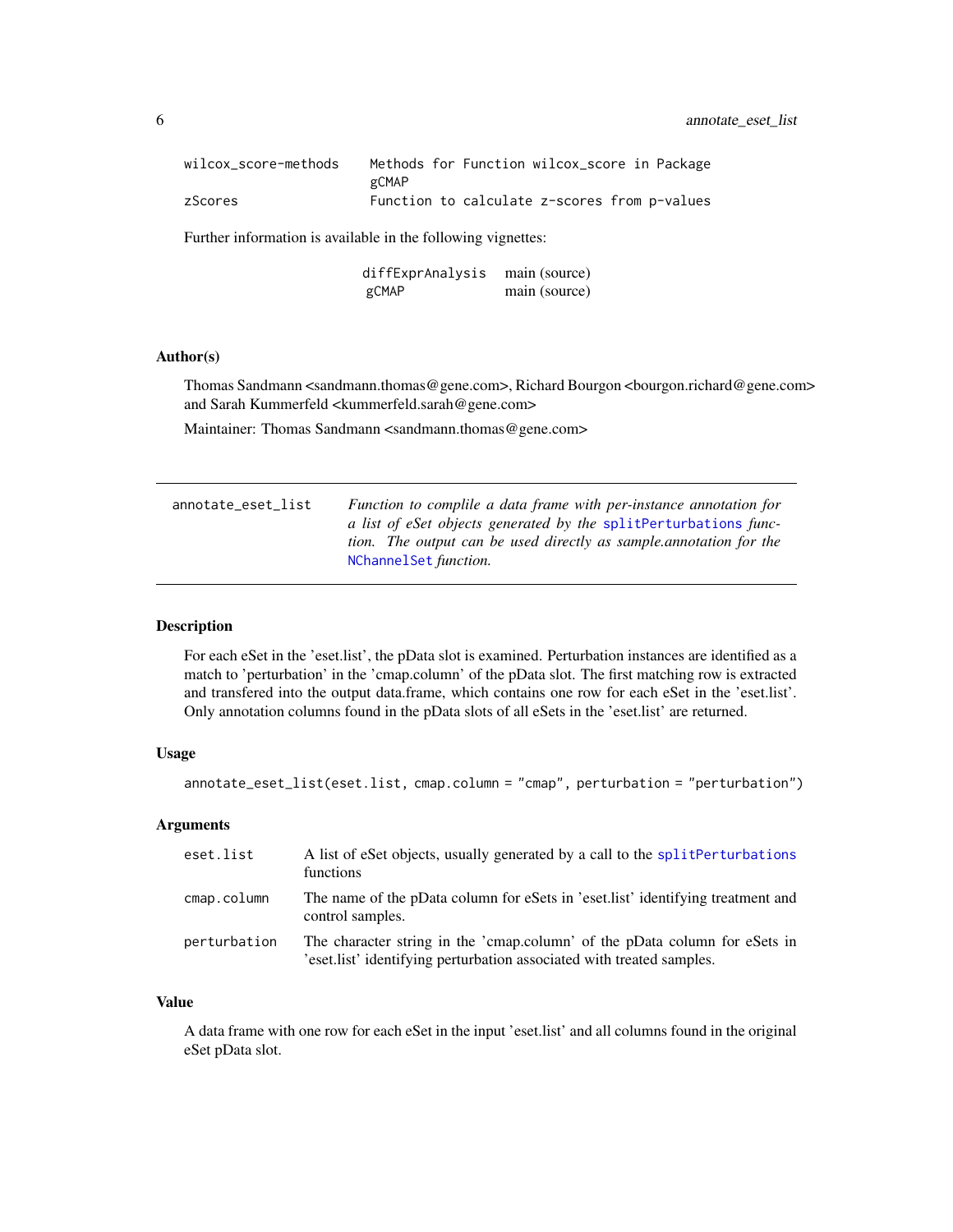| | |
|---|---|
| wilcox_score-methods | Methods for Function wilcox_score in Package gCMAP |
| zScores | Function to calculate z-scores from p-values |

Further information is available in the following vignettes:

| | |
|---|---|
| diffExprAnalysis | main (source) |
| gCMAP | main (source) |

## Author(s)

Thomas Sandmann <sandmann.thomas@gene.com>, Richard Bourgon <bourgon.richard@gene.com> and Sarah Kummerfeld <kummerfeld.sarah@gene.com>

Maintainer: Thomas Sandmann <sandmann.thomas@gene.com>

---

# annotate_eset_list

*Function to complile a data frame with per-instance annotation for a list of eSet objects generated by the splitPerturbations function. The output can be used directly as sample.annotation for the NChannelSet function.*

---

## Description

For each eSet in the 'eset.list', the pData slot is examined. Perturbation instances are identified as a match to 'perturbation' in the 'cmap.column' of the pData slot. The first matching row is extracted and transfered into the output data.frame, which contains one row for each eSet in the 'eset.list'. Only annotation columns found in the pData slots of all eSets in the 'eset.list' are returned.

## Usage

```
annotate_eset_list(eset.list, cmap.column = "cmap", perturbation = "perturbation")
```

## Arguments

| | |
|---|---|
| eset.list | A list of eSet objects, usually generated by a call to the splitPerturbations functions |
| cmap.column | The name of the pData column for eSets in 'eset.list' identifying treatment and control samples. |
| perturbation | The character string in the 'cmap.column' of the pData column for eSets in 'eset.list' identifying perturbation associated with treated samples. |

## Value

A data frame with one row for each eSet in the input 'eset.list' and all columns found in the original eSet pData slot.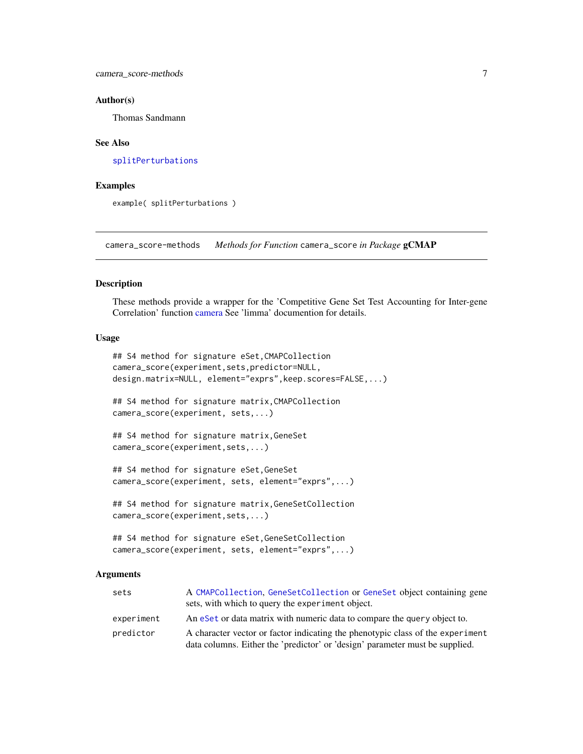### Author(s)

Thomas Sandmann

### See Also

splitPerturbations

### Examples

```
example( splitPerturbations )
```

---

## camera_score-methods    *Methods for Function* camera_score *in Package* **gCMAP**

### Description

These methods provide a wrapper for the 'Competitive Gene Set Test Accounting for Inter-gene Correlation' function camera See 'limma' documention for details.

### Usage

```
## S4 method for signature eSet,CMAPCollection
camera_score(experiment,sets,predictor=NULL,
design.matrix=NULL, element="exprs",keep.scores=FALSE,...)

## S4 method for signature matrix,CMAPCollection
camera_score(experiment, sets,...)

## S4 method for signature matrix,GeneSet
camera_score(experiment,sets,...)

## S4 method for signature eSet,GeneSet
camera_score(experiment, sets, element="exprs",...)

## S4 method for signature matrix,GeneSetCollection
camera_score(experiment,sets,...)

## S4 method for signature eSet,GeneSetCollection
camera_score(experiment, sets, element="exprs",...)
```

### Arguments

| | |
|---|---|
| `sets` | A `CMAPCollection`, `GeneSetCollection` or `GeneSet` object containing gene sets, with which to query the `experiment` object. |
| `experiment` | An `eSet` or data matrix with numeric data to compare the `query` object to. |
| `predictor` | A character vector or factor indicating the phenotypic class of the `experiment` data columns. Either the 'predictor' or 'design' parameter must be supplied. |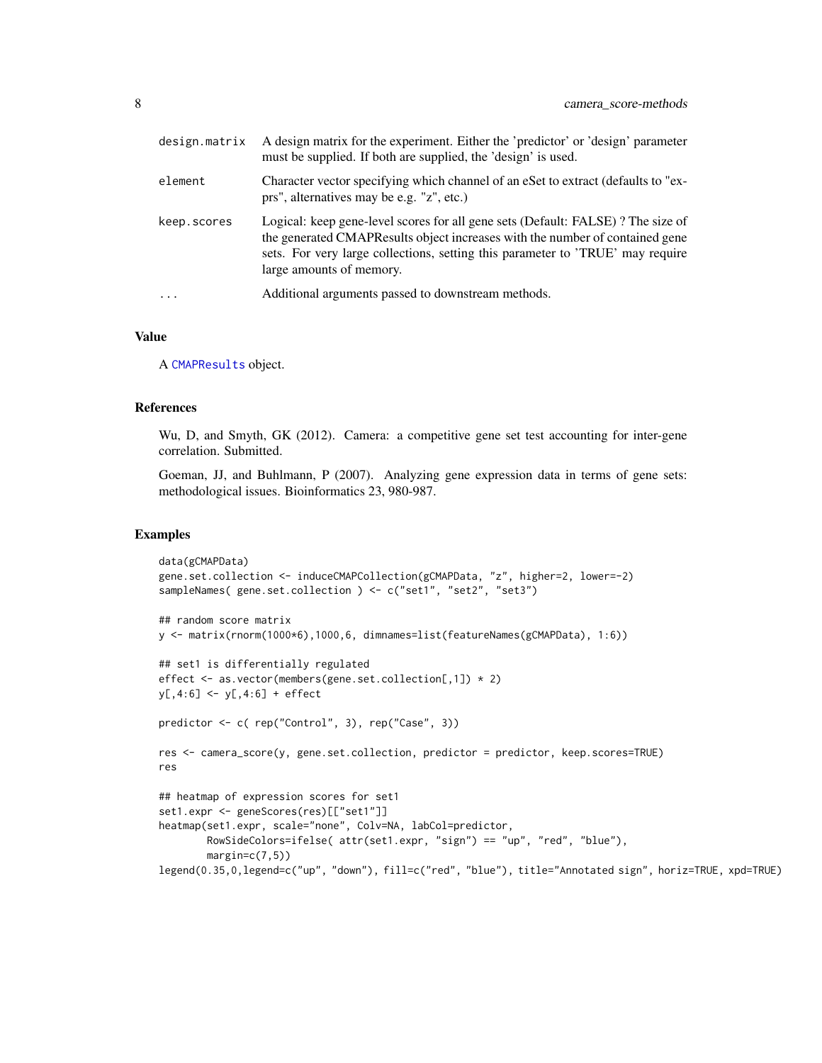| | |
|---|---|
| design.matrix | A design matrix for the experiment. Either the 'predictor' or 'design' parameter must be supplied. If both are supplied, the 'design' is used. |
| element | Character vector specifying which channel of an eSet to extract (defaults to "exprs", alternatives may be e.g. "z", etc.) |
| keep.scores | Logical: keep gene-level scores for all gene sets (Default: FALSE) ? The size of the generated CMAPResults object increases with the number of contained gene sets. For very large collections, setting this parameter to 'TRUE' may require large amounts of memory. |
| ... | Additional arguments passed to downstream methods. |

## Value

A CMAPResults object.

## References

Wu, D, and Smyth, GK (2012). Camera: a competitive gene set test accounting for inter-gene correlation. Submitted.

Goeman, JJ, and Buhlmann, P (2007). Analyzing gene expression data in terms of gene sets: methodological issues. Bioinformatics 23, 980-987.

## Examples

```
data(gCMAPData)
gene.set.collection <- induceCMAPCollection(gCMAPData, "z", higher=2, lower=-2)
sampleNames( gene.set.collection ) <- c("set1", "set2", "set3")

## random score matrix
y <- matrix(rnorm(1000*6),1000,6, dimnames=list(featureNames(gCMAPData), 1:6))

## set1 is differentially regulated
effect <- as.vector(members(gene.set.collection[,1]) * 2)
y[,4:6] <- y[,4:6] + effect

predictor <- c( rep("Control", 3), rep("Case", 3))

res <- camera_score(y, gene.set.collection, predictor = predictor, keep.scores=TRUE)
res

## heatmap of expression scores for set1
set1.expr <- geneScores(res)[["set1"]]
heatmap(set1.expr, scale="none", Colv=NA, labCol=predictor,
        RowSideColors=ifelse( attr(set1.expr, "sign") == "up", "red", "blue"),
        margin=c(7,5))
legend(0.35,0,legend=c("up", "down"), fill=c("red", "blue"), title="Annotated sign", horiz=TRUE, xpd=TRUE)
```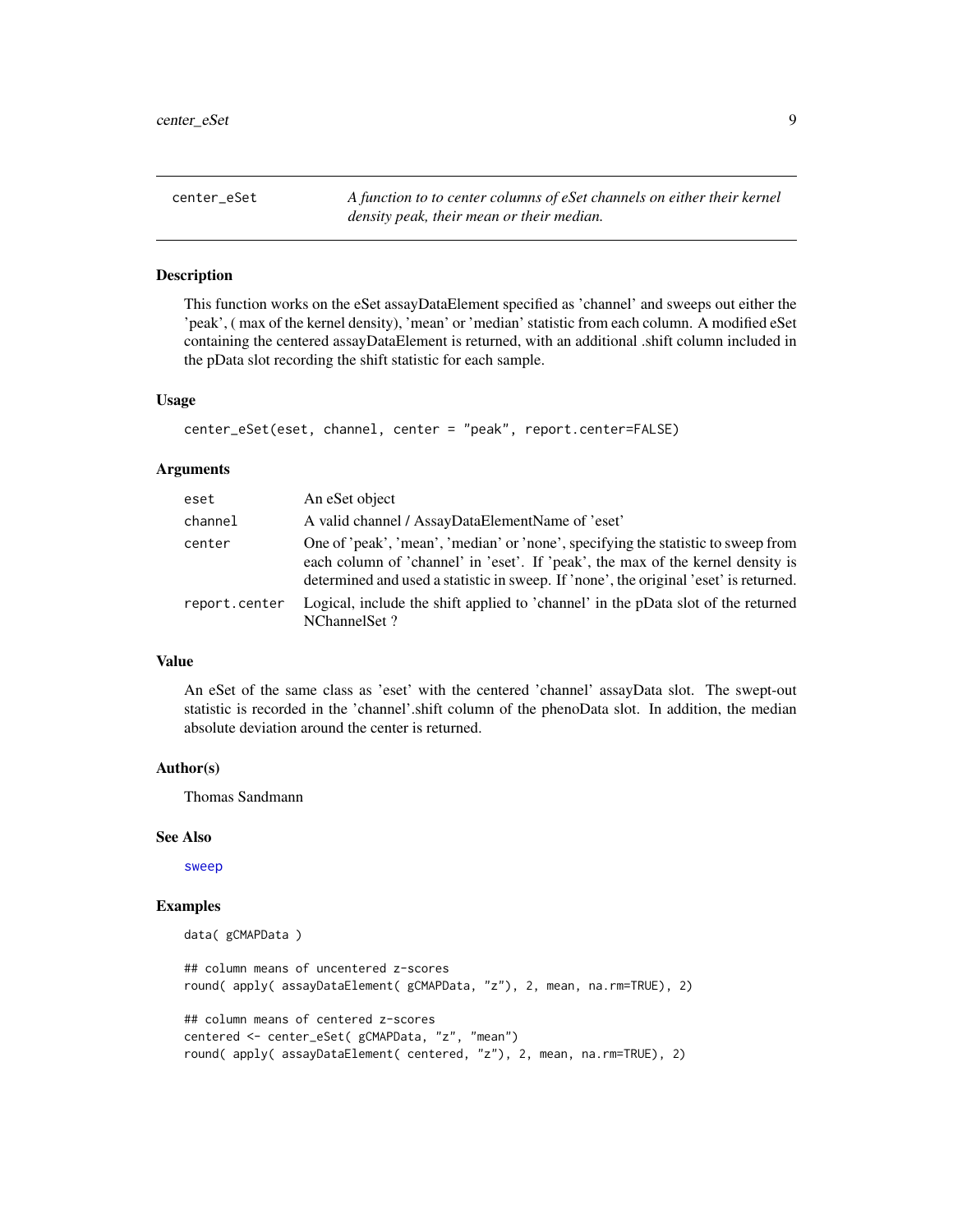# center_eSet

*A function to to center columns of eSet channels on either their kernel density peak, their mean or their median.*

## Description

This function works on the eSet assayDataElement specified as 'channel' and sweeps out either the 'peak', ( max of the kernel density), 'mean' or 'median' statistic from each column. A modified eSet containing the centered assayDataElement is returned, with an additional .shift column included in the pData slot recording the shift statistic for each sample.

## Usage

```
center_eSet(eset, channel, center = "peak", report.center=FALSE)
```

## Arguments

| | |
|---|---|
| eset | An eSet object |
| channel | A valid channel / AssayDataElementName of 'eset' |
| center | One of 'peak', 'mean', 'median' or 'none', specifying the statistic to sweep from each column of 'channel' in 'eset'. If 'peak', the max of the kernel density is determined and used a statistic in sweep. If 'none', the original 'eset' is returned. |
| report.center | Logical, include the shift applied to 'channel' in the pData slot of the returned NChannelSet ? |

## Value

An eSet of the same class as 'eset' with the centered 'channel' assayData slot. The swept-out statistic is recorded in the 'channel'.shift column of the phenoData slot. In addition, the median absolute deviation around the center is returned.

## Author(s)

Thomas Sandmann

## See Also

sweep

## Examples

```
data( gCMAPData )

## column means of uncentered z-scores
round( apply( assayDataElement( gCMAPData, "z"), 2, mean, na.rm=TRUE), 2)

## column means of centered z-scores
centered <- center_eSet( gCMAPData, "z", "mean")
round( apply( assayDataElement( centered, "z"), 2, mean, na.rm=TRUE), 2)
```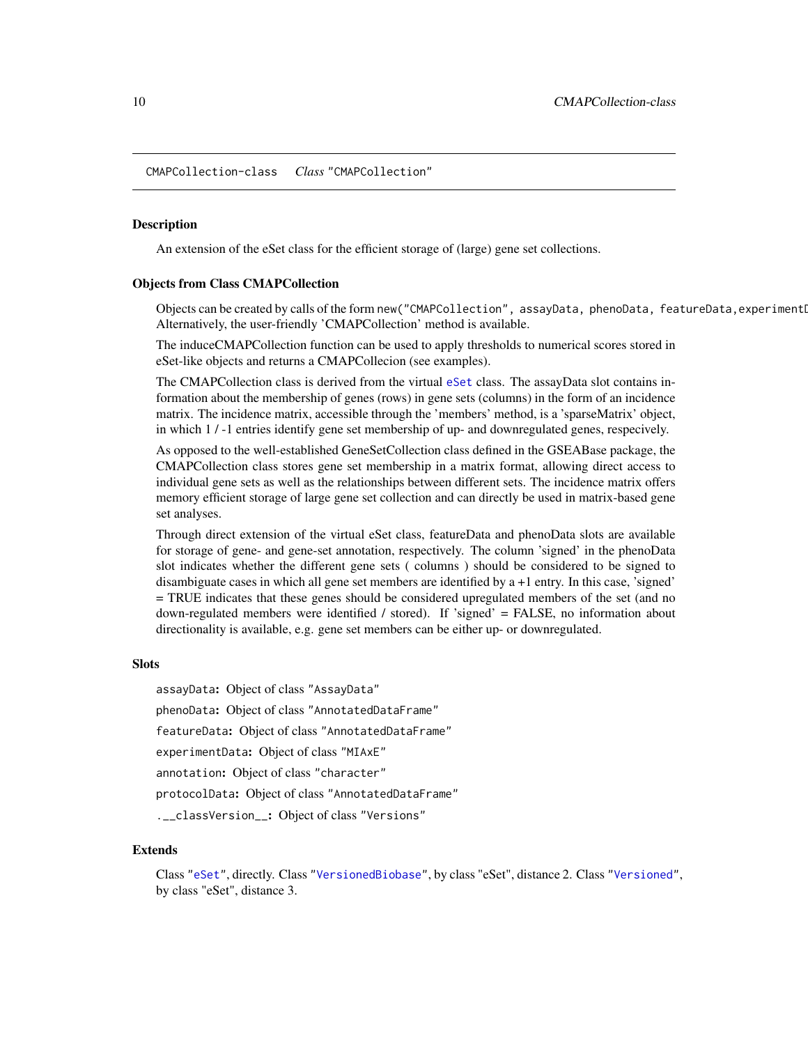CMAPCollection-class    *Class* "CMAPCollection"

## Description

An extension of the eSet class for the efficient storage of (large) gene set collections.

## Objects from Class CMAPCollection

Objects can be created by calls of the form `new("CMAPCollection", assayData, phenoData, featureData,experimentD` Alternatively, the user-friendly 'CMAPCollection' method is available.

The induceCMAPCollection function can be used to apply thresholds to numerical scores stored in eSet-like objects and returns a CMAPCollecion (see examples).

The CMAPCollection class is derived from the virtual eSet class. The assayData slot contains information about the membership of genes (rows) in gene sets (columns) in the form of an incidence matrix. The incidence matrix, accessible through the 'members' method, is a 'sparseMatrix' object, in which 1 / -1 entries identify gene set membership of up- and downregulated genes, respecively.

As opposed to the well-established GeneSetCollection class defined in the GSEABase package, the CMAPCollection class stores gene set membership in a matrix format, allowing direct access to individual gene sets as well as the relationships between different sets. The incidence matrix offers memory efficient storage of large gene set collection and can directly be used in matrix-based gene set analyses.

Through direct extension of the virtual eSet class, featureData and phenoData slots are available for storage of gene- and gene-set annotation, respectively. The column 'signed' in the phenoData slot indicates whether the different gene sets ( columns ) should be considered to be signed to disambiguate cases in which all gene set members are identified by a +1 entry. In this case, 'signed' = TRUE indicates that these genes should be considered upregulated members of the set (and no down-regulated members were identified / stored). If 'signed' = FALSE, no information about directionality is available, e.g. gene set members can be either up- or downregulated.

## Slots

**`assayData`:** Object of class "AssayData"

**`phenoData`:** Object of class "AnnotatedDataFrame"

**`featureData`:** Object of class "AnnotatedDataFrame"

**`experimentData`:** Object of class "MIAxE"

**`annotation`:** Object of class "character"

**`protocolData`:** Object of class "AnnotatedDataFrame"

**`.__classVersion__`:** Object of class "Versions"

## Extends

Class "eSet", directly. Class "VersionedBiobase", by class "eSet", distance 2. Class "Versioned", by class "eSet", distance 3.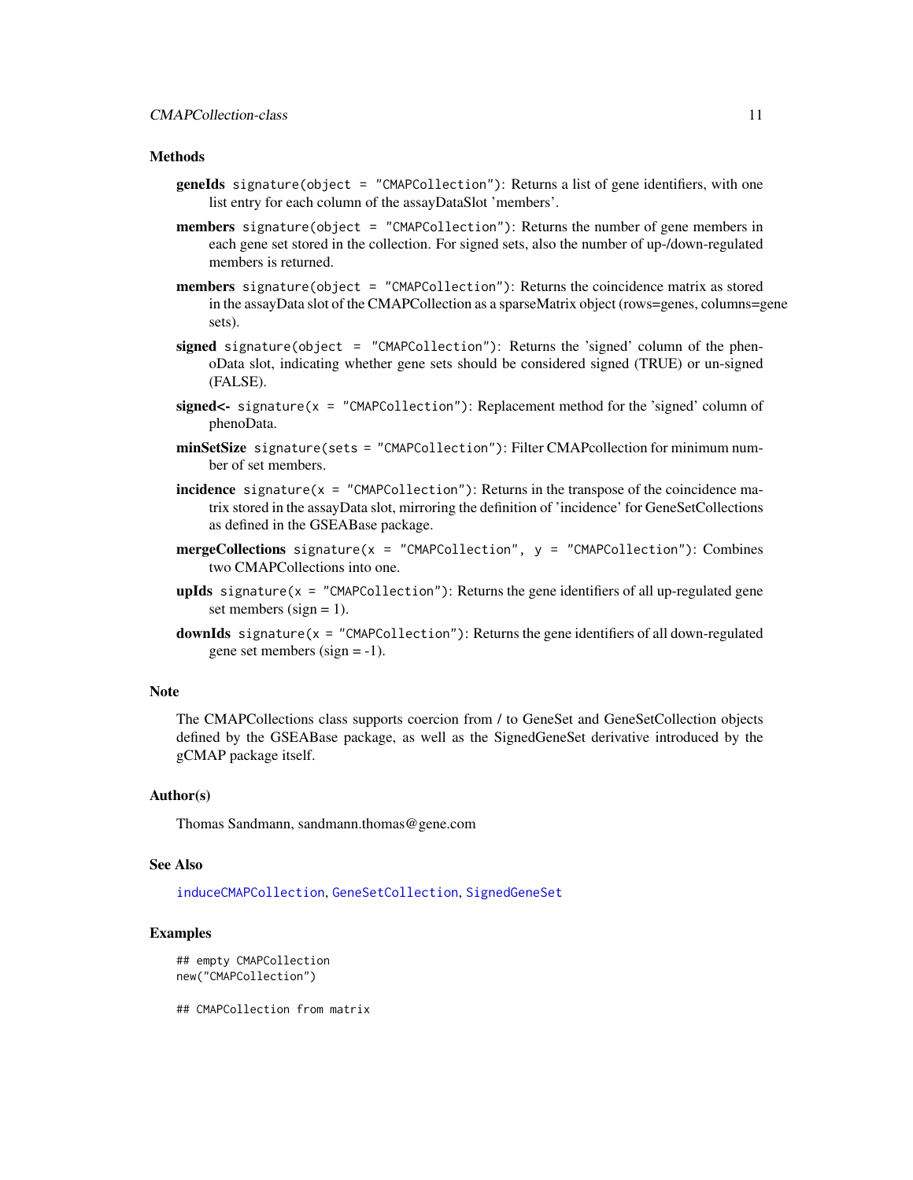## Methods

**geneIds** `signature(object = "CMAPCollection")`: Returns a list of gene identifiers, with one list entry for each column of the assayDataSlot 'members'.

**members** `signature(object = "CMAPCollection")`: Returns the number of gene members in each gene set stored in the collection. For signed sets, also the number of up-/down-regulated members is returned.

**members** `signature(object = "CMAPCollection")`: Returns the coincidence matrix as stored in the assayData slot of the CMAPCollection as a sparseMatrix object (rows=genes, columns=gene sets).

**signed** `signature(object = "CMAPCollection")`: Returns the 'signed' column of the phenoData slot, indicating whether gene sets should be considered signed (TRUE) or un-signed (FALSE).

**signed<-** `signature(x = "CMAPCollection")`: Replacement method for the 'signed' column of phenoData.

**minSetSize** `signature(sets = "CMAPCollection")`: Filter CMAPcollection for minimum number of set members.

**incidence** `signature(x = "CMAPCollection")`: Returns in the transpose of the coincidence matrix stored in the assayData slot, mirroring the definition of 'incidence' for GeneSetCollections as defined in the GSEABase package.

**mergeCollections** `signature(x = "CMAPCollection", y = "CMAPCollection")`: Combines two CMAPCollections into one.

**upIds** `signature(x = "CMAPCollection")`: Returns the gene identifiers of all up-regulated gene set members (sign = 1).

**downIds** `signature(x = "CMAPCollection")`: Returns the gene identifiers of all down-regulated gene set members (sign = -1).

## Note

The CMAPCollections class supports coercion from / to GeneSet and GeneSetCollection objects defined by the GSEABase package, as well as the SignedGeneSet derivative introduced by the gCMAP package itself.

## Author(s)

Thomas Sandmann, sandmann.thomas@gene.com

## See Also

induceCMAPCollection, GeneSetCollection, SignedGeneSet

## Examples

```
## empty CMAPCollection
new("CMAPCollection")

## CMAPCollection from matrix
```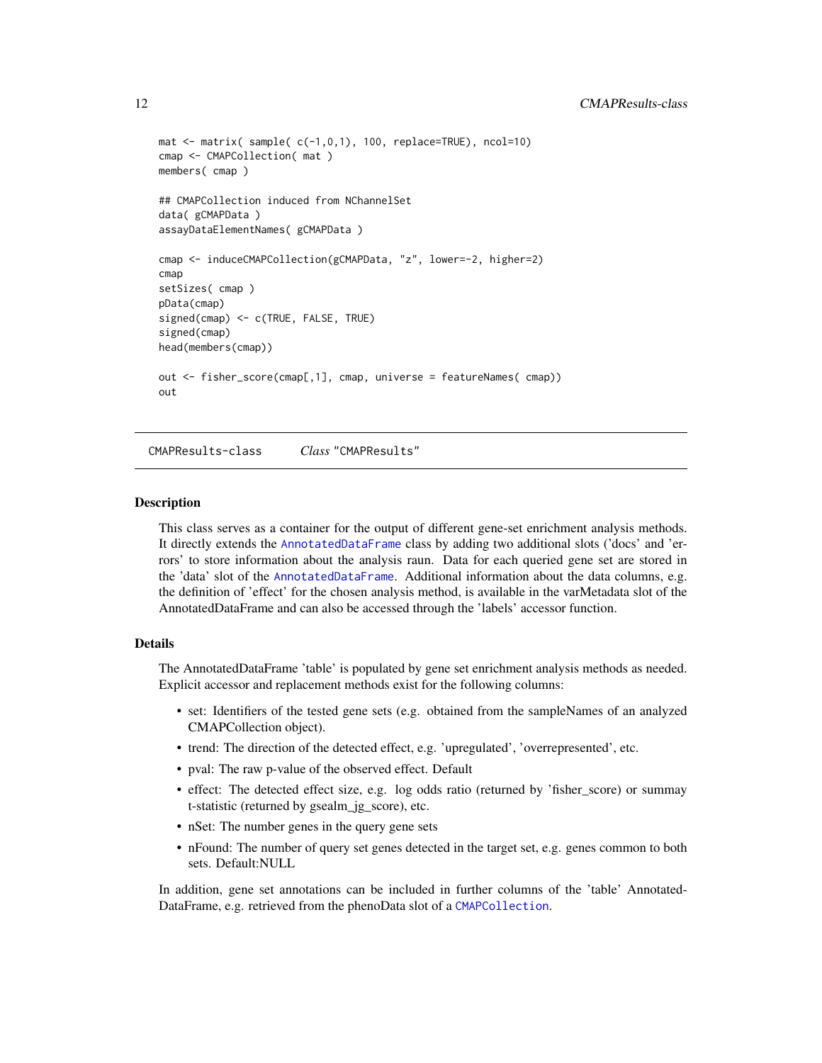```
mat <- matrix( sample( c(-1,0,1), 100, replace=TRUE), ncol=10)
cmap <- CMAPCollection( mat )
members( cmap )

## CMAPCollection induced from NChannelSet
data( gCMAPData )
assayDataElementNames( gCMAPData )

cmap <- induceCMAPCollection(gCMAPData, "z", lower=-2, higher=2)
cmap
setSizes( cmap )
pData(cmap)
signed(cmap) <- c(TRUE, FALSE, TRUE)
signed(cmap)
head(members(cmap))

out <- fisher_score(cmap[,1], cmap, universe = featureNames( cmap))
out
```

---

## CMAPResults-class &nbsp;&nbsp;&nbsp; *Class* "CMAPResults"

---

### Description

This class serves as a container for the output of different gene-set enrichment analysis methods. It directly extends the AnnotatedDataFrame class by adding two additional slots ('docs' and 'errors' to store information about the analysis raun. Data for each queried gene set are stored in the 'data' slot of the AnnotatedDataFrame. Additional information about the data columns, e.g. the definition of 'effect' for the chosen analysis method, is available in the varMetadata slot of the AnnotatedDataFrame and can also be accessed through the 'labels' accessor function.

### Details

The AnnotatedDataFrame 'table' is populated by gene set enrichment analysis methods as needed. Explicit accessor and replacement methods exist for the following columns:

- set: Identifiers of the tested gene sets (e.g. obtained from the sampleNames of an analyzed CMAPCollection object).
- trend: The direction of the detected effect, e.g. 'upregulated', 'overrepresented', etc.
- pval: The raw p-value of the observed effect. Default
- effect: The detected effect size, e.g. log odds ratio (returned by 'fisher_score) or summay t-statistic (returned by gsealm_jg_score), etc.
- nSet: The number genes in the query gene sets
- nFound: The number of query set genes detected in the target set, e.g. genes common to both sets. Default:NULL

In addition, gene set annotations can be included in further columns of the 'table' AnnotatedDataFrame, e.g. retrieved from the phenoData slot of a CMAPCollection.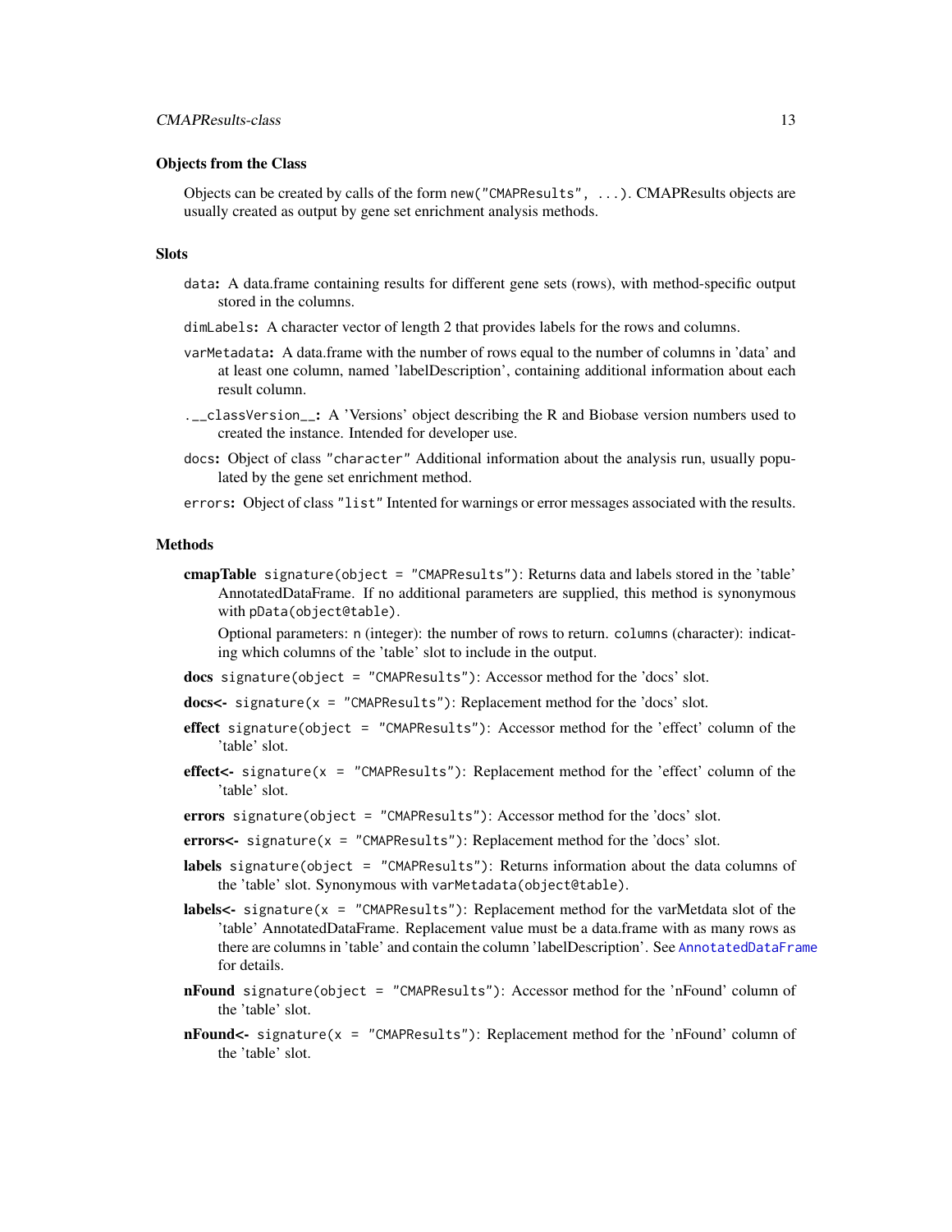### Objects from the Class

Objects can be created by calls of the form `new("CMAPResults", ...)`. CMAPResults objects are usually created as output by gene set enrichment analysis methods.

### Slots

`data`: A data.frame containing results for different gene sets (rows), with method-specific output stored in the columns.

`dimLabels`: A character vector of length 2 that provides labels for the rows and columns.

`varMetadata`: A data.frame with the number of rows equal to the number of columns in 'data' and at least one column, named 'labelDescription', containing additional information about each result column.

`.__classVersion__`: A 'Versions' object describing the R and Biobase version numbers used to created the instance. Intended for developer use.

`docs`: Object of class `"character"` Additional information about the analysis run, usually populated by the gene set enrichment method.

`errors`: Object of class `"list"` Intented for warnings or error messages associated with the results.

### Methods

**cmapTable** `signature(object = "CMAPResults")`: Returns data and labels stored in the 'table' AnnotatedDataFrame. If no additional parameters are supplied, this method is synonymous with `pData(object@table)`.

Optional parameters: `n` (integer): the number of rows to return. `columns` (character): indicating which columns of the 'table' slot to include in the output.

**docs** `signature(object = "CMAPResults")`: Accessor method for the 'docs' slot.

**docs<-** `signature(x = "CMAPResults")`: Replacement method for the 'docs' slot.

**effect** `signature(object = "CMAPResults")`: Accessor method for the 'effect' column of the 'table' slot.

**effect<-** `signature(x = "CMAPResults")`: Replacement method for the 'effect' column of the 'table' slot.

**errors** `signature(object = "CMAPResults")`: Accessor method for the 'docs' slot.

**errors<-** `signature(x = "CMAPResults")`: Replacement method for the 'docs' slot.

**labels** `signature(object = "CMAPResults")`: Returns information about the data columns of the 'table' slot. Synonymous with `varMetadata(object@table)`.

**labels<-** `signature(x = "CMAPResults")`: Replacement method for the varMetdata slot of the 'table' AnnotatedDataFrame. Replacement value must be a data.frame with as many rows as there are columns in 'table' and contain the column 'labelDescription'. See `AnnotatedDataFrame` for details.

**nFound** `signature(object = "CMAPResults")`: Accessor method for the 'nFound' column of the 'table' slot.

**nFound<-** `signature(x = "CMAPResults")`: Replacement method for the 'nFound' column of the 'table' slot.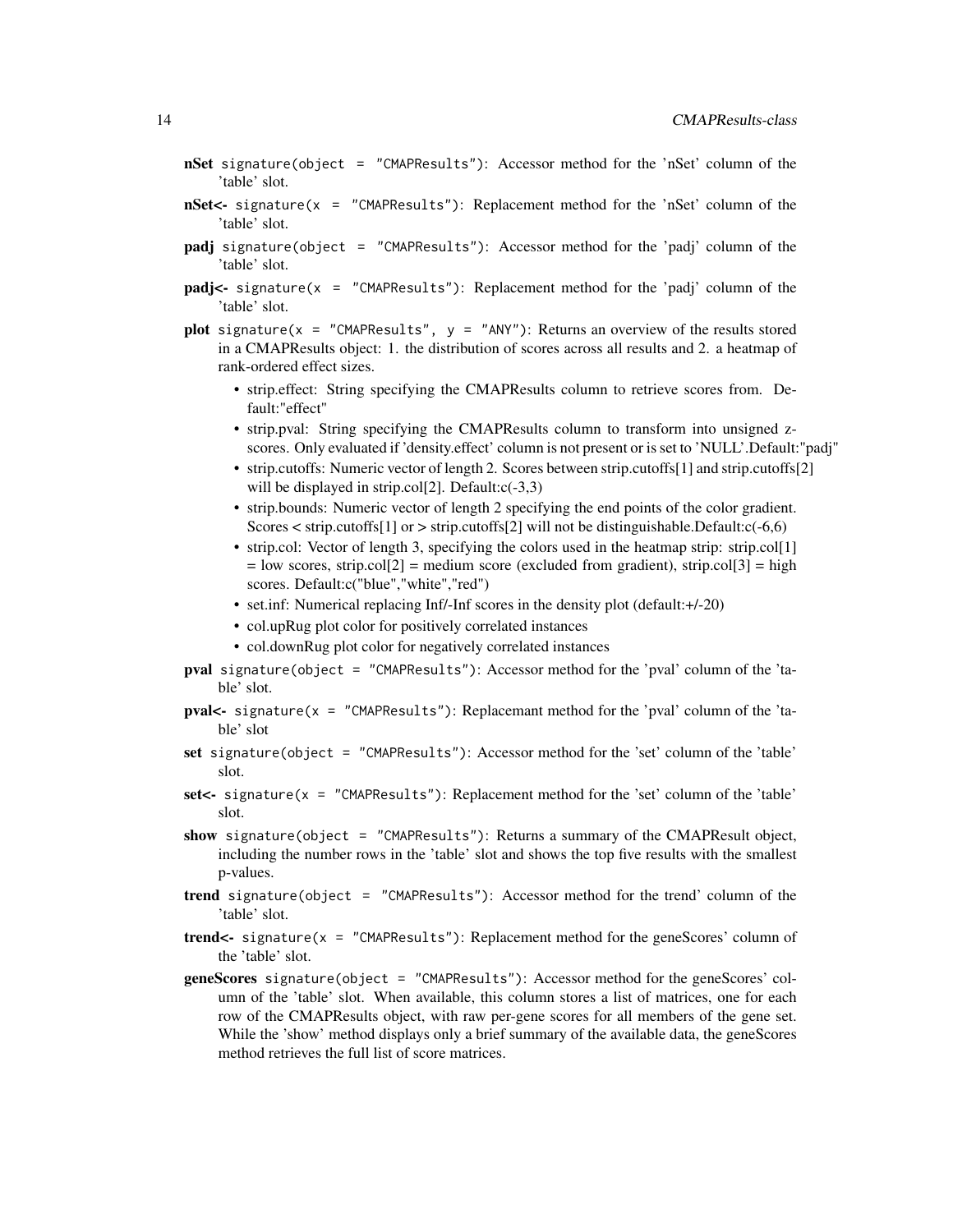**nSet** `signature(object = "CMAPResults")`: Accessor method for the 'nSet' column of the 'table' slot.

**nSet<-** `signature(x = "CMAPResults")`: Replacement method for the 'nSet' column of the 'table' slot.

**padj** `signature(object = "CMAPResults")`: Accessor method for the 'padj' column of the 'table' slot.

**padj<-** `signature(x = "CMAPResults")`: Replacement method for the 'padj' column of the 'table' slot.

**plot** `signature(x = "CMAPResults", y = "ANY")`: Returns an overview of the results stored in a CMAPResults object: 1. the distribution of scores across all results and 2. a heatmap of rank-ordered effect sizes.

- strip.effect: String specifying the CMAPResults column to retrieve scores from. Default:"effect"
- strip.pval: String specifying the CMAPResults column to transform into unsigned z-scores. Only evaluated if 'density.effect' column is not present or is set to 'NULL'.Default:"padj"
- strip.cutoffs: Numeric vector of length 2. Scores between strip.cutoffs[1] and strip.cutoffs[2] will be displayed in strip.col[2]. Default:c(-3,3)
- strip.bounds: Numeric vector of length 2 specifying the end points of the color gradient. Scores < strip.cutoffs[1] or > strip.cutoffs[2] will not be distinguishable.Default:c(-6,6)
- strip.col: Vector of length 3, specifying the colors used in the heatmap strip: strip.col[1] = low scores, strip.col[2] = medium score (excluded from gradient), strip.col[3] = high scores. Default:c("blue","white","red")
- set.inf: Numerical replacing Inf/-Inf scores in the density plot (default:+/-20)
- col.upRug plot color for positively correlated instances
- col.downRug plot color for negatively correlated instances

**pval** `signature(object = "CMAPResults")`: Accessor method for the 'pval' column of the 'table' slot.

**pval<-** `signature(x = "CMAPResults")`: Replacemant method for the 'pval' column of the 'table' slot

**set** `signature(object = "CMAPResults")`: Accessor method for the 'set' column of the 'table' slot.

**set<-** `signature(x = "CMAPResults")`: Replacement method for the 'set' column of the 'table' slot.

**show** `signature(object = "CMAPResults")`: Returns a summary of the CMAPResult object, including the number rows in the 'table' slot and shows the top five results with the smallest p-values.

**trend** `signature(object = "CMAPResults")`: Accessor method for the trend' column of the 'table' slot.

**trend<-** `signature(x = "CMAPResults")`: Replacement method for the geneScores' column of the 'table' slot.

**geneScores** `signature(object = "CMAPResults")`: Accessor method for the geneScores' column of the 'table' slot. When available, this column stores a list of matrices, one for each row of the CMAPResults object, with raw per-gene scores for all members of the gene set. While the 'show' method displays only a brief summary of the available data, the geneScores method retrieves the full list of score matrices.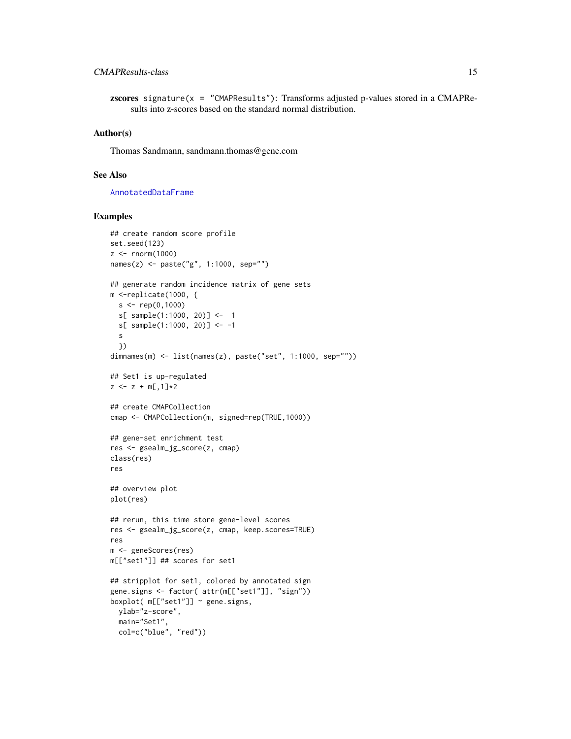**zscores** `signature(x = "CMAPResults")`: Transforms adjusted p-values stored in a CMAPResults into z-scores based on the standard normal distribution.

### Author(s)

Thomas Sandmann, sandmann.thomas@gene.com

### See Also

AnnotatedDataFrame

### Examples

```
## create random score profile
set.seed(123)
z <- rnorm(1000)
names(z) <- paste("g", 1:1000, sep="")

## generate random incidence matrix of gene sets
m <-replicate(1000, {
  s <- rep(0,1000)
  s[ sample(1:1000, 20)] <-  1
  s[ sample(1:1000, 20)] <- -1
  s
  })
dimnames(m) <- list(names(z), paste("set", 1:1000, sep=""))

## Set1 is up-regulated
z <- z + m[,1]*2

## create CMAPCollection
cmap <- CMAPCollection(m, signed=rep(TRUE,1000))

## gene-set enrichment test
res <- gsealm_jg_score(z, cmap)
class(res)
res

## overview plot
plot(res)

## rerun, this time store gene-level scores
res <- gsealm_jg_score(z, cmap, keep.scores=TRUE)
res
m <- geneScores(res)
m[["set1"]] ## scores for set1

## stripplot for set1, colored by annotated sign
gene.signs <- factor( attr(m[["set1"]], "sign"))
boxplot( m[["set1"]] ~ gene.signs,
  ylab="z-score",
  main="Set1",
  col=c("blue", "red"))
```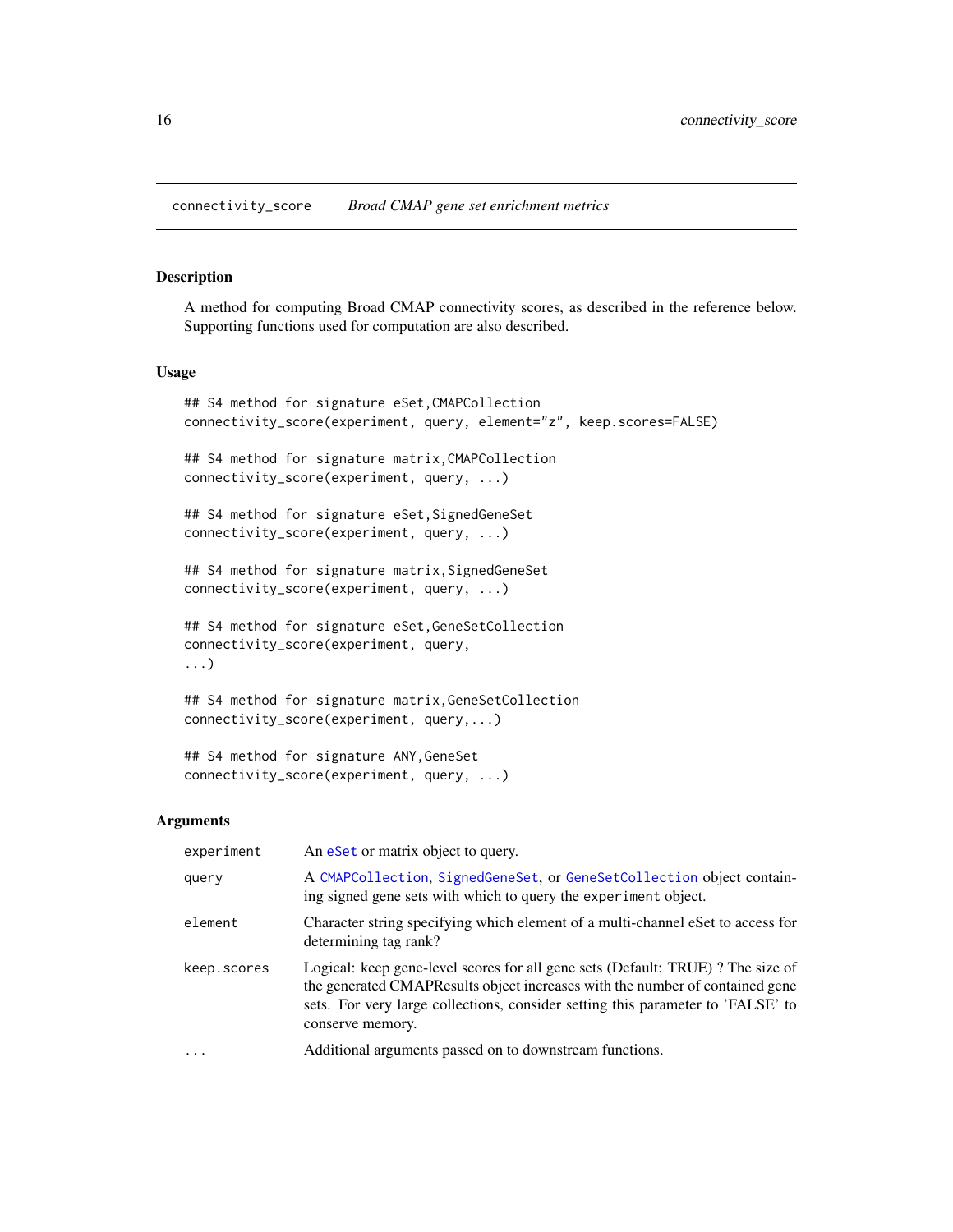# connectivity_score *Broad CMAP gene set enrichment metrics*

## Description

A method for computing Broad CMAP connectivity scores, as described in the reference below. Supporting functions used for computation are also described.

## Usage

```
## S4 method for signature eSet,CMAPCollection
connectivity_score(experiment, query, element="z", keep.scores=FALSE)

## S4 method for signature matrix,CMAPCollection
connectivity_score(experiment, query, ...)

## S4 method for signature eSet,SignedGeneSet
connectivity_score(experiment, query, ...)

## S4 method for signature matrix,SignedGeneSet
connectivity_score(experiment, query, ...)

## S4 method for signature eSet,GeneSetCollection
connectivity_score(experiment, query,
...)

## S4 method for signature matrix,GeneSetCollection
connectivity_score(experiment, query,...)

## S4 method for signature ANY,GeneSet
connectivity_score(experiment, query, ...)
```

## Arguments

| | |
|---|---|
| `experiment` | An `eSet` or matrix object to query. |
| `query` | A `CMAPCollection`, `SignedGeneSet`, or `GeneSetCollection` object containing signed gene sets with which to query the `experiment` object. |
| `element` | Character string specifying which element of a multi-channel eSet to access for determining tag rank? |
| `keep.scores` | Logical: keep gene-level scores for all gene sets (Default: TRUE) ? The size of the generated CMAPResults object increases with the number of contained gene sets. For very large collections, consider setting this parameter to 'FALSE' to conserve memory. |
| `...` | Additional arguments passed on to downstream functions. |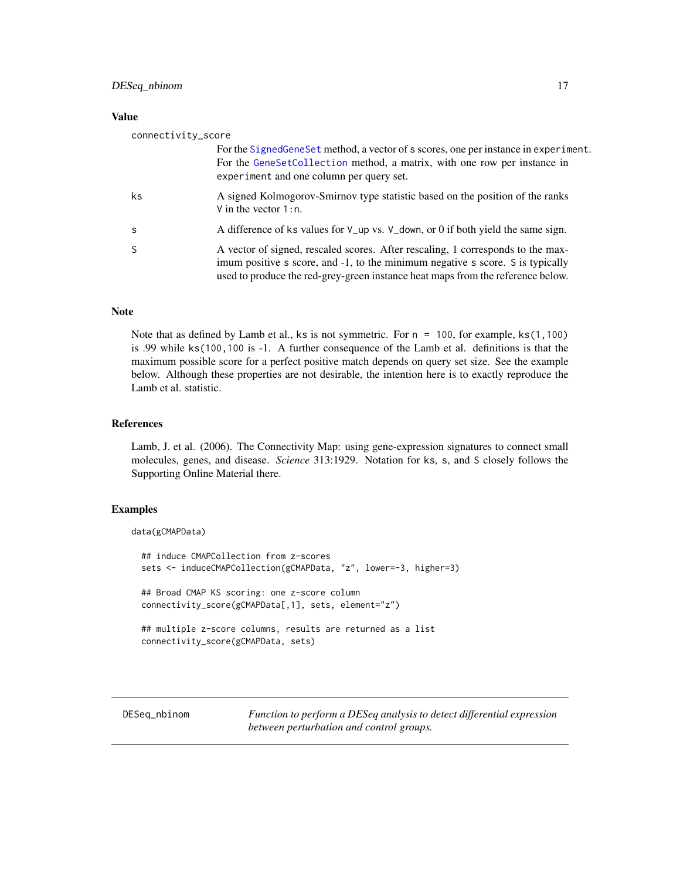## Value

`connectivity_score`
: For the `SignedGeneSet` method, a vector of s scores, one per instance in `experiment`. For the `GeneSetCollection` method, a matrix, with one row per instance in `experiment` and one column per query set.

`ks`
: A signed Kolmogorov-Smirnov type statistic based on the position of the ranks `V` in the vector `1:n`.

`s`
: A difference of `ks` values for `V_up` vs. `V_down`, or 0 if both yield the same sign.

`S`
: A vector of signed, rescaled scores. After rescaling, 1 corresponds to the maximum positive `s` score, and -1, to the minimum negative `s` score. `S` is typically used to produce the red-grey-green instance heat maps from the reference below.

## Note

Note that as defined by Lamb et al., `ks` is not symmetric. For `n = 100`, for example, `ks(1,100)` is .99 while `ks(100,100` is -1. A further consequence of the Lamb et al. definitions is that the maximum possible score for a perfect positive match depends on query set size. See the example below. Although these properties are not desirable, the intention here is to exactly reproduce the Lamb et al. statistic.

## References

Lamb, J. et al. (2006). The Connectivity Map: using gene-expression signatures to connect small molecules, genes, and disease. *Science* 313:1929. Notation for `ks`, `s`, and `S` closely follows the Supporting Online Material there.

## Examples

```
data(gCMAPData)

  ## induce CMAPCollection from z-scores
  sets <- induceCMAPCollection(gCMAPData, "z", lower=-3, higher=3)

  ## Broad CMAP KS scoring: one z-score column
  connectivity_score(gCMAPData[,1], sets, element="z")

  ## multiple z-score columns, results are returned as a list
  connectivity_score(gCMAPData, sets)
```

---

`DESeq_nbinom` *Function to perform a DESeq analysis to detect differential expression between perturbation and control groups.*

---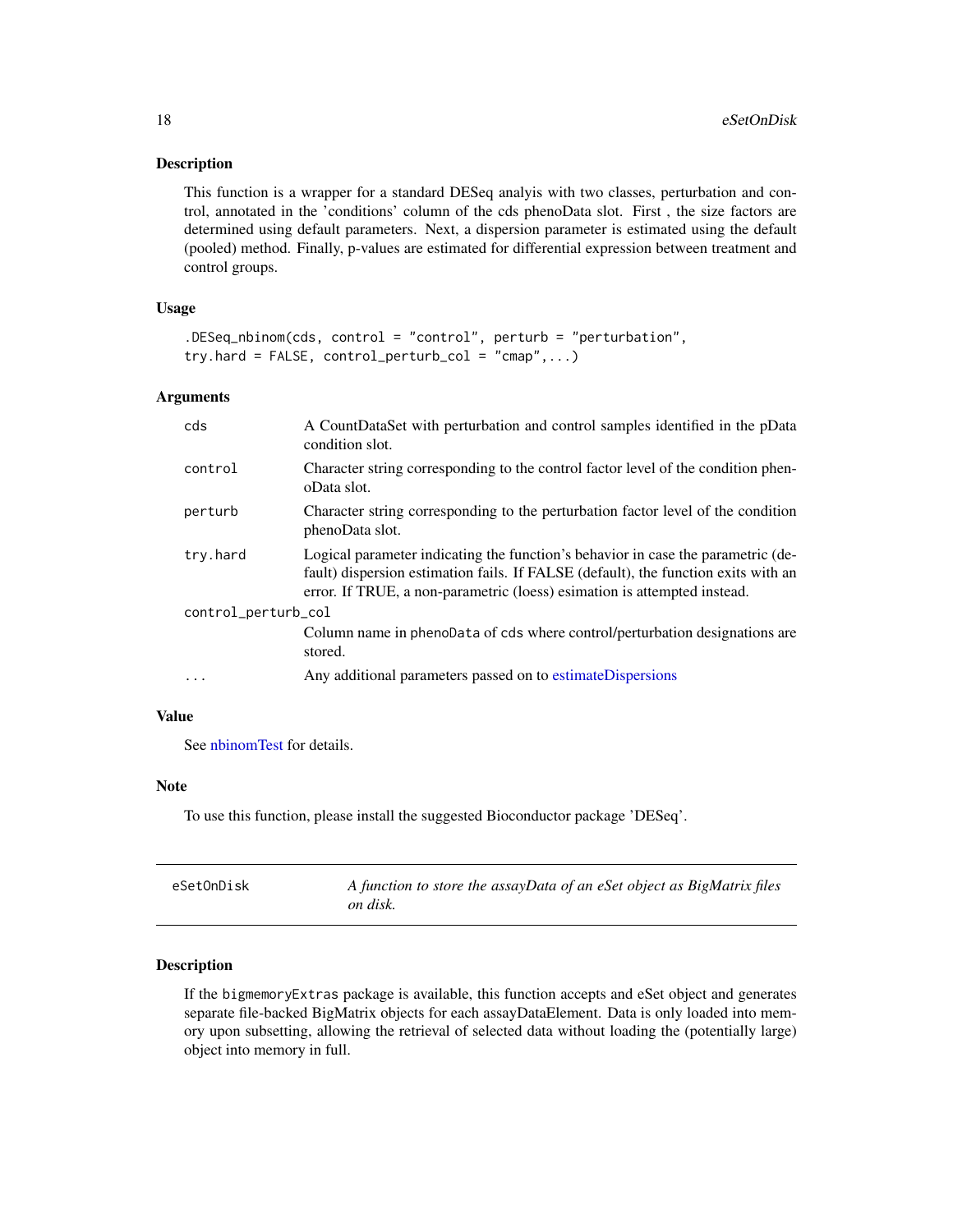## Description

This function is a wrapper for a standard DESeq analyis with two classes, perturbation and control, annotated in the 'conditions' column of the cds phenoData slot. First , the size factors are determined using default parameters. Next, a dispersion parameter is estimated using the default (pooled) method. Finally, p-values are estimated for differential expression between treatment and control groups.

## Usage

```
.DESeq_nbinom(cds, control = "control", perturb = "perturbation",
try.hard = FALSE, control_perturb_col = "cmap",...)
```

## Arguments

| | |
|---|---|
| cds | A CountDataSet with perturbation and control samples identified in the pData condition slot. |
| control | Character string corresponding to the control factor level of the condition phenoData slot. |
| perturb | Character string corresponding to the perturbation factor level of the condition phenoData slot. |
| try.hard | Logical parameter indicating the function's behavior in case the parametric (default) dispersion estimation fails. If FALSE (default), the function exits with an error. If TRUE, a non-parametric (loess) esimation is attempted instead. |
| control_perturb_col | Column name in phenoData of cds where control/perturbation designations are stored. |
| ... | Any additional parameters passed on to estimateDispersions |

## Value

See nbinomTest for details.

## Note

To use this function, please install the suggested Bioconductor package 'DESeq'.

---

# eSetOnDisk — *A function to store the assayData of an eSet object as BigMatrix files on disk.*

## Description

If the bigmemoryExtras package is available, this function accepts and eSet object and generates separate file-backed BigMatrix objects for each assayDataElement. Data is only loaded into memory upon subsetting, allowing the retrieval of selected data without loading the (potentially large) object into memory in full.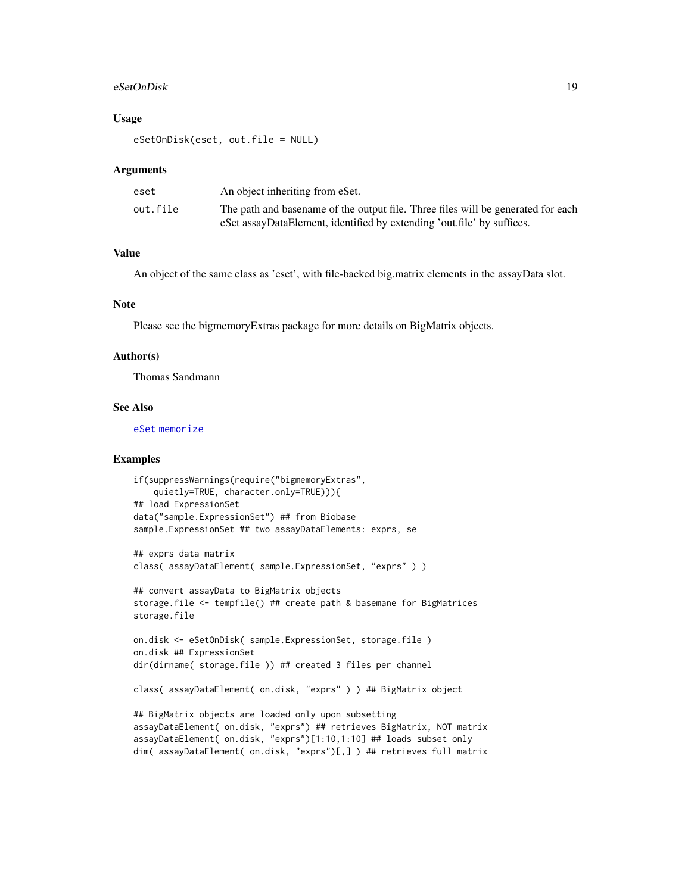## Usage

```
eSetOnDisk(eset, out.file = NULL)
```

## Arguments

| | |
|---|---|
| eset | An object inheriting from eSet. |
| out.file | The path and basename of the output file. Three files will be generated for each eSet assayDataElement, identified by extending 'out.file' by suffices. |

## Value

An object of the same class as 'eset', with file-backed big.matrix elements in the assayData slot.

## Note

Please see the bigmemoryExtras package for more details on BigMatrix objects.

## Author(s)

Thomas Sandmann

## See Also

eSet memorize

## Examples

```
if(suppressWarnings(require("bigmemoryExtras",
    quietly=TRUE, character.only=TRUE))){
## load ExpressionSet
data("sample.ExpressionSet") ## from Biobase
sample.ExpressionSet ## two assayDataElements: exprs, se

## exprs data matrix
class( assayDataElement( sample.ExpressionSet, "exprs" ) )

## convert assayData to BigMatrix objects
storage.file <- tempfile() ## create path & basemane for BigMatrices
storage.file

on.disk <- eSetOnDisk( sample.ExpressionSet, storage.file )
on.disk ## ExpressionSet
dir(dirname( storage.file )) ## created 3 files per channel

class( assayDataElement( on.disk, "exprs" ) ) ## BigMatrix object

## BigMatrix objects are loaded only upon subsetting
assayDataElement( on.disk, "exprs") ## retrieves BigMatrix, NOT matrix
assayDataElement( on.disk, "exprs")[1:10,1:10] ## loads subset only
dim( assayDataElement( on.disk, "exprs")[,] ) ## retrieves full matrix
```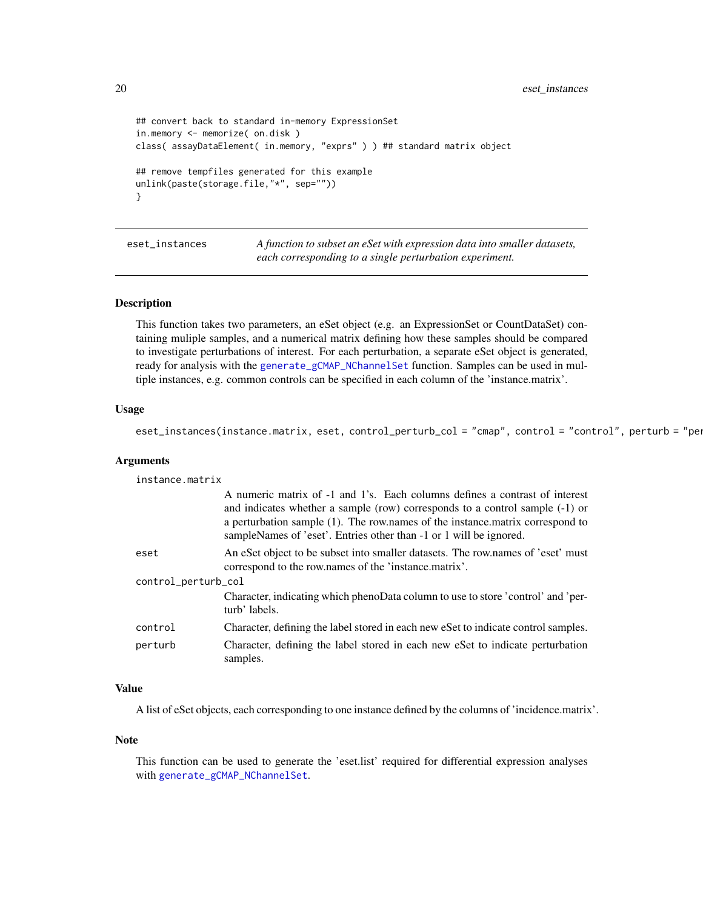```
## convert back to standard in-memory ExpressionSet
in.memory <- memorize( on.disk )
class( assayDataElement( in.memory, "exprs" ) ) ## standard matrix object

## remove tempfiles generated for this example
unlink(paste(storage.file,"*", sep=""))
}
```

---

## eset_instances — *A function to subset an eSet with expression data into smaller datasets, each corresponding to a single perturbation experiment.*

### Description

This function takes two parameters, an eSet object (e.g. an ExpressionSet or CountDataSet) containing muliple samples, and a numerical matrix defining how these samples should be compared to investigate perturbations of interest. For each perturbation, a separate eSet object is generated, ready for analysis with the `generate_gCMAP_NChannelSet` function. Samples can be used in multiple instances, e.g. common controls can be specified in each column of the 'instance.matrix'.

### Usage

```
eset_instances(instance.matrix, eset, control_perturb_col = "cmap", control = "control", perturb = "per
```

### Arguments

| | |
|---|---|
| `instance.matrix` | A numeric matrix of -1 and 1's. Each columns defines a contrast of interest and indicates whether a sample (row) corresponds to a control sample (-1) or a perturbation sample (1). The row.names of the instance.matrix correspond to sampleNames of 'eset'. Entries other than -1 or 1 will be ignored. |
| `eset` | An eSet object to be subset into smaller datasets. The row.names of 'eset' must correspond to the row.names of the 'instance.matrix'. |
| `control_perturb_col` | Character, indicating which phenoData column to use to store 'control' and 'perturb' labels. |
| `control` | Character, defining the label stored in each new eSet to indicate control samples. |
| `perturb` | Character, defining the label stored in each new eSet to indicate perturbation samples. |

### Value

A list of eSet objects, each corresponding to one instance defined by the columns of 'incidence.matrix'.

### Note

This function can be used to generate the 'eset.list' required for differential expression analyses with `generate_gCMAP_NChannelSet`.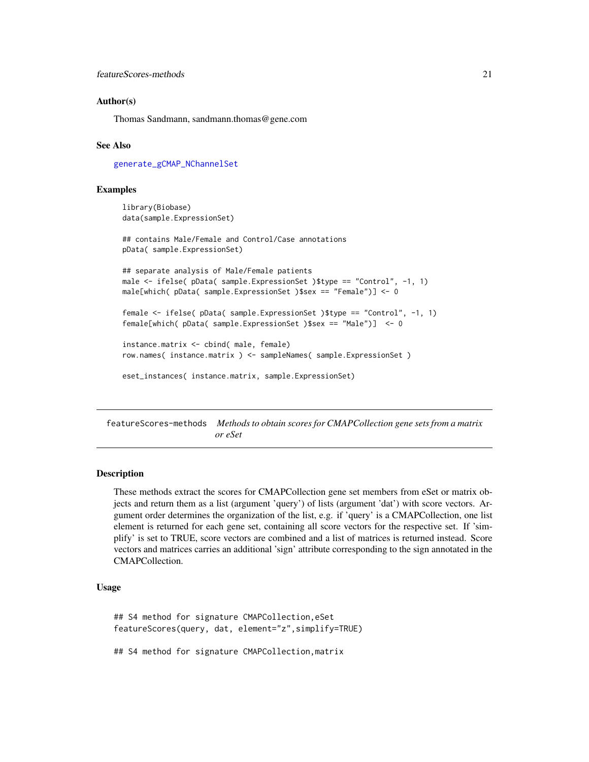### Author(s)

Thomas Sandmann, sandmann.thomas@gene.com

### See Also

generate_gCMAP_NChannelSet

### Examples

```
library(Biobase)
data(sample.ExpressionSet)

## contains Male/Female and Control/Case annotations
pData( sample.ExpressionSet)

## separate analysis of Male/Female patients
male <- ifelse( pData( sample.ExpressionSet )$type == "Control", -1, 1)
male[which( pData( sample.ExpressionSet )$sex == "Female")] <- 0

female <- ifelse( pData( sample.ExpressionSet )$type == "Control", -1, 1)
female[which( pData( sample.ExpressionSet )$sex == "Male")]  <- 0

instance.matrix <- cbind( male, female)
row.names( instance.matrix ) <- sampleNames( sample.ExpressionSet )

eset_instances( instance.matrix, sample.ExpressionSet)
```

---

## featureScores-methods *Methods to obtain scores for CMAPCollection gene sets from a matrix or eSet*

### Description

These methods extract the scores for CMAPCollection gene set members from eSet or matrix objects and return them as a list (argument 'query') of lists (argument 'dat') with score vectors. Argument order determines the organization of the list, e.g. if 'query' is a CMAPCollection, one list element is returned for each gene set, containing all score vectors for the respective set. If 'simplify' is set to TRUE, score vectors are combined and a list of matrices is returned instead. Score vectors and matrices carries an additional 'sign' attribute corresponding to the sign annotated in the CMAPCollection.

### Usage

```
## S4 method for signature CMAPCollection,eSet
featureScores(query, dat, element="z",simplify=TRUE)

## S4 method for signature CMAPCollection,matrix
```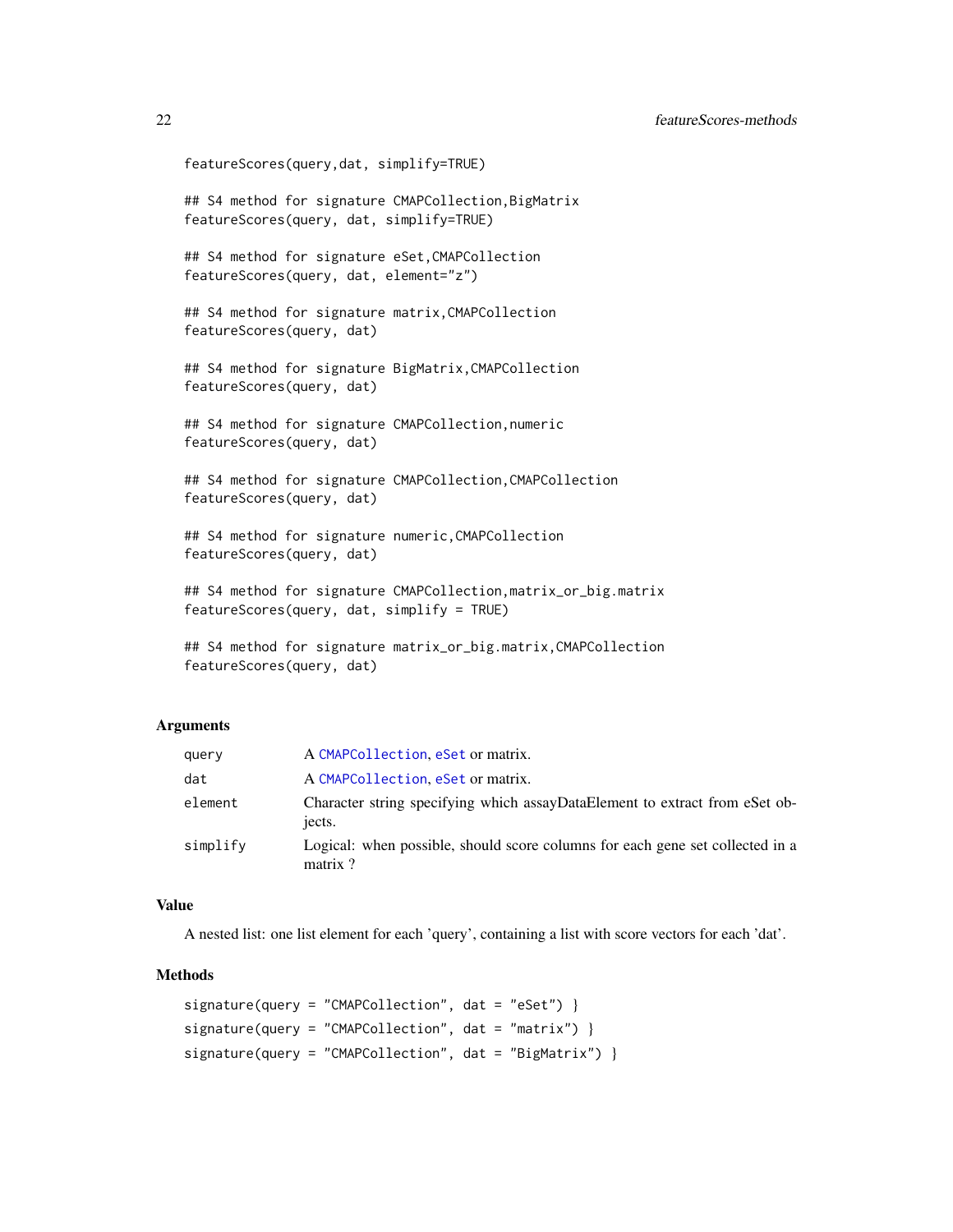```
featureScores(query,dat, simplify=TRUE)

## S4 method for signature CMAPCollection,BigMatrix
featureScores(query, dat, simplify=TRUE)

## S4 method for signature eSet,CMAPCollection
featureScores(query, dat, element="z")

## S4 method for signature matrix,CMAPCollection
featureScores(query, dat)

## S4 method for signature BigMatrix,CMAPCollection
featureScores(query, dat)

## S4 method for signature CMAPCollection,numeric
featureScores(query, dat)

## S4 method for signature CMAPCollection,CMAPCollection
featureScores(query, dat)

## S4 method for signature numeric,CMAPCollection
featureScores(query, dat)

## S4 method for signature CMAPCollection,matrix_or_big.matrix
featureScores(query, dat, simplify = TRUE)

## S4 method for signature matrix_or_big.matrix,CMAPCollection
featureScores(query, dat)
```

### Arguments

| | |
|---|---|
| query | A CMAPCollection, eSet or matrix. |
| dat | A CMAPCollection, eSet or matrix. |
| element | Character string specifying which assayDataElement to extract from eSet objects. |
| simplify | Logical: when possible, should score columns for each gene set collected in a matrix ? |

### Value

A nested list: one list element for each 'query', containing a list with score vectors for each 'dat'.

### Methods

```
signature(query = "CMAPCollection", dat = "eSet") }
signature(query = "CMAPCollection", dat = "matrix") }
signature(query = "CMAPCollection", dat = "BigMatrix") }
```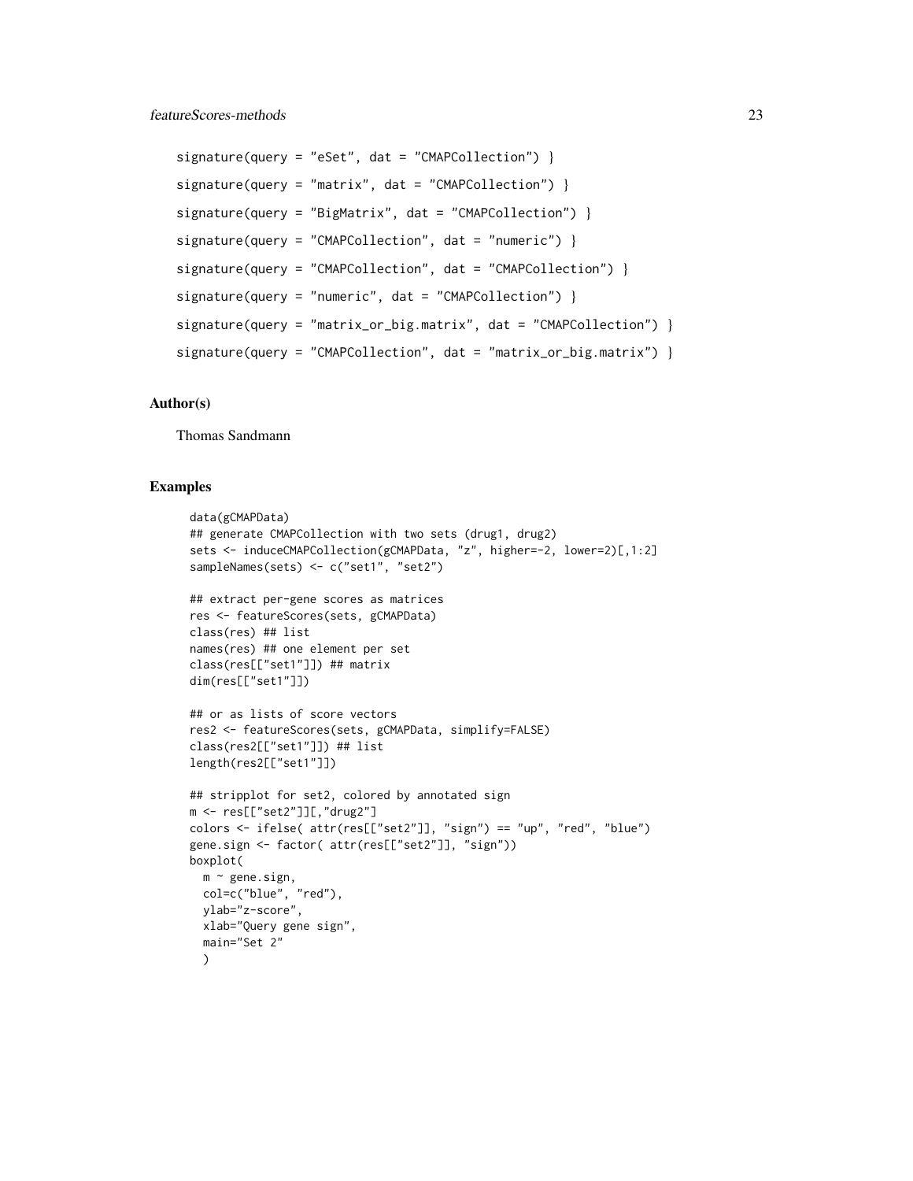```
signature(query = "eSet", dat = "CMAPCollection") }

signature(query = "matrix", dat = "CMAPCollection") }

signature(query = "BigMatrix", dat = "CMAPCollection") }

signature(query = "CMAPCollection", dat = "numeric") }

signature(query = "CMAPCollection", dat = "CMAPCollection") }

signature(query = "numeric", dat = "CMAPCollection") }

signature(query = "matrix_or_big.matrix", dat = "CMAPCollection") }

signature(query = "CMAPCollection", dat = "matrix_or_big.matrix") }
```

## Author(s)

Thomas Sandmann

## Examples

```
data(gCMAPData)
## generate CMAPCollection with two sets (drug1, drug2)
sets <- induceCMAPCollection(gCMAPData, "z", higher=-2, lower=2)[,1:2]
sampleNames(sets) <- c("set1", "set2")

## extract per-gene scores as matrices
res <- featureScores(sets, gCMAPData)
class(res) ## list
names(res) ## one element per set
class(res[["set1"]]) ## matrix
dim(res[["set1"]])

## or as lists of score vectors
res2 <- featureScores(sets, gCMAPData, simplify=FALSE)
class(res2[["set1"]]) ## list
length(res2[["set1"]])

## stripplot for set2, colored by annotated sign
m <- res[["set2"]][,"drug2"]
colors <- ifelse( attr(res[["set2"]], "sign") == "up", "red", "blue")
gene.sign <- factor( attr(res[["set2"]], "sign"))
boxplot(
  m ~ gene.sign,
  col=c("blue", "red"),
  ylab="z-score",
  xlab="Query gene sign",
  main="Set 2"
  )
```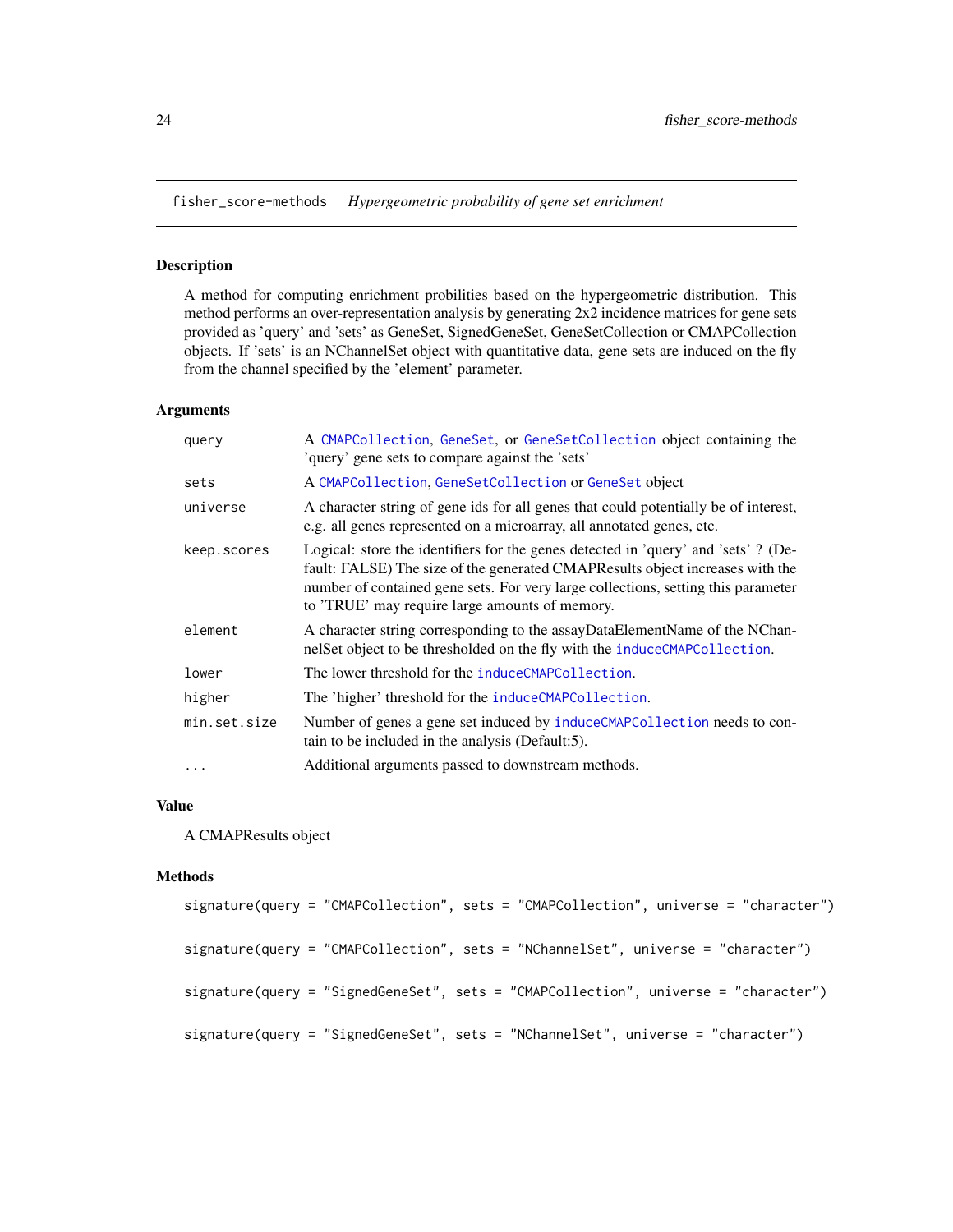fisher_score-methods    *Hypergeometric probability of gene set enrichment*

## Description

A method for computing enrichment probilities based on the hypergeometric distribution. This method performs an over-representation analysis by generating 2x2 incidence matrices for gene sets provided as 'query' and 'sets' as GeneSet, SignedGeneSet, GeneSetCollection or CMAPCollection objects. If 'sets' is an NChannelSet object with quantitative data, gene sets are induced on the fly from the channel specified by the 'element' parameter.

## Arguments

| | |
|---|---|
| `query` | A `CMAPCollection`, `GeneSet`, or `GeneSetCollection` object containing the 'query' gene sets to compare against the 'sets' |
| `sets` | A `CMAPCollection`, `GeneSetCollection` or `GeneSet` object |
| `universe` | A character string of gene ids for all genes that could potentially be of interest, e.g. all genes represented on a microarray, all annotated genes, etc. |
| `keep.scores` | Logical: store the identifiers for the genes detected in 'query' and 'sets' ? (Default: FALSE) The size of the generated CMAPResults object increases with the number of contained gene sets. For very large collections, setting this parameter to 'TRUE' may require large amounts of memory. |
| `element` | A character string corresponding to the assayDataElementName of the NChannelSet object to be thresholded on the fly with the `induceCMAPCollection`. |
| `lower` | The lower threshold for the `induceCMAPCollection`. |
| `higher` | The 'higher' threshold for the `induceCMAPCollection`. |
| `min.set.size` | Number of genes a gene set induced by `induceCMAPCollection` needs to contain to be included in the analysis (Default:5). |
| `...` | Additional arguments passed to downstream methods. |

## Value

A CMAPResults object

## Methods

```
signature(query = "CMAPCollection", sets = "CMAPCollection", universe = "character")

signature(query = "CMAPCollection", sets = "NChannelSet", universe = "character")

signature(query = "SignedGeneSet", sets = "CMAPCollection", universe = "character")

signature(query = "SignedGeneSet", sets = "NChannelSet", universe = "character")
```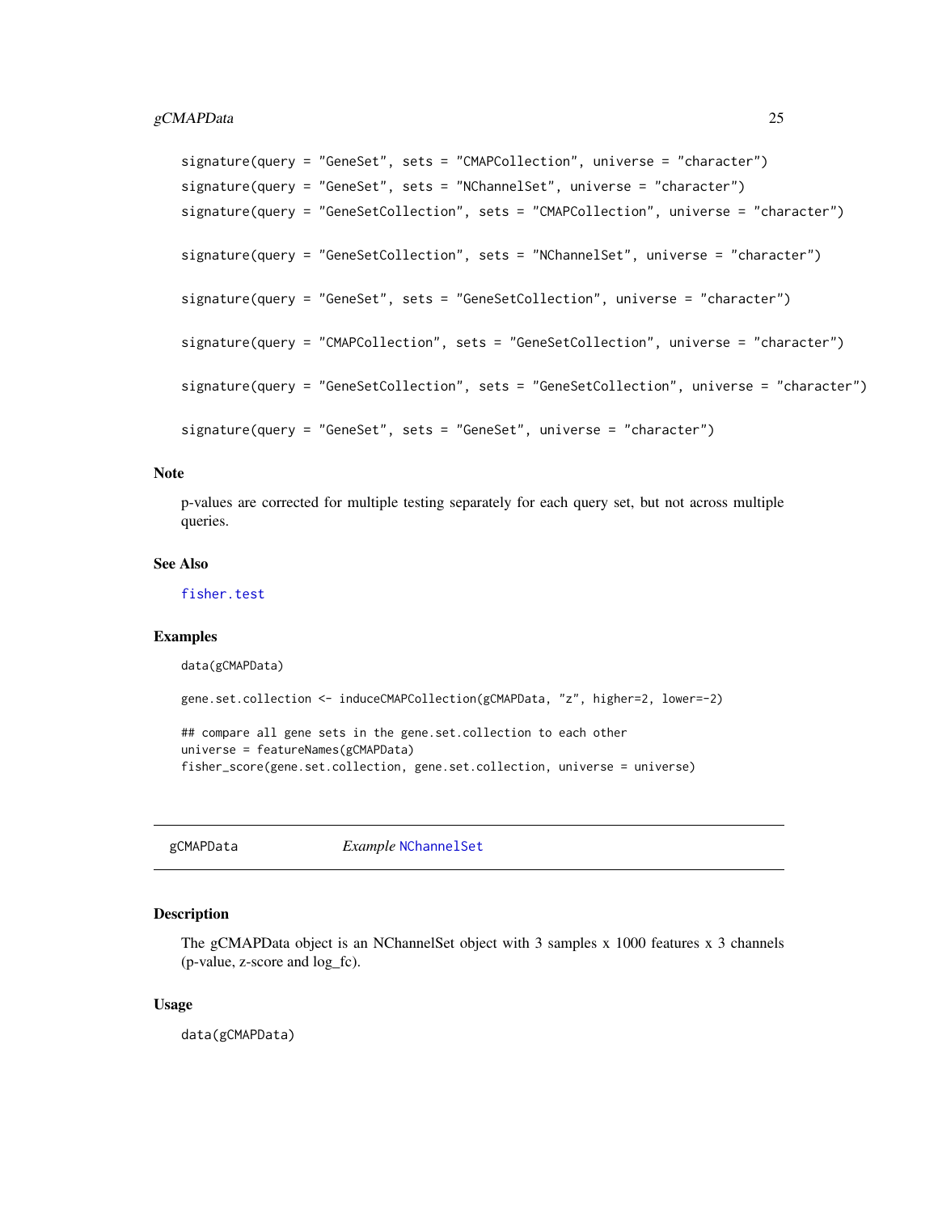```
signature(query = "GeneSet", sets = "CMAPCollection", universe = "character")
signature(query = "GeneSet", sets = "NChannelSet", universe = "character")
signature(query = "GeneSetCollection", sets = "CMAPCollection", universe = "character")

signature(query = "GeneSetCollection", sets = "NChannelSet", universe = "character")

signature(query = "GeneSet", sets = "GeneSetCollection", universe = "character")

signature(query = "CMAPCollection", sets = "GeneSetCollection", universe = "character")

signature(query = "GeneSetCollection", sets = "GeneSetCollection", universe = "character")

signature(query = "GeneSet", sets = "GeneSet", universe = "character")
```

### Note

p-values are corrected for multiple testing separately for each query set, but not across multiple queries.

### See Also

`fisher.test`

### Examples

```
data(gCMAPData)

gene.set.collection <- induceCMAPCollection(gCMAPData, "z", higher=2, lower=-2)

## compare all gene sets in the gene.set.collection to each other
universe = featureNames(gCMAPData)
fisher_score(gene.set.collection, gene.set.collection, universe = universe)
```

---

## gCMAPData — *Example* NChannelSet

### Description

The gCMAPData object is an NChannelSet object with 3 samples x 1000 features x 3 channels (p-value, z-score and log_fc).

### Usage

```
data(gCMAPData)
```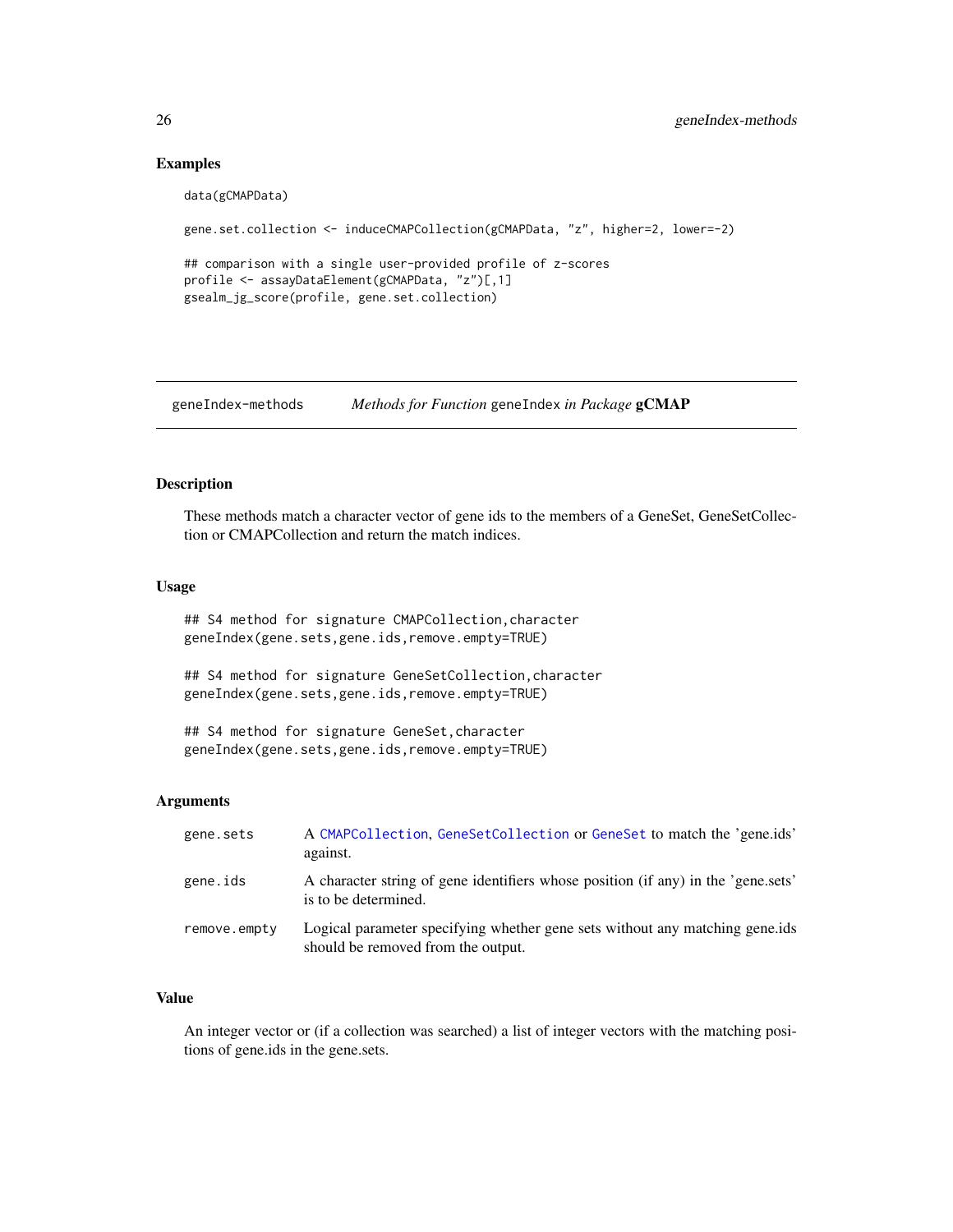## Examples

```
data(gCMAPData)

gene.set.collection <- induceCMAPCollection(gCMAPData, "z", higher=2, lower=-2)

## comparison with a single user-provided profile of z-scores
profile <- assayDataElement(gCMAPData, "z")[,1]
gsealm_jg_score(profile, gene.set.collection)
```

---

# geneIndex-methods *Methods for Function* geneIndex *in Package* **gCMAP**

## Description

These methods match a character vector of gene ids to the members of a GeneSet, GeneSetCollection or CMAPCollection and return the match indices.

## Usage

```
## S4 method for signature CMAPCollection,character
geneIndex(gene.sets,gene.ids,remove.empty=TRUE)

## S4 method for signature GeneSetCollection,character
geneIndex(gene.sets,gene.ids,remove.empty=TRUE)

## S4 method for signature GeneSet,character
geneIndex(gene.sets,gene.ids,remove.empty=TRUE)
```

## Arguments

| | |
|---|---|
| gene.sets | A CMAPCollection, GeneSetCollection or GeneSet to match the 'gene.ids' against. |
| gene.ids | A character string of gene identifiers whose position (if any) in the 'gene.sets' is to be determined. |
| remove.empty | Logical parameter specifying whether gene sets without any matching gene.ids should be removed from the output. |

## Value

An integer vector or (if a collection was searched) a list of integer vectors with the matching positions of gene.ids in the gene.sets.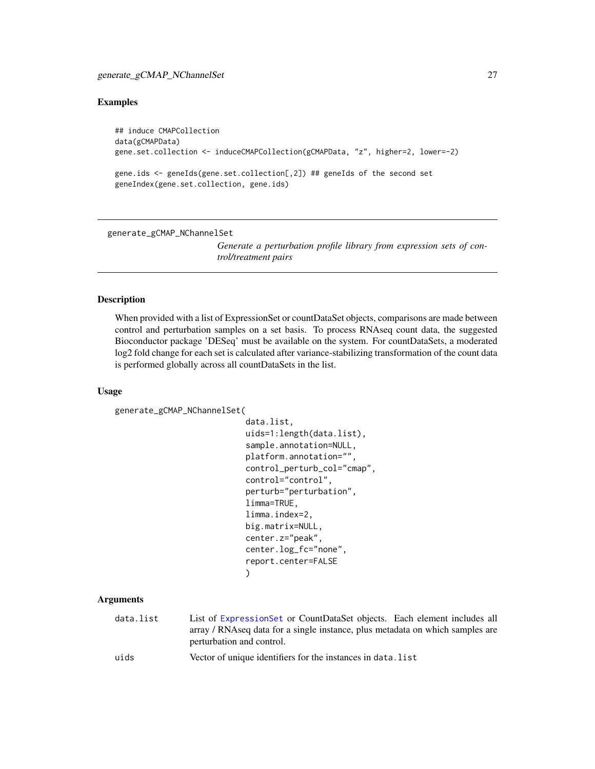## Examples

```
## induce CMAPCollection
data(gCMAPData)
gene.set.collection <- induceCMAPCollection(gCMAPData, "z", higher=2, lower=-2)

gene.ids <- geneIds(gene.set.collection[,2]) ## geneIds of the second set
geneIndex(gene.set.collection, gene.ids)
```

---

# generate_gCMAP_NChannelSet

*Generate a perturbation profile library from expression sets of control/treatment pairs*

---

## Description

When provided with a list of ExpressionSet or countDataSet objects, comparisons are made between control and perturbation samples on a set basis. To process RNAseq count data, the suggested Bioconductor package 'DESeq' must be available on the system. For countDataSets, a moderated log2 fold change for each set is calculated after variance-stabilizing transformation of the count data is performed globally across all countDataSets in the list.

## Usage

```
generate_gCMAP_NChannelSet(
                          data.list,
                          uids=1:length(data.list),
                          sample.annotation=NULL,
                          platform.annotation="",
                          control_perturb_col="cmap",
                          control="control",
                          perturb="perturbation",
                          limma=TRUE,
                          limma.index=2,
                          big.matrix=NULL,
                          center.z="peak",
                          center.log_fc="none",
                          report.center=FALSE
                          )
```

## Arguments

| | |
|---|---|
| data.list | List of ExpressionSet or CountDataSet objects. Each element includes all array / RNAseq data for a single instance, plus metadata on which samples are perturbation and control. |
| uids | Vector of unique identifiers for the instances in data.list |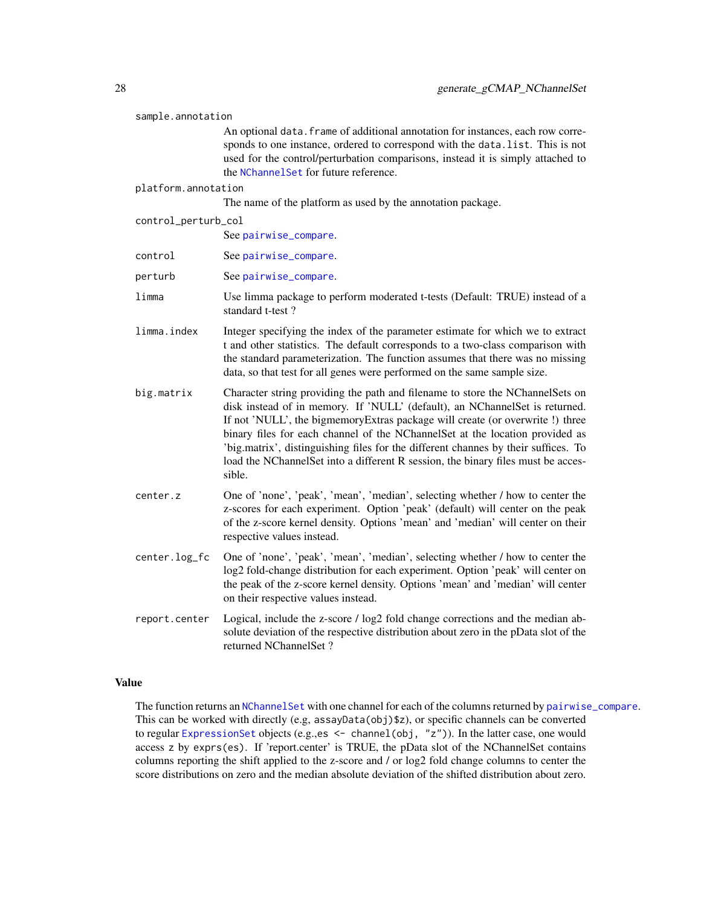**sample.annotation**
An optional `data.frame` of additional annotation for instances, each row corresponds to one instance, ordered to correspond with the `data.list`. This is not used for the control/perturbation comparisons, instead it is simply attached to the `NChannelSet` for future reference.

**platform.annotation**
The name of the platform as used by the annotation package.

**control_perturb_col**
See `pairwise_compare`.

**control**
See `pairwise_compare`.

**perturb**
See `pairwise_compare`.

**limma**
Use limma package to perform moderated t-tests (Default: TRUE) instead of a standard t-test ?

**limma.index**
Integer specifying the index of the parameter estimate for which we to extract t and other statistics. The default corresponds to a two-class comparison with the standard parameterization. The function assumes that there was no missing data, so that test for all genes were performed on the same sample size.

**big.matrix**
Character string providing the path and filename to store the NChannelSets on disk instead of in memory. If 'NULL' (default), an NChannelSet is returned. If not 'NULL', the bigmemoryExtras package will create (or overwrite !) three binary files for each channel of the NChannelSet at the location provided as 'big.matrix', distinguishing files for the different channes by their suffices. To load the NChannelSet into a different R session, the binary files must be accessible.

**center.z**
One of 'none', 'peak', 'mean', 'median', selecting whether / how to center the z-scores for each experiment. Option 'peak' (default) will center on the peak of the z-score kernel density. Options 'mean' and 'median' will center on their respective values instead.

**center.log_fc**
One of 'none', 'peak', 'mean', 'median', selecting whether / how to center the log2 fold-change distribution for each experiment. Option 'peak' will center on the peak of the z-score kernel density. Options 'mean' and 'median' will center on their respective values instead.

**report.center**
Logical, include the z-score / log2 fold change corrections and the median absolute deviation of the respective distribution about zero in the pData slot of the returned NChannelSet ?

## Value

The function returns an `NChannelSet` with one channel for each of the columns returned by `pairwise_compare`. This can be worked with directly (e.g, `assayData(obj)$z`), or specific channels can be converted to regular `ExpressionSet` objects (e.g.,`es <- channel(obj, "z")`). In the latter case, one would access z by `exprs(es)`. If 'report.center' is TRUE, the pData slot of the NChannelSet contains columns reporting the shift applied to the z-score and / or log2 fold change columns to center the score distributions on zero and the median absolute deviation of the shifted distribution about zero.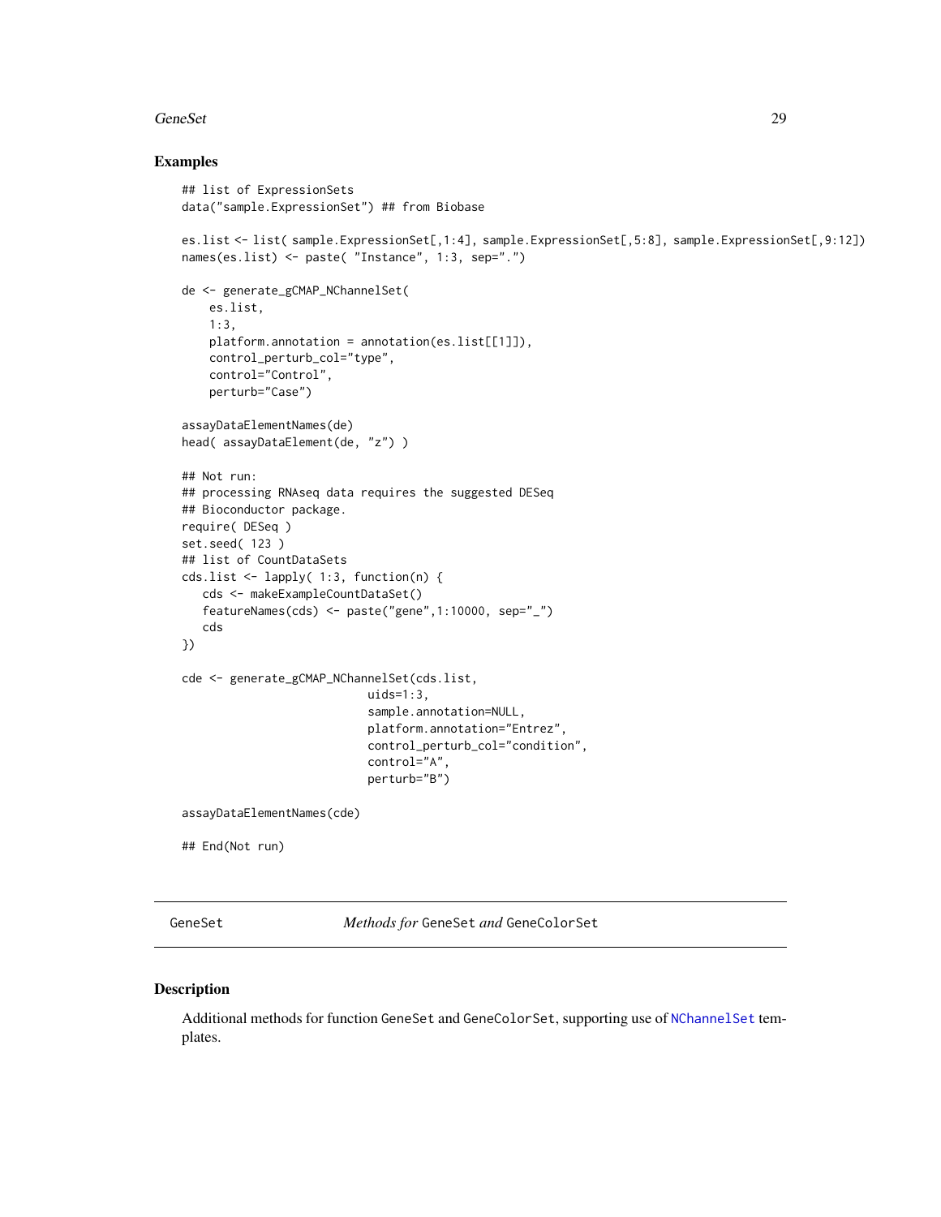## Examples

```
## list of ExpressionSets
data("sample.ExpressionSet") ## from Biobase

es.list <- list( sample.ExpressionSet[,1:4], sample.ExpressionSet[,5:8], sample.ExpressionSet[,9:12])
names(es.list) <- paste( "Instance", 1:3, sep=".")

de <- generate_gCMAP_NChannelSet(
    es.list,
    1:3,
    platform.annotation = annotation(es.list[[1]]),
    control_perturb_col="type",
    control="Control",
    perturb="Case")

assayDataElementNames(de)
head( assayDataElement(de, "z") )

## Not run:
## processing RNAseq data requires the suggested DESeq
## Bioconductor package.
require( DESeq )
set.seed( 123 )
## list of CountDataSets
cds.list <- lapply( 1:3, function(n) {
   cds <- makeExampleCountDataSet()
   featureNames(cds) <- paste("gene",1:10000, sep="_")
   cds
})

cde <- generate_gCMAP_NChannelSet(cds.list,
                           uids=1:3,
                           sample.annotation=NULL,
                           platform.annotation="Entrez",
                           control_perturb_col="condition",
                           control="A",
                           perturb="B")

assayDataElementNames(cde)

## End(Not run)
```

---

GeneSet *Methods for* GeneSet *and* GeneColorSet

---

## Description

Additional methods for function GeneSet and GeneColorSet, supporting use of NChannelSet templates.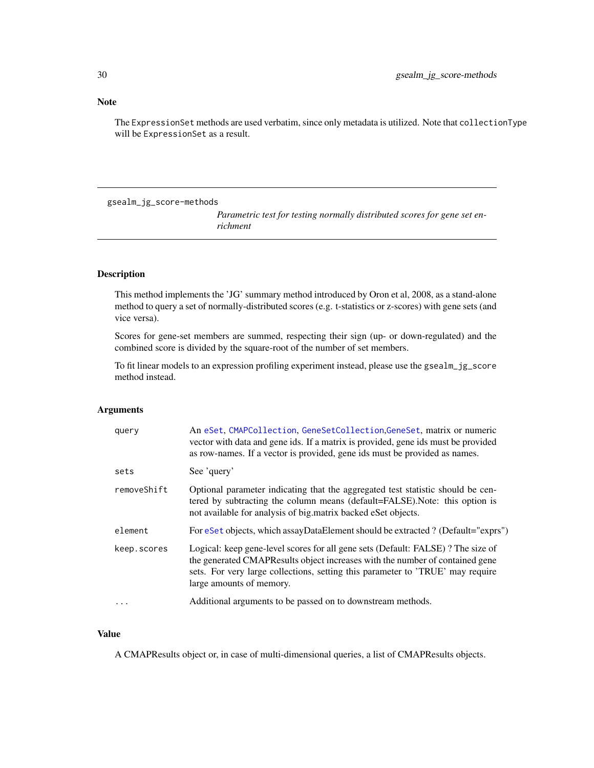## Note

The `ExpressionSet` methods are used verbatim, since only metadata is utilized. Note that `collectionType` will be `ExpressionSet` as a result.

---

# gsealm_jg_score-methods

*Parametric test for testing normally distributed scores for gene set enrichment*

---

## Description

This method implements the 'JG' summary method introduced by Oron et al, 2008, as a stand-alone method to query a set of normally-distributed scores (e.g. t-statistics or z-scores) with gene sets (and vice versa).

Scores for gene-set members are summed, respecting their sign (up- or down-regulated) and the combined score is divided by the square-root of the number of set members.

To fit linear models to an expression profiling experiment instead, please use the `gsealm_jg_score` method instead.

## Arguments

| | |
|---|---|
| `query` | An `eSet`, `CMAPCollection`, `GeneSetCollection`,`GeneSet`, matrix or numeric vector with data and gene ids. If a matrix is provided, gene ids must be provided as row-names. If a vector is provided, gene ids must be provided as names. |
| `sets` | See 'query' |
| `removeShift` | Optional parameter indicating that the aggregated test statistic should be centered by subtracting the column means (default=FALSE).Note: this option is not available for analysis of big.matrix backed eSet objects. |
| `element` | For `eSet` objects, which assayDataElement should be extracted ? (Default="exprs") |
| `keep.scores` | Logical: keep gene-level scores for all gene sets (Default: FALSE) ? The size of the generated CMAPResults object increases with the number of contained gene sets. For very large collections, setting this parameter to 'TRUE' may require large amounts of memory. |
| `...` | Additional arguments to be passed on to downstream methods. |

## Value

A CMAPResults object or, in case of multi-dimensional queries, a list of CMAPResults objects.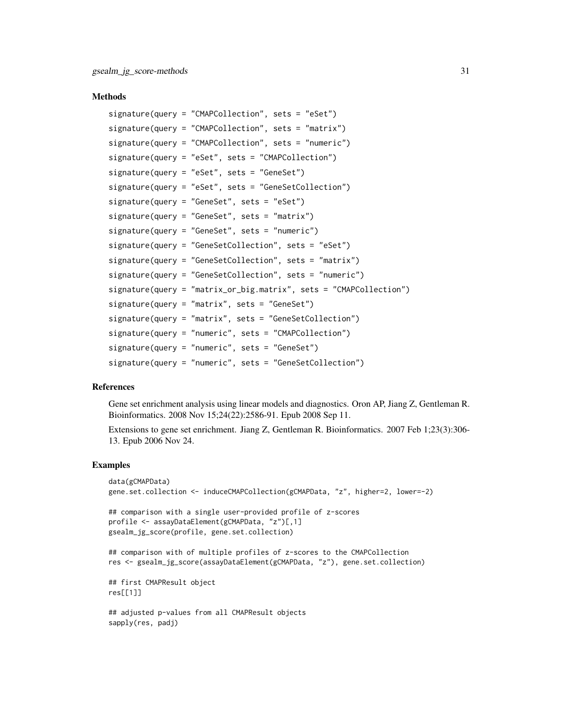## Methods

```
signature(query = "CMAPCollection", sets = "eSet")
signature(query = "CMAPCollection", sets = "matrix")
signature(query = "CMAPCollection", sets = "numeric")
signature(query = "eSet", sets = "CMAPCollection")
signature(query = "eSet", sets = "GeneSet")
signature(query = "eSet", sets = "GeneSetCollection")
signature(query = "GeneSet", sets = "eSet")
signature(query = "GeneSet", sets = "matrix")
signature(query = "GeneSet", sets = "numeric")
signature(query = "GeneSetCollection", sets = "eSet")
signature(query = "GeneSetCollection", sets = "matrix")
signature(query = "GeneSetCollection", sets = "numeric")
signature(query = "matrix_or_big.matrix", sets = "CMAPCollection")
signature(query = "matrix", sets = "GeneSet")
signature(query = "matrix", sets = "GeneSetCollection")
signature(query = "numeric", sets = "CMAPCollection")
signature(query = "numeric", sets = "GeneSet")
signature(query = "numeric", sets = "GeneSetCollection")
```

## References

Gene set enrichment analysis using linear models and diagnostics. Oron AP, Jiang Z, Gentleman R. Bioinformatics. 2008 Nov 15;24(22):2586-91. Epub 2008 Sep 11.

Extensions to gene set enrichment. Jiang Z, Gentleman R. Bioinformatics. 2007 Feb 1;23(3):306-13. Epub 2006 Nov 24.

## Examples

```
data(gCMAPData)
gene.set.collection <- induceCMAPCollection(gCMAPData, "z", higher=2, lower=-2)

## comparison with a single user-provided profile of z-scores
profile <- assayDataElement(gCMAPData, "z")[,1]
gsealm_jg_score(profile, gene.set.collection)

## comparison with of multiple profiles of z-scores to the CMAPCollection
res <- gsealm_jg_score(assayDataElement(gCMAPData, "z"), gene.set.collection)

## first CMAPResult object
res[[1]]

## adjusted p-values from all CMAPResult objects
sapply(res, padj)
```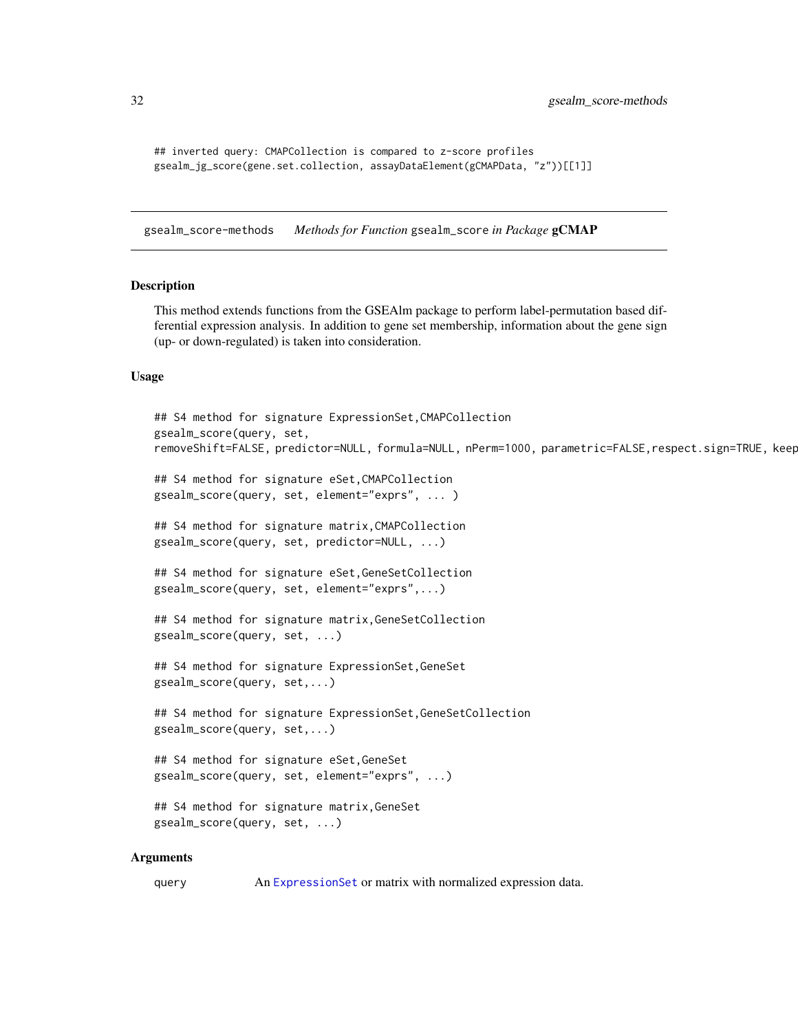```
## inverted query: CMAPCollection is compared to z-score profiles
gsealm_jg_score(gene.set.collection, assayDataElement(gCMAPData, "z"))[[1]]
```

## gsealm_score-methods *Methods for Function* `gsealm_score` *in Package* **gCMAP**

### Description

This method extends functions from the GSEAlm package to perform label-permutation based differential expression analysis. In addition to gene set membership, information about the gene sign (up- or down-regulated) is taken into consideration.

### Usage

```
## S4 method for signature ExpressionSet,CMAPCollection
gsealm_score(query, set,
removeShift=FALSE, predictor=NULL, formula=NULL, nPerm=1000, parametric=FALSE,respect.sign=TRUE, keep

## S4 method for signature eSet,CMAPCollection
gsealm_score(query, set, element="exprs", ... )

## S4 method for signature matrix,CMAPCollection
gsealm_score(query, set, predictor=NULL, ...)

## S4 method for signature eSet,GeneSetCollection
gsealm_score(query, set, element="exprs",...)

## S4 method for signature matrix,GeneSetCollection
gsealm_score(query, set, ...)

## S4 method for signature ExpressionSet,GeneSet
gsealm_score(query, set,...)

## S4 method for signature ExpressionSet,GeneSetCollection
gsealm_score(query, set,...)

## S4 method for signature eSet,GeneSet
gsealm_score(query, set, element="exprs", ...)

## S4 method for signature matrix,GeneSet
gsealm_score(query, set, ...)
```

### Arguments

query An ExpressionSet or matrix with normalized expression data.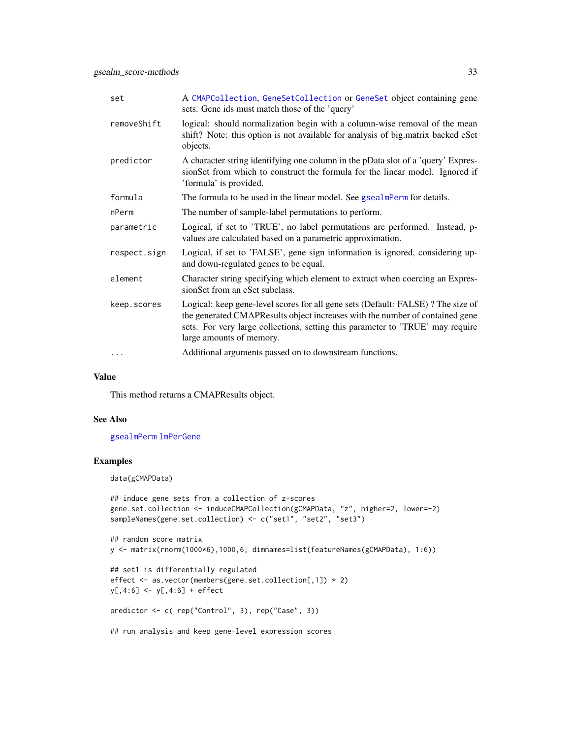| | |
|---|---|
| set | A CMAPCollection, GeneSetCollection or GeneSet object containing gene sets. Gene ids must match those of the 'query' |
| removeShift | logical: should normalization begin with a column-wise removal of the mean shift? Note: this option is not available for analysis of big.matrix backed eSet objects. |
| predictor | A character string identifying one column in the pData slot of a 'query' ExpressionSet from which to construct the formula for the linear model. Ignored if 'formula' is provided. |
| formula | The formula to be used in the linear model. See gsealmPerm for details. |
| nPerm | The number of sample-label permutations to perform. |
| parametric | Logical, if set to 'TRUE', no label permutations are performed. Instead, p-values are calculated based on a parametric approximation. |
| respect.sign | Logical, if set to 'FALSE', gene sign information is ignored, considering up- and down-regulated genes to be equal. |
| element | Character string specifying which element to extract when coercing an ExpressionSet from an eSet subclass. |
| keep.scores | Logical: keep gene-level scores for all gene sets (Default: FALSE) ? The size of the generated CMAPResults object increases with the number of contained gene sets. For very large collections, setting this parameter to 'TRUE' may require large amounts of memory. |
| ... | Additional arguments passed on to downstream functions. |

## Value

This method returns a CMAPResults object.

## See Also

gsealmPerm lmPerGene

## Examples

```
data(gCMAPData)

## induce gene sets from a collection of z-scores
gene.set.collection <- induceCMAPCollection(gCMAPData, "z", higher=2, lower=-2)
sampleNames(gene.set.collection) <- c("set1", "set2", "set3")

## random score matrix
y <- matrix(rnorm(1000*6),1000,6, dimnames=list(featureNames(gCMAPData), 1:6))

## set1 is differentially regulated
effect <- as.vector(members(gene.set.collection[,1]) * 2)
y[,4:6] <- y[,4:6] + effect

predictor <- c( rep("Control", 3), rep("Case", 3))

## run analysis and keep gene-level expression scores
```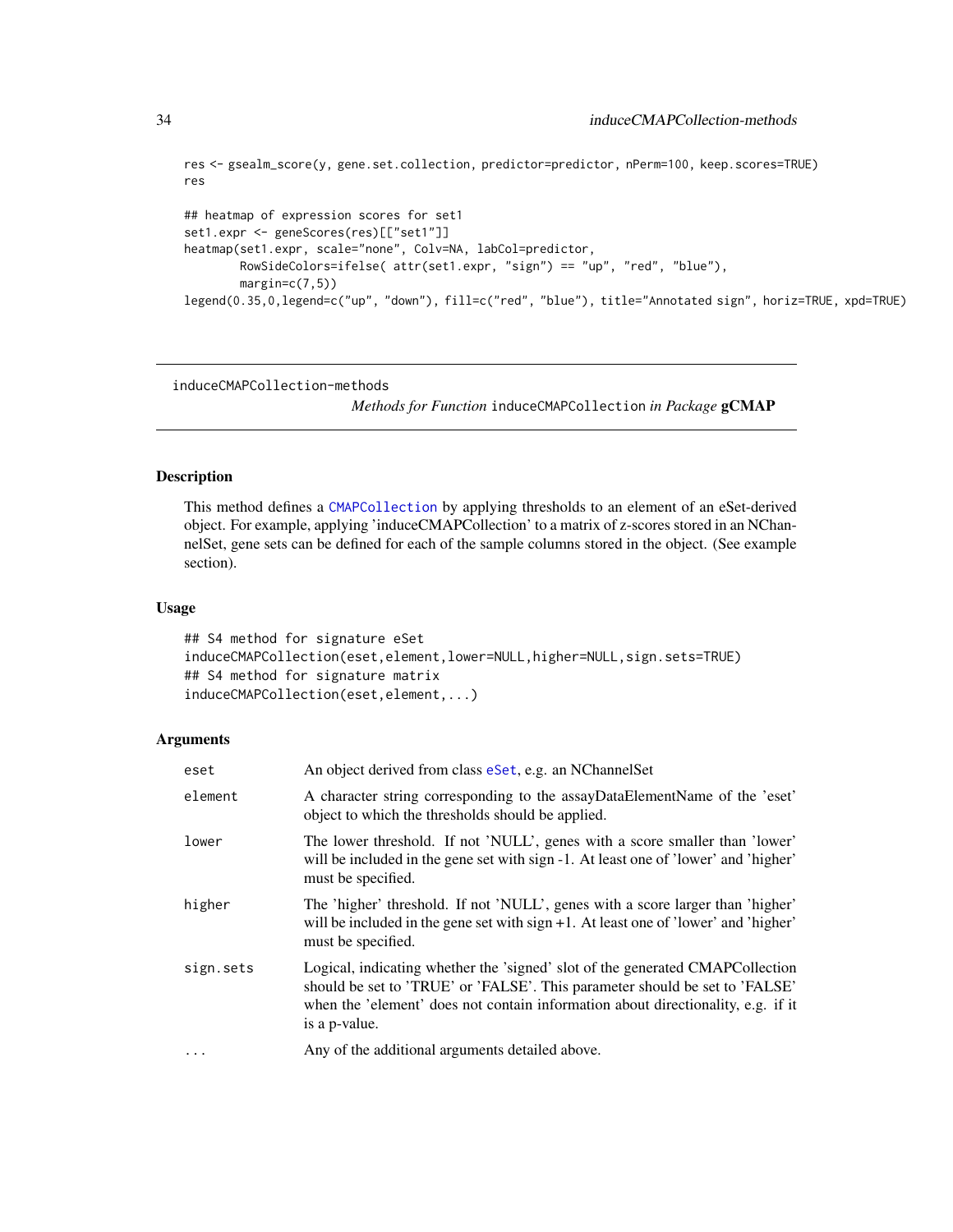```
res <- gsealm_score(y, gene.set.collection, predictor=predictor, nPerm=100, keep.scores=TRUE)
res

## heatmap of expression scores for set1
set1.expr <- geneScores(res)[["set1"]]
heatmap(set1.expr, scale="none", Colv=NA, labCol=predictor,
        RowSideColors=ifelse( attr(set1.expr, "sign") == "up", "red", "blue"),
        margin=c(7,5))
legend(0.35,0,legend=c("up", "down"), fill=c("red", "blue"), title="Annotated sign", horiz=TRUE, xpd=TRUE)
```

---

induceCMAPCollection-methods &nbsp;&nbsp;&nbsp;&nbsp; *Methods for Function* `induceCMAPCollection` *in Package* **gCMAP**

---

## Description

This method defines a `CMAPCollection` by applying thresholds to an element of an eSet-derived object. For example, applying 'induceCMAPCollection' to a matrix of z-scores stored in an NChannelSet, gene sets can be defined for each of the sample columns stored in the object. (See example section).

## Usage

```
## S4 method for signature eSet
induceCMAPCollection(eset,element,lower=NULL,higher=NULL,sign.sets=TRUE)
## S4 method for signature matrix
induceCMAPCollection(eset,element,...)
```

## Arguments

| | |
|---|---|
| `eset` | An object derived from class `eSet`, e.g. an NChannelSet |
| `element` | A character string corresponding to the assayDataElementName of the 'eset' object to which the thresholds should be applied. |
| `lower` | The lower threshold. If not 'NULL', genes with a score smaller than 'lower' will be included in the gene set with sign -1. At least one of 'lower' and 'higher' must be specified. |
| `higher` | The 'higher' threshold. If not 'NULL', genes with a score larger than 'higher' will be included in the gene set with sign +1. At least one of 'lower' and 'higher' must be specified. |
| `sign.sets` | Logical, indicating whether the 'signed' slot of the generated CMAPCollection should be set to 'TRUE' or 'FALSE'. This parameter should be set to 'FALSE' when the 'element' does not contain information about directionality, e.g. if it is a p-value. |
| `...` | Any of the additional arguments detailed above. |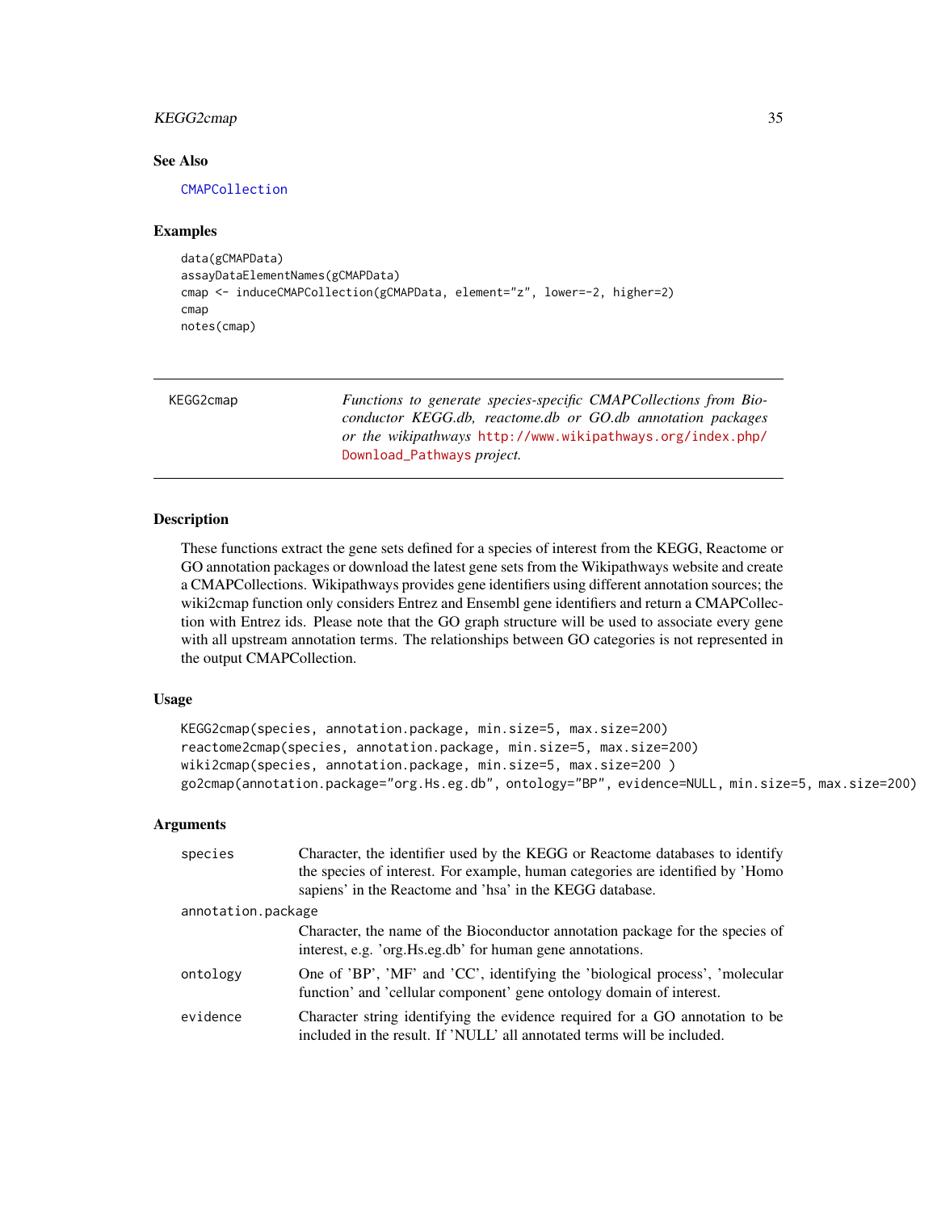## See Also

CMAPCollection

## Examples

```
data(gCMAPData)
assayDataElementNames(gCMAPData)
cmap <- induceCMAPCollection(gCMAPData, element="z", lower=-2, higher=2)
cmap
notes(cmap)
```

---

KEGG2cmap — *Functions to generate species-specific CMAPCollections from Bioconductor KEGG.db, reactome.db or GO.db annotation packages or the wikipathways* http://www.wikipathways.org/index.php/Download_Pathways *project.*

---

## Description

These functions extract the gene sets defined for a species of interest from the KEGG, Reactome or GO annotation packages or download the latest gene sets from the Wikipathways website and create a CMAPCollections. Wikipathways provides gene identifiers using different annotation sources; the wiki2cmap function only considers Entrez and Ensembl gene identifiers and return a CMAPCollection with Entrez ids. Please note that the GO graph structure will be used to associate every gene with all upstream annotation terms. The relationships between GO categories is not represented in the output CMAPCollection.

## Usage

```
KEGG2cmap(species, annotation.package, min.size=5, max.size=200)
reactome2cmap(species, annotation.package, min.size=5, max.size=200)
wiki2cmap(species, annotation.package, min.size=5, max.size=200 )
go2cmap(annotation.package="org.Hs.eg.db", ontology="BP", evidence=NULL, min.size=5, max.size=200)
```

## Arguments

`species` — Character, the identifier used by the KEGG or Reactome databases to identify the species of interest. For example, human categories are identified by 'Homo sapiens' in the Reactome and 'hsa' in the KEGG database.

`annotation.package` — Character, the name of the Bioconductor annotation package for the species of interest, e.g. 'org.Hs.eg.db' for human gene annotations.

`ontology` — One of 'BP', 'MF' and 'CC', identifying the 'biological process', 'molecular function' and 'cellular component' gene ontology domain of interest.

`evidence` — Character string identifying the evidence required for a GO annotation to be included in the result. If 'NULL' all annotated terms will be included.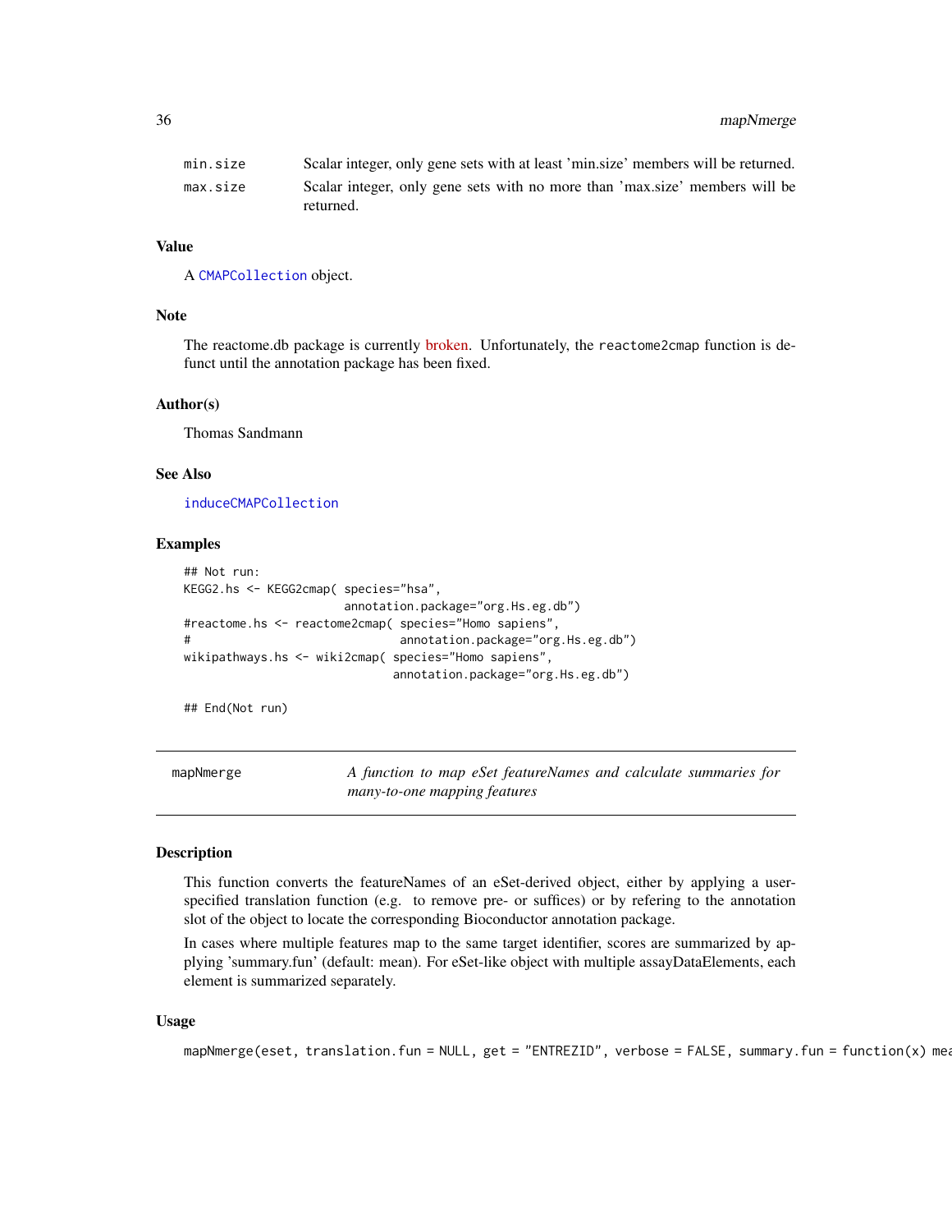| | |
|---|---|
| min.size | Scalar integer, only gene sets with at least 'min.size' members will be returned. |
| max.size | Scalar integer, only gene sets with no more than 'max.size' members will be returned. |

### Value

A CMAPCollection object.

### Note

The reactome.db package is currently broken. Unfortunately, the reactome2cmap function is defunct until the annotation package has been fixed.

### Author(s)

Thomas Sandmann

### See Also

induceCMAPCollection

### Examples

```
## Not run:
KEGG2.hs <- KEGG2cmap( species="hsa",
                       annotation.package="org.Hs.eg.db")
#reactome.hs <- reactome2cmap( species="Homo sapiens",
#                              annotation.package="org.Hs.eg.db")
wikipathways.hs <- wiki2cmap( species="Homo sapiens",
                              annotation.package="org.Hs.eg.db")

## End(Not run)
```

---

## mapNmerge — *A function to map eSet featureNames and calculate summaries for many-to-one mapping features*

---

### Description

This function converts the featureNames of an eSet-derived object, either by applying a user-specified translation function (e.g. to remove pre- or suffices) or by refering to the annotation slot of the object to locate the corresponding Bioconductor annotation package.

In cases where multiple features map to the same target identifier, scores are summarized by applying 'summary.fun' (default: mean). For eSet-like object with multiple assayDataElements, each element is summarized separately.

### Usage

```
mapNmerge(eset, translation.fun = NULL, get = "ENTREZID", verbose = FALSE, summary.fun = function(x) mea
```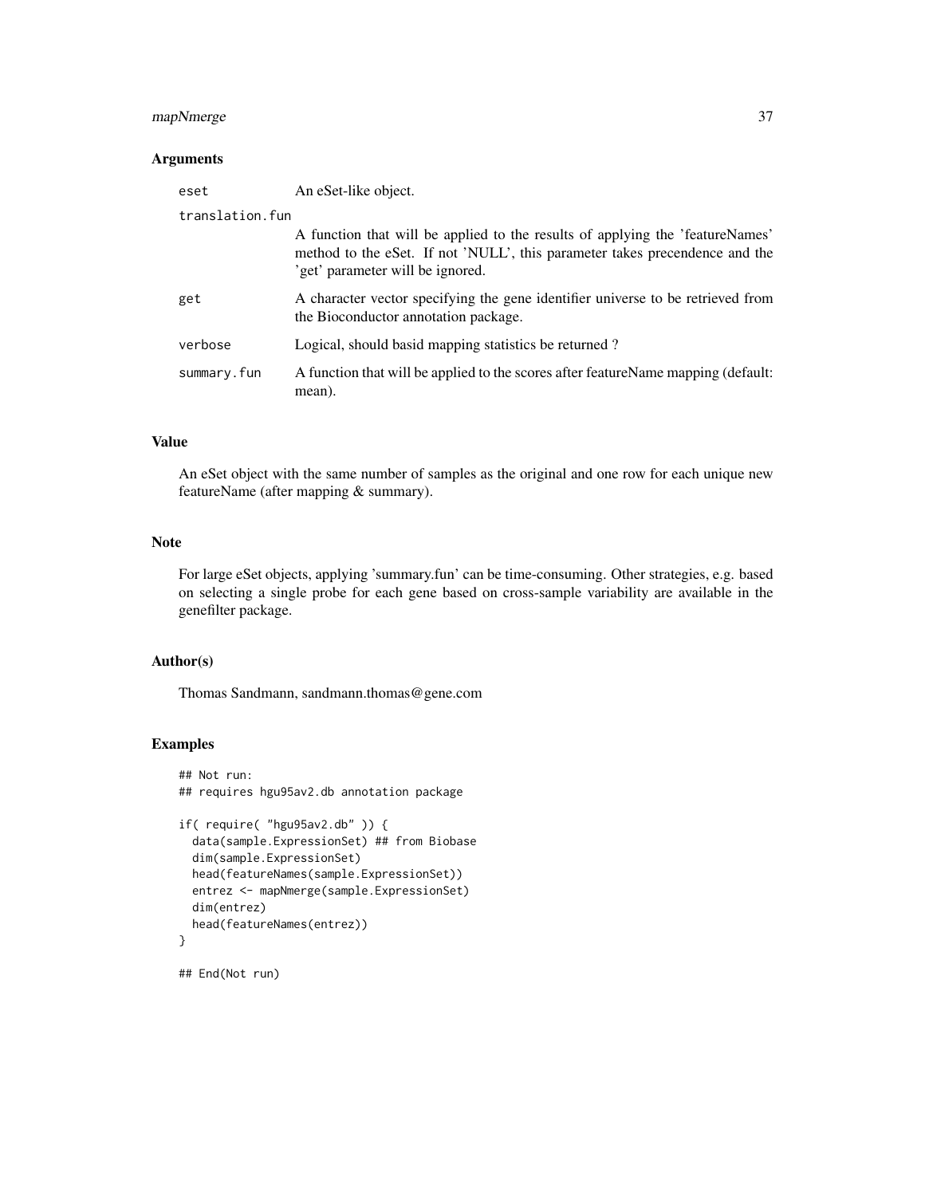## Arguments

| | |
|---|---|
| `eset` | An eSet-like object. |
| `translation.fun` | A function that will be applied to the results of applying the 'featureNames' method to the eSet. If not 'NULL', this parameter takes precendence and the 'get' parameter will be ignored. |
| `get` | A character vector specifying the gene identifier universe to be retrieved from the Bioconductor annotation package. |
| `verbose` | Logical, should basid mapping statistics be returned ? |
| `summary.fun` | A function that will be applied to the scores after featureName mapping (default: mean). |

## Value

An eSet object with the same number of samples as the original and one row for each unique new featureName (after mapping & summary).

## Note

For large eSet objects, applying 'summary.fun' can be time-consuming. Other strategies, e.g. based on selecting a single probe for each gene based on cross-sample variability are available in the genefilter package.

## Author(s)

Thomas Sandmann, sandmann.thomas@gene.com

## Examples

```
## Not run:
## requires hgu95av2.db annotation package

if( require( "hgu95av2.db" )) {
  data(sample.ExpressionSet) ## from Biobase
  dim(sample.ExpressionSet)
  head(featureNames(sample.ExpressionSet))
  entrez <- mapNmerge(sample.ExpressionSet)
  dim(entrez)
  head(featureNames(entrez))
}

## End(Not run)
```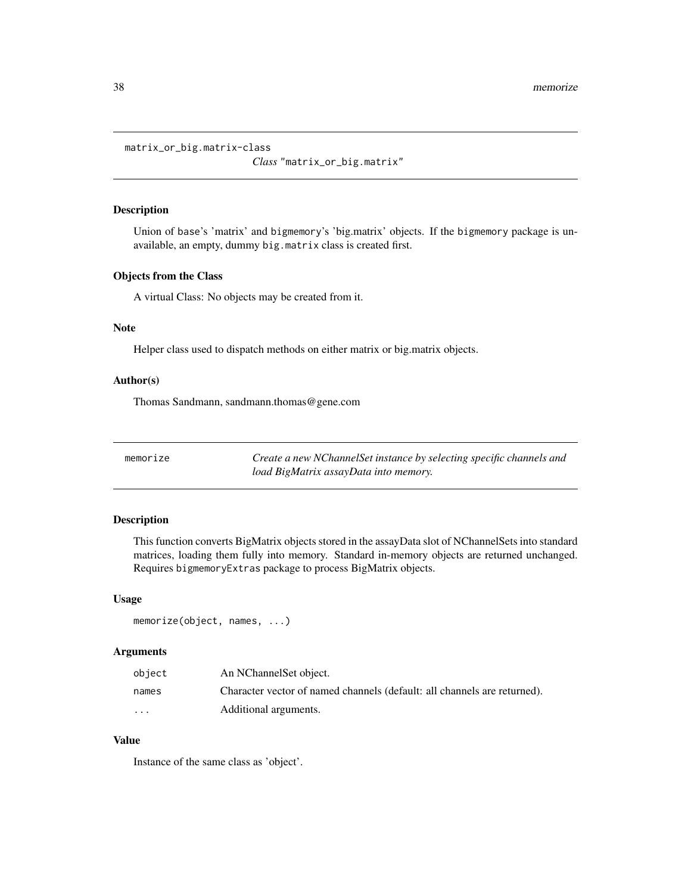## matrix_or_big.matrix-class

*Class* "matrix_or_big.matrix"

### Description

Union of base's 'matrix' and bigmemory's 'big.matrix' objects. If the bigmemory package is unavailable, an empty, dummy big.matrix class is created first.

### Objects from the Class

A virtual Class: No objects may be created from it.

### Note

Helper class used to dispatch methods on either matrix or big.matrix objects.

### Author(s)

Thomas Sandmann, sandmann.thomas@gene.com

## memorize

*Create a new NChannelSet instance by selecting specific channels and load BigMatrix assayData into memory.*

### Description

This function converts BigMatrix objects stored in the assayData slot of NChannelSets into standard matrices, loading them fully into memory. Standard in-memory objects are returned unchanged. Requires bigmemoryExtras package to process BigMatrix objects.

### Usage

```
memorize(object, names, ...)
```

### Arguments

| | |
|---|---|
| object | An NChannelSet object. |
| names | Character vector of named channels (default: all channels are returned). |
| ... | Additional arguments. |

### Value

Instance of the same class as 'object'.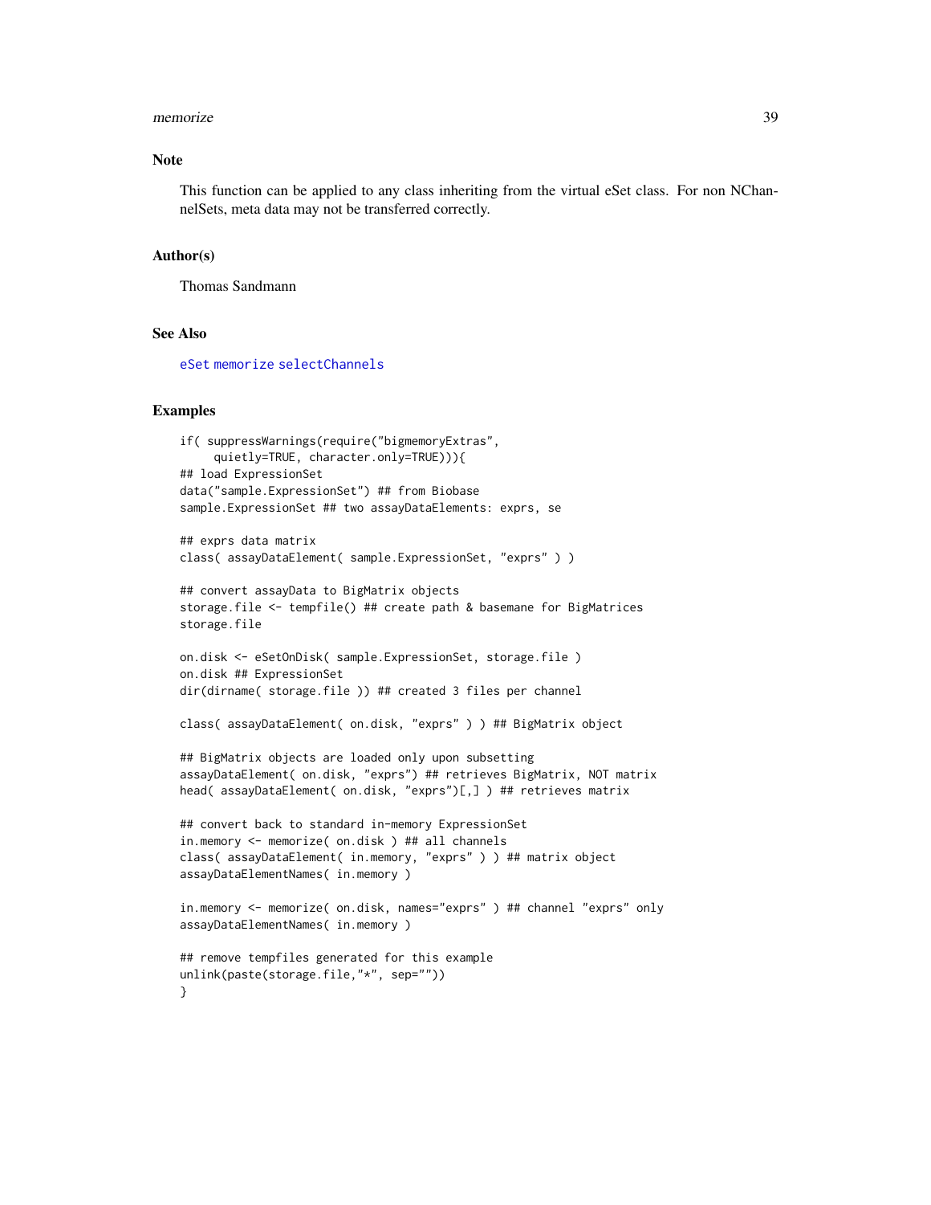## Note

This function can be applied to any class inheriting from the virtual eSet class. For non NChannelSets, meta data may not be transferred correctly.

## Author(s)

Thomas Sandmann

## See Also

eSet memorize selectChannels

## Examples

```
if( suppressWarnings(require("bigmemoryExtras",
     quietly=TRUE, character.only=TRUE))){
## load ExpressionSet
data("sample.ExpressionSet") ## from Biobase
sample.ExpressionSet ## two assayDataElements: exprs, se

## exprs data matrix
class( assayDataElement( sample.ExpressionSet, "exprs" ) )

## convert assayData to BigMatrix objects
storage.file <- tempfile() ## create path & basemane for BigMatrices
storage.file

on.disk <- eSetOnDisk( sample.ExpressionSet, storage.file )
on.disk ## ExpressionSet
dir(dirname( storage.file )) ## created 3 files per channel

class( assayDataElement( on.disk, "exprs" ) ) ## BigMatrix object

## BigMatrix objects are loaded only upon subsetting
assayDataElement( on.disk, "exprs") ## retrieves BigMatrix, NOT matrix
head( assayDataElement( on.disk, "exprs")[,] ) ## retrieves matrix

## convert back to standard in-memory ExpressionSet
in.memory <- memorize( on.disk ) ## all channels
class( assayDataElement( in.memory, "exprs" ) ) ## matrix object
assayDataElementNames( in.memory )

in.memory <- memorize( on.disk, names="exprs" ) ## channel "exprs" only
assayDataElementNames( in.memory )

## remove tempfiles generated for this example
unlink(paste(storage.file,"*", sep=""))
}
```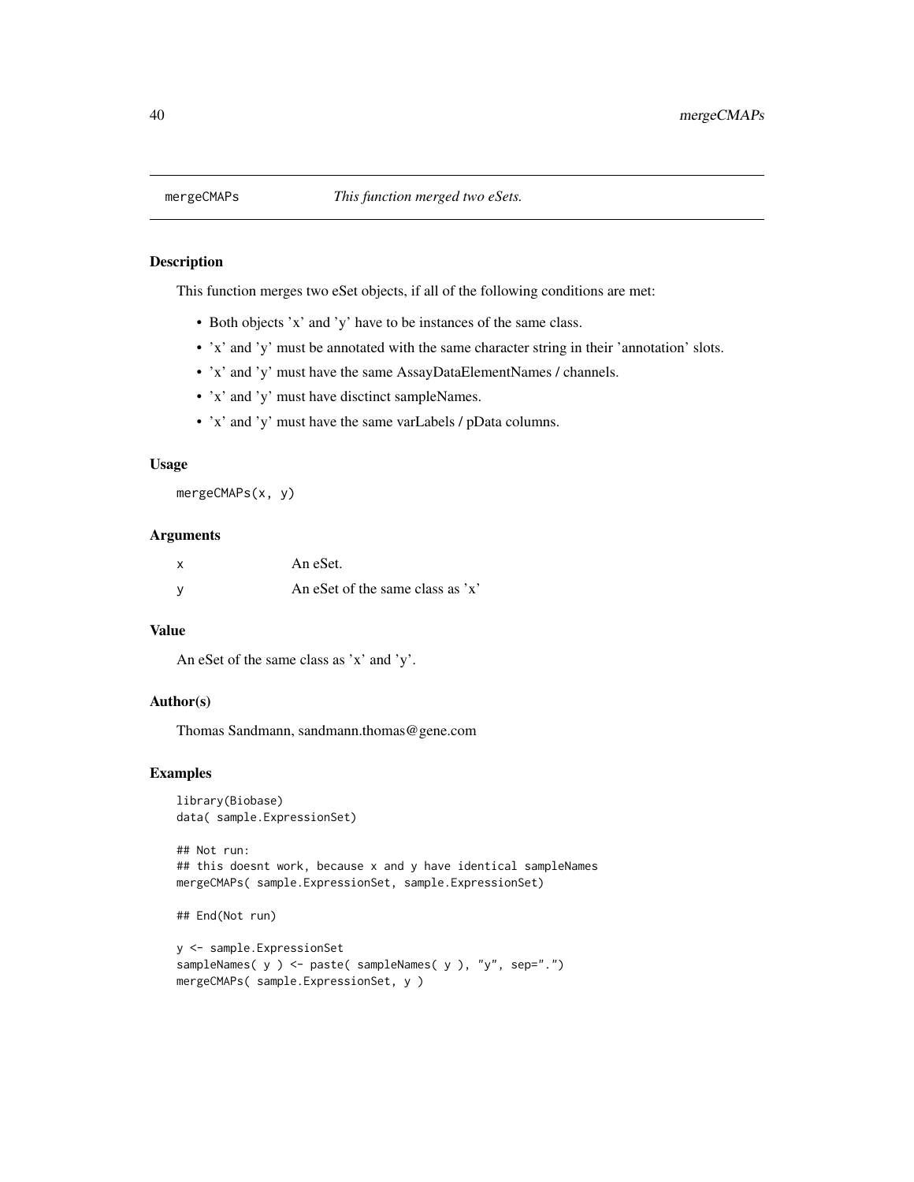# mergeCMAPs — *This function merged two eSets.*

## Description

This function merges two eSet objects, if all of the following conditions are met:

- Both objects 'x' and 'y' have to be instances of the same class.
- 'x' and 'y' must be annotated with the same character string in their 'annotation' slots.
- 'x' and 'y' must have the same AssayDataElementNames / channels.
- 'x' and 'y' must have disctinct sampleNames.
- 'x' and 'y' must have the same varLabels / pData columns.

## Usage

```
mergeCMAPs(x, y)
```

## Arguments

| | |
|---|---|
| x | An eSet. |
| y | An eSet of the same class as 'x' |

## Value

An eSet of the same class as 'x' and 'y'.

## Author(s)

Thomas Sandmann, sandmann.thomas@gene.com

## Examples

```
library(Biobase)
data( sample.ExpressionSet)

## Not run:
## this doesnt work, because x and y have identical sampleNames
mergeCMAPs( sample.ExpressionSet, sample.ExpressionSet)

## End(Not run)

y <- sample.ExpressionSet
sampleNames( y ) <- paste( sampleNames( y ), "y", sep=".")
mergeCMAPs( sample.ExpressionSet, y )
```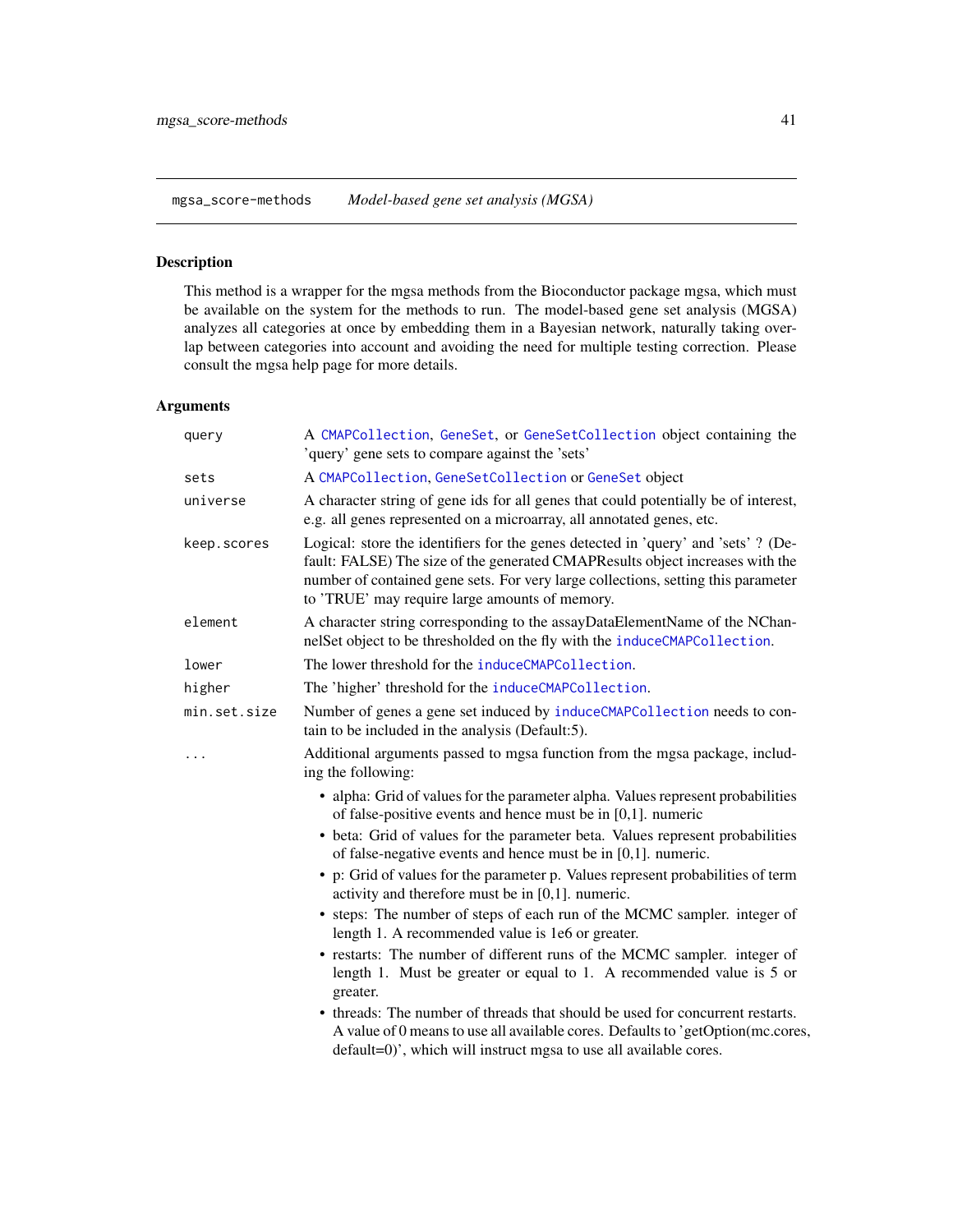## mgsa_score-methods *Model-based gene set analysis (MGSA)*

### Description

This method is a wrapper for the mgsa methods from the Bioconductor package mgsa, which must be available on the system for the methods to run. The model-based gene set analysis (MGSA) analyzes all categories at once by embedding them in a Bayesian network, naturally taking overlap between categories into account and avoiding the need for multiple testing correction. Please consult the mgsa help page for more details.

### Arguments

| | |
|---|---|
| `query` | A `CMAPCollection`, `GeneSet`, or `GeneSetCollection` object containing the 'query' gene sets to compare against the 'sets' |
| `sets` | A `CMAPCollection`, `GeneSetCollection` or `GeneSet` object |
| `universe` | A character string of gene ids for all genes that could potentially be of interest, e.g. all genes represented on a microarray, all annotated genes, etc. |
| `keep.scores` | Logical: store the identifiers for the genes detected in 'query' and 'sets' ? (Default: FALSE) The size of the generated CMAPResults object increases with the number of contained gene sets. For very large collections, setting this parameter to 'TRUE' may require large amounts of memory. |
| `element` | A character string corresponding to the assayDataElementName of the NChannelSet object to be thresholded on the fly with the `induceCMAPCollection`. |
| `lower` | The lower threshold for the `induceCMAPCollection`. |
| `higher` | The 'higher' threshold for the `induceCMAPCollection`. |
| `min.set.size` | Number of genes a gene set induced by `induceCMAPCollection` needs to contain to be included in the analysis (Default:5). |
| `...` | Additional arguments passed to mgsa function from the mgsa package, including the following: |

- alpha: Grid of values for the parameter alpha. Values represent probabilities of false-positive events and hence must be in [0,1]. numeric
- beta: Grid of values for the parameter beta. Values represent probabilities of false-negative events and hence must be in [0,1]. numeric.
- p: Grid of values for the parameter p. Values represent probabilities of term activity and therefore must be in [0,1]. numeric.
- steps: The number of steps of each run of the MCMC sampler. integer of length 1. A recommended value is 1e6 or greater.
- restarts: The number of different runs of the MCMC sampler. integer of length 1. Must be greater or equal to 1. A recommended value is 5 or greater.
- threads: The number of threads that should be used for concurrent restarts. A value of 0 means to use all available cores. Defaults to 'getOption(mc.cores, default=0)', which will instruct mgsa to use all available cores.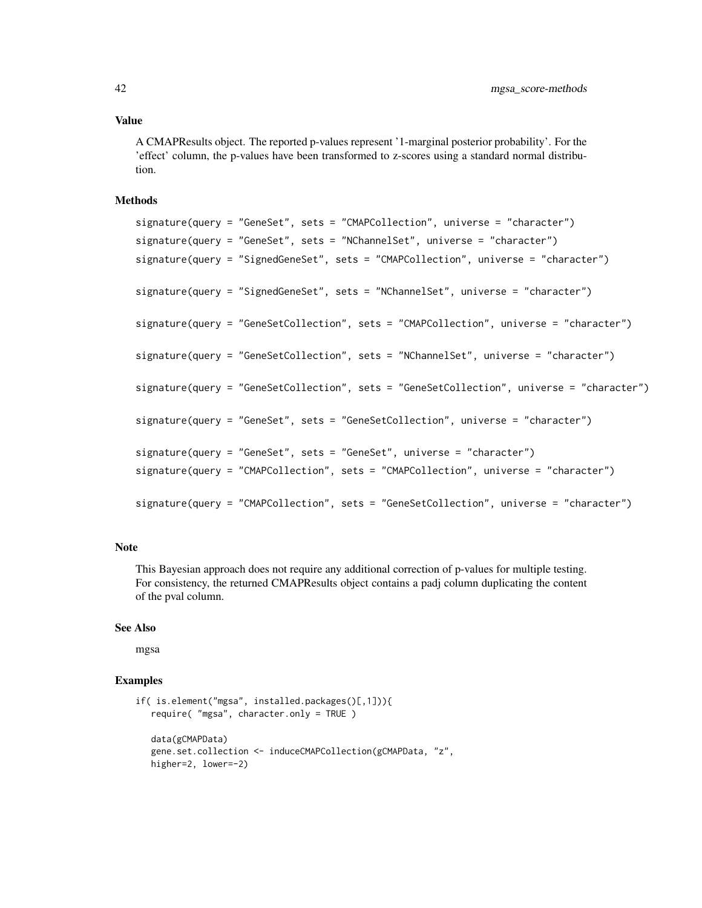### Value

A CMAPResults object. The reported p-values represent '1-marginal posterior probability'. For the 'effect' column, the p-values have been transformed to z-scores using a standard normal distribution.

### Methods

```
signature(query = "GeneSet", sets = "CMAPCollection", universe = "character")
signature(query = "GeneSet", sets = "NChannelSet", universe = "character")
signature(query = "SignedGeneSet", sets = "CMAPCollection", universe = "character")

signature(query = "SignedGeneSet", sets = "NChannelSet", universe = "character")

signature(query = "GeneSetCollection", sets = "CMAPCollection", universe = "character")

signature(query = "GeneSetCollection", sets = "NChannelSet", universe = "character")

signature(query = "GeneSetCollection", sets = "GeneSetCollection", universe = "character")

signature(query = "GeneSet", sets = "GeneSetCollection", universe = "character")

signature(query = "GeneSet", sets = "GeneSet", universe = "character")
signature(query = "CMAPCollection", sets = "CMAPCollection", universe = "character")

signature(query = "CMAPCollection", sets = "GeneSetCollection", universe = "character")
```

### Note

This Bayesian approach does not require any additional correction of p-values for multiple testing. For consistency, the returned CMAPResults object contains a padj column duplicating the content of the pval column.

### See Also

mgsa

### Examples

```
if( is.element("mgsa", installed.packages()[,1])){
   require( "mgsa", character.only = TRUE )

   data(gCMAPData)
   gene.set.collection <- induceCMAPCollection(gCMAPData, "z",
   higher=2, lower=-2)
```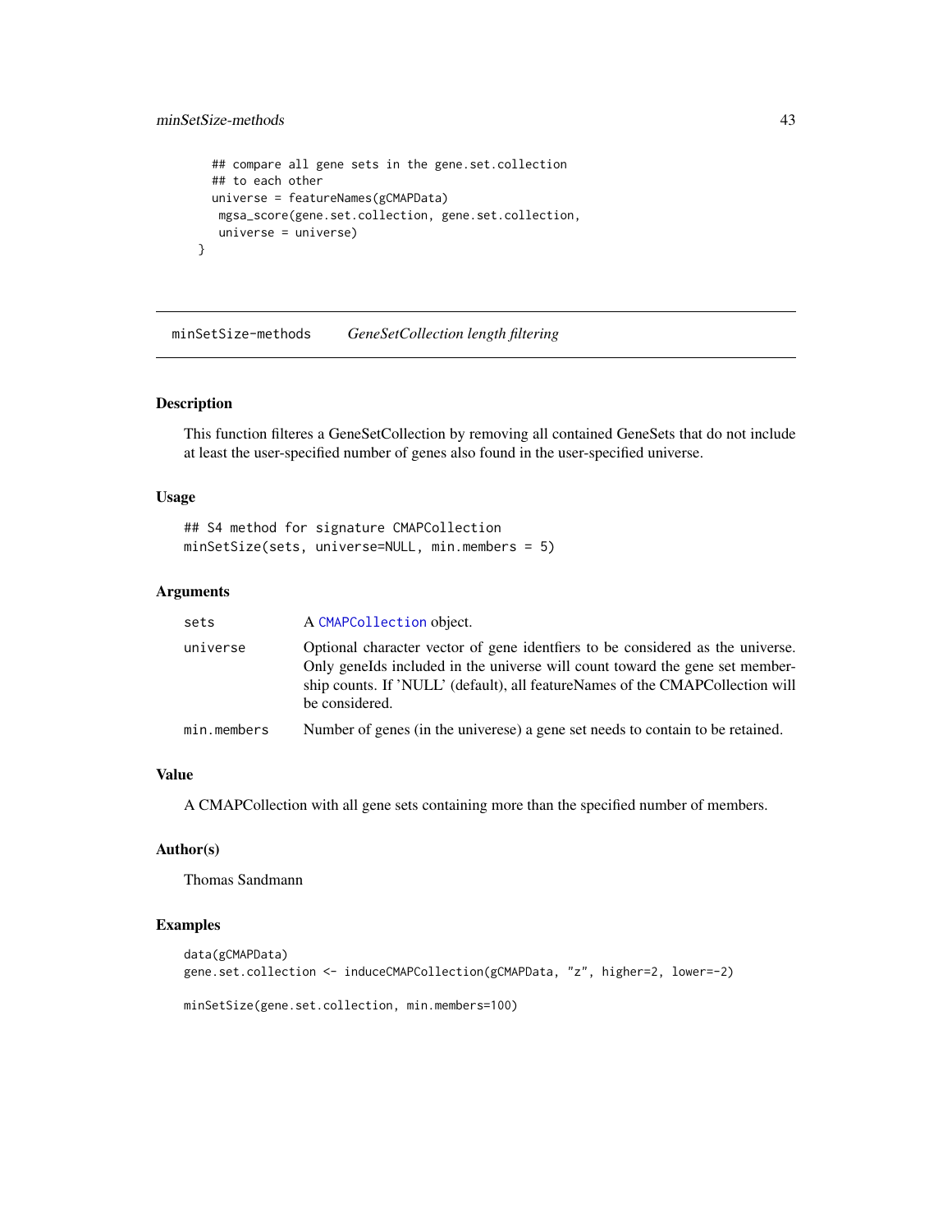```
    ## compare all gene sets in the gene.set.collection
    ## to each other
    universe = featureNames(gCMAPData)
     mgsa_score(gene.set.collection, gene.set.collection,
     universe = universe)
  }
```

## minSetSize-methods *GeneSetCollection length filtering*

### Description

This function filteres a GeneSetCollection by removing all contained GeneSets that do not include at least the user-specified number of genes also found in the user-specified universe.

### Usage

```
## S4 method for signature CMAPCollection
minSetSize(sets, universe=NULL, min.members = 5)
```

### Arguments

| | |
|---|---|
| `sets` | A `CMAPCollection` object. |
| `universe` | Optional character vector of gene identfiers to be considered as the universe. Only geneIds included in the universe will count toward the gene set membership counts. If 'NULL' (default), all featureNames of the CMAPCollection will be considered. |
| `min.members` | Number of genes (in the univerese) a gene set needs to contain to be retained. |

### Value

A CMAPCollection with all gene sets containing more than the specified number of members.

### Author(s)

Thomas Sandmann

### Examples

```
data(gCMAPData)
gene.set.collection <- induceCMAPCollection(gCMAPData, "z", higher=2, lower=-2)

minSetSize(gene.set.collection, min.members=100)
```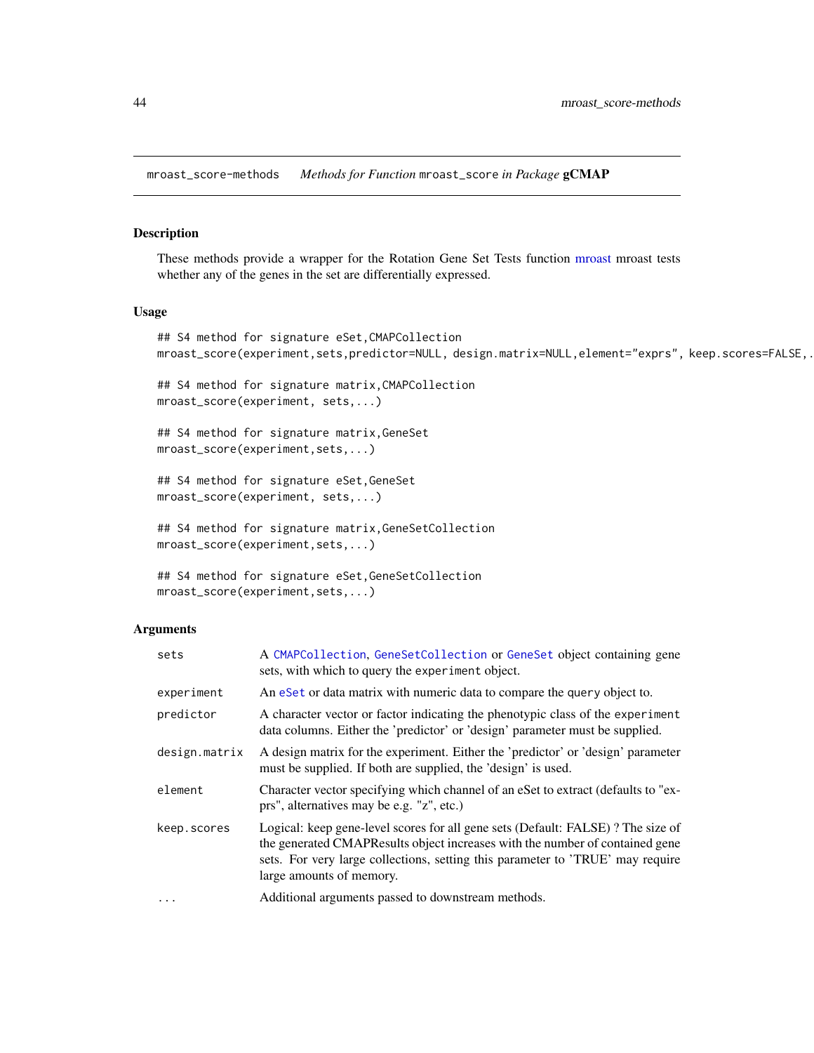mroast_score-methods    *Methods for Function* `mroast_score` *in Package* **gCMAP**

## Description

These methods provide a wrapper for the Rotation Gene Set Tests function mroast mroast tests whether any of the genes in the set are differentially expressed.

## Usage

```
## S4 method for signature eSet,CMAPCollection
mroast_score(experiment,sets,predictor=NULL, design.matrix=NULL,element="exprs", keep.scores=FALSE,...

## S4 method for signature matrix,CMAPCollection
mroast_score(experiment, sets,...)

## S4 method for signature matrix,GeneSet
mroast_score(experiment,sets,...)

## S4 method for signature eSet,GeneSet
mroast_score(experiment, sets,...)

## S4 method for signature matrix,GeneSetCollection
mroast_score(experiment,sets,...)

## S4 method for signature eSet,GeneSetCollection
mroast_score(experiment,sets,...)
```

## Arguments

| | |
|---|---|
| `sets` | A `CMAPCollection`, `GeneSetCollection` or `GeneSet` object containing gene sets, with which to query the `experiment` object. |
| `experiment` | An `eSet` or data matrix with numeric data to compare the `query` object to. |
| `predictor` | A character vector or factor indicating the phenotypic class of the `experiment` data columns. Either the 'predictor' or 'design' parameter must be supplied. |
| `design.matrix` | A design matrix for the experiment. Either the 'predictor' or 'design' parameter must be supplied. If both are supplied, the 'design' is used. |
| `element` | Character vector specifying which channel of an eSet to extract (defaults to "exprs", alternatives may be e.g. "z", etc.) |
| `keep.scores` | Logical: keep gene-level scores for all gene sets (Default: FALSE) ? The size of the generated CMAPResults object increases with the number of contained gene sets. For very large collections, setting this parameter to 'TRUE' may require large amounts of memory. |
| `...` | Additional arguments passed to downstream methods. |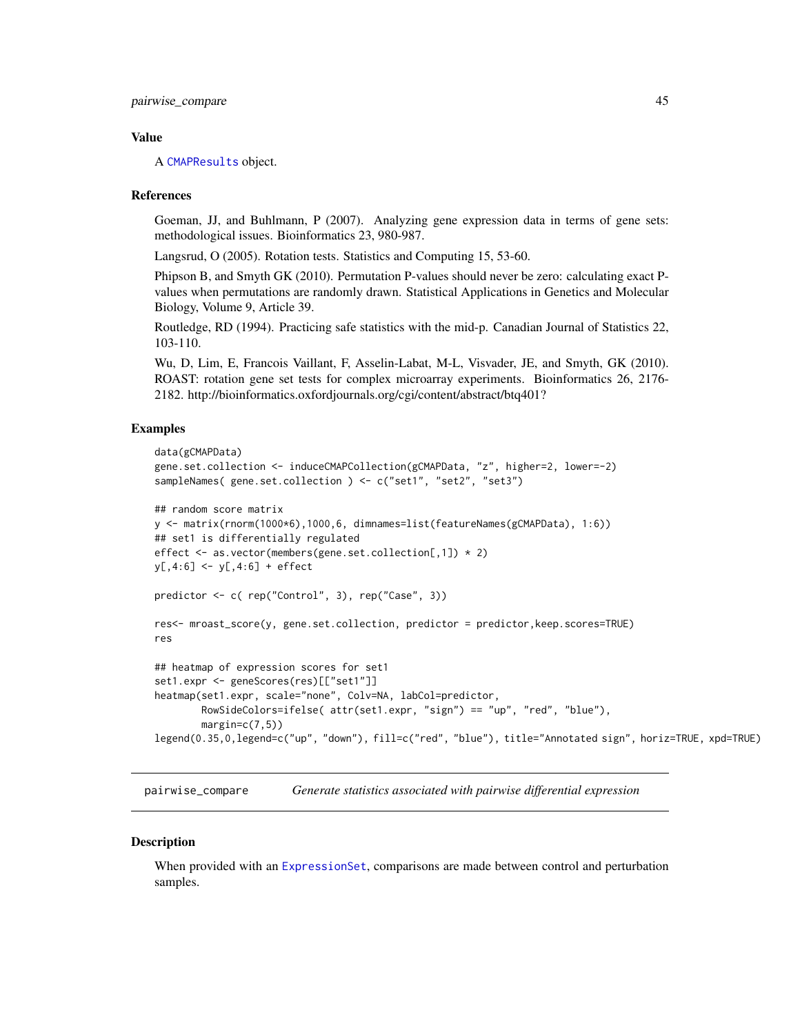## Value

A CMAPResults object.

## References

Goeman, JJ, and Buhlmann, P (2007). Analyzing gene expression data in terms of gene sets: methodological issues. Bioinformatics 23, 980-987.

Langsrud, O (2005). Rotation tests. Statistics and Computing 15, 53-60.

Phipson B, and Smyth GK (2010). Permutation P-values should never be zero: calculating exact P-values when permutations are randomly drawn. Statistical Applications in Genetics and Molecular Biology, Volume 9, Article 39.

Routledge, RD (1994). Practicing safe statistics with the mid-p. Canadian Journal of Statistics 22, 103-110.

Wu, D, Lim, E, Francois Vaillant, F, Asselin-Labat, M-L, Visvader, JE, and Smyth, GK (2010). ROAST: rotation gene set tests for complex microarray experiments. Bioinformatics 26, 2176-2182. http://bioinformatics.oxfordjournals.org/cgi/content/abstract/btq401?

## Examples

```
data(gCMAPData)
gene.set.collection <- induceCMAPCollection(gCMAPData, "z", higher=2, lower=-2)
sampleNames( gene.set.collection ) <- c("set1", "set2", "set3")

## random score matrix
y <- matrix(rnorm(1000*6),1000,6, dimnames=list(featureNames(gCMAPData), 1:6))
## set1 is differentially regulated
effect <- as.vector(members(gene.set.collection[,1]) * 2)
y[,4:6] <- y[,4:6] + effect

predictor <- c( rep("Control", 3), rep("Case", 3))

res<- mroast_score(y, gene.set.collection, predictor = predictor,keep.scores=TRUE)
res

## heatmap of expression scores for set1
set1.expr <- geneScores(res)[["set1"]]
heatmap(set1.expr, scale="none", Colv=NA, labCol=predictor,
        RowSideColors=ifelse( attr(set1.expr, "sign") == "up", "red", "blue"),
        margin=c(7,5))
legend(0.35,0,legend=c("up", "down"), fill=c("red", "blue"), title="Annotated sign", horiz=TRUE, xpd=TRUE)
```

---

# pairwise_compare — *Generate statistics associated with pairwise differential expression*

## Description

When provided with an ExpressionSet, comparisons are made between control and perturbation samples.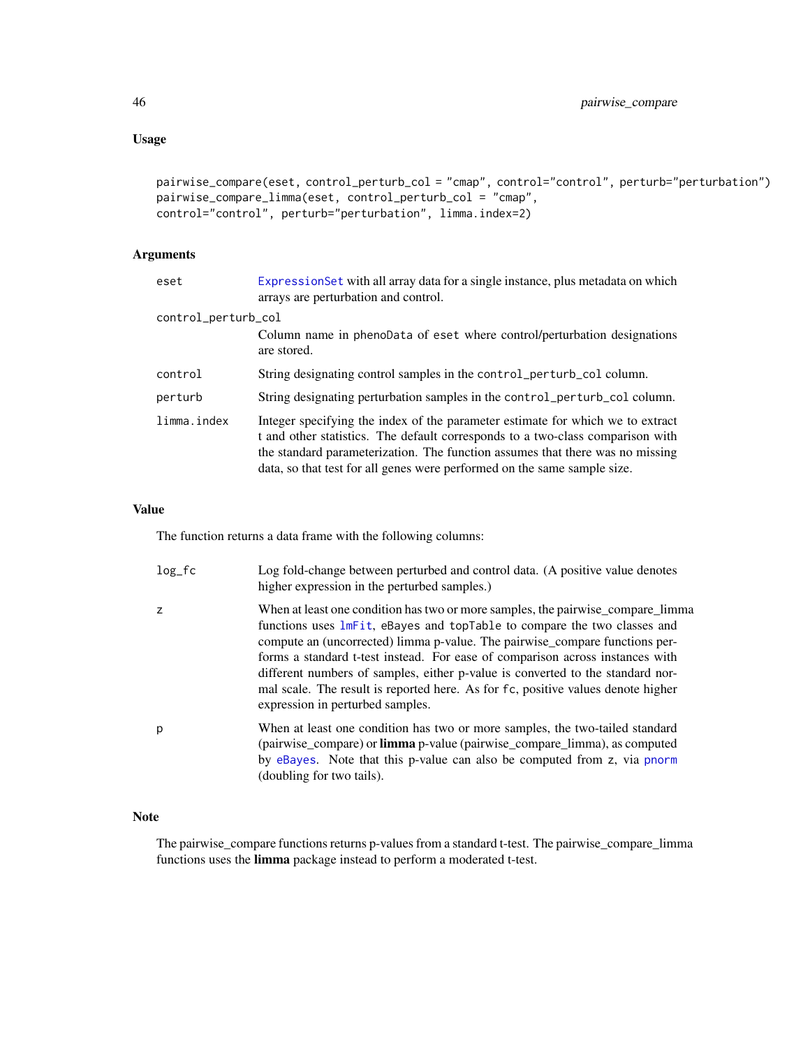## Usage

```
pairwise_compare(eset, control_perturb_col = "cmap", control="control", perturb="perturbation")
pairwise_compare_limma(eset, control_perturb_col = "cmap",
control="control", perturb="perturbation", limma.index=2)
```

## Arguments

- `eset` — ExpressionSet with all array data for a single instance, plus metadata on which arrays are perturbation and control.
- `control_perturb_col` — Column name in `phenoData` of `eset` where control/perturbation designations are stored.
- `control` — String designating control samples in the `control_perturb_col` column.
- `perturb` — String designating perturbation samples in the `control_perturb_col` column.
- `limma.index` — Integer specifying the index of the parameter estimate for which we to extract t and other statistics. The default corresponds to a two-class comparison with the standard parameterization. The function assumes that there was no missing data, so that test for all genes were performed on the same sample size.

## Value

The function returns a data frame with the following columns:

- `log_fc` — Log fold-change between perturbed and control data. (A positive value denotes higher expression in the perturbed samples.)
- `z` — When at least one condition has two or more samples, the pairwise_compare_limma functions uses `lmFit`, `eBayes` and `topTable` to compare the two classes and compute an (uncorrected) limma p-value. The pairwise_compare functions performs a standard t-test instead. For ease of comparison across instances with different numbers of samples, either p-value is converted to the standard normal scale. The result is reported here. As for `fc`, positive values denote higher expression in perturbed samples.
- `p` — When at least one condition has two or more samples, the two-tailed standard (pairwise_compare) or **limma** p-value (pairwise_compare_limma), as computed by `eBayes`. Note that this p-value can also be computed from `z`, via `pnorm` (doubling for two tails).

## Note

The pairwise_compare functions returns p-values from a standard t-test. The pairwise_compare_limma functions uses the **limma** package instead to perform a moderated t-test.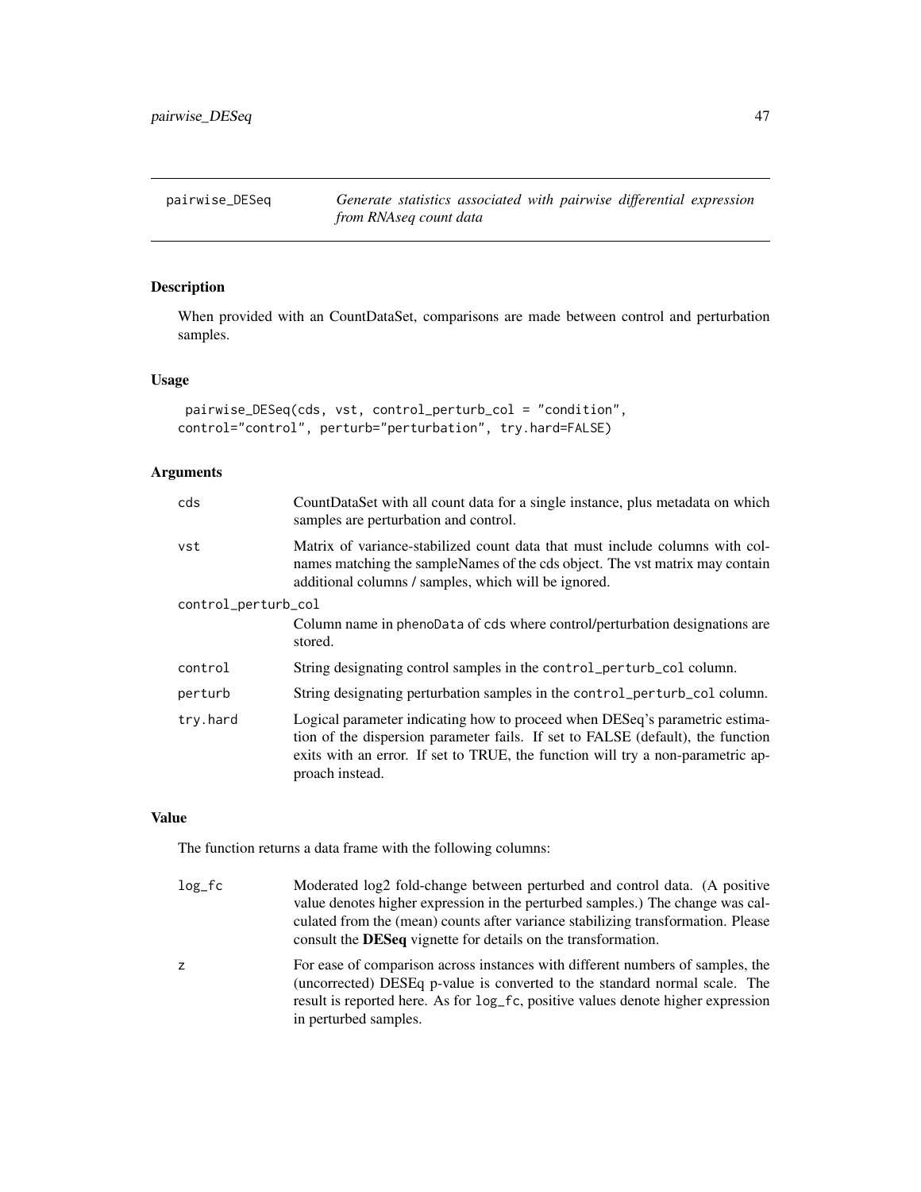## pairwise_DESeq — *Generate statistics associated with pairwise differential expression from RNAseq count data*

### Description

When provided with an CountDataSet, comparisons are made between control and perturbation samples.

### Usage

```
pairwise_DESeq(cds, vst, control_perturb_col = "condition",
control="control", perturb="perturbation", try.hard=FALSE)
```

### Arguments

- `cds` — CountDataSet with all count data for a single instance, plus metadata on which samples are perturbation and control.
- `vst` — Matrix of variance-stabilized count data that must include columns with colnames matching the sampleNames of the cds object. The vst matrix may contain additional columns / samples, which will be ignored.
- `control_perturb_col` — Column name in `phenoData` of `cds` where control/perturbation designations are stored.
- `control` — String designating control samples in the `control_perturb_col` column.
- `perturb` — String designating perturbation samples in the `control_perturb_col` column.
- `try.hard` — Logical parameter indicating how to proceed when DESeq's parametric estimation of the dispersion parameter fails. If set to FALSE (default), the function exits with an error. If set to TRUE, the function will try a non-parametric approach instead.

### Value

The function returns a data frame with the following columns:

- `log_fc` — Moderated log2 fold-change between perturbed and control data. (A positive value denotes higher expression in the perturbed samples.) The change was calculated from the (mean) counts after variance stabilizing transformation. Please consult the **DESeq** vignette for details on the transformation.
- `z` — For ease of comparison across instances with different numbers of samples, the (uncorrected) DESEq p-value is converted to the standard normal scale. The result is reported here. As for `log_fc`, positive values denote higher expression in perturbed samples.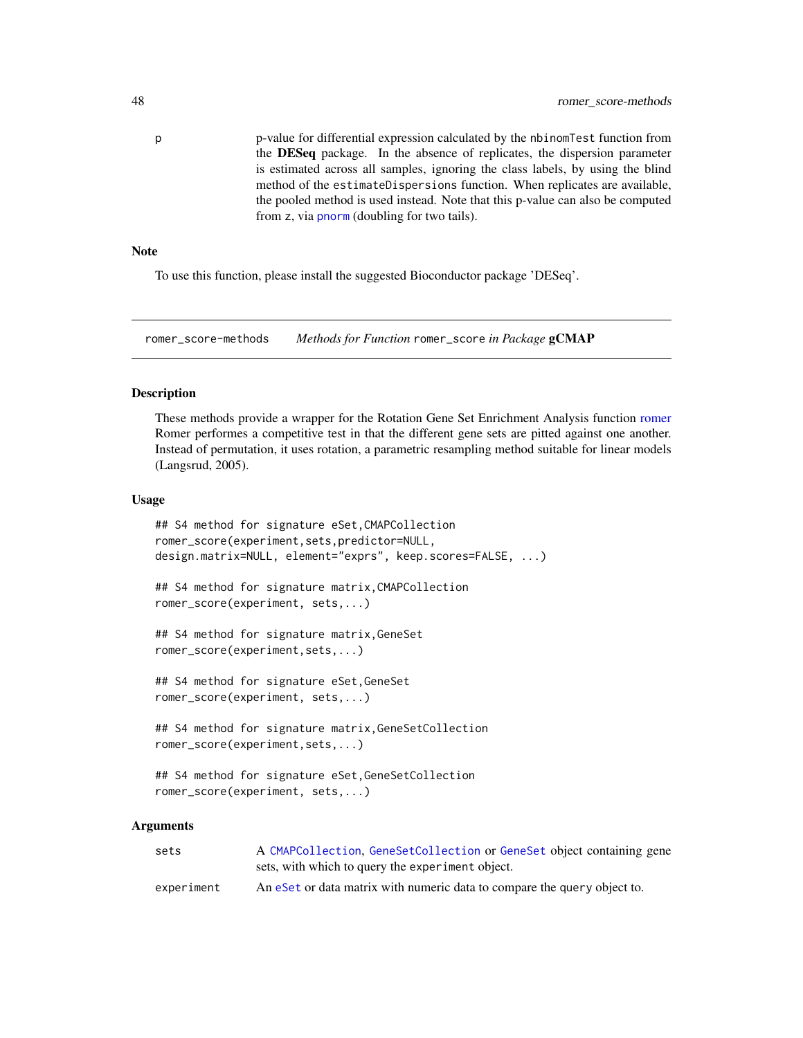p	p-value for differential expression calculated by the nbinomTest function from the **DESeq** package. In the absence of replicates, the dispersion parameter is estimated across all samples, ignoring the class labels, by using the blind method of the estimateDispersions function. When replicates are available, the pooled method is used instead. Note that this p-value can also be computed from z, via pnorm (doubling for two tails).

### Note

To use this function, please install the suggested Bioconductor package 'DESeq'.

---

## romer_score-methods *Methods for Function* romer_score *in Package* **gCMAP**

### Description

These methods provide a wrapper for the Rotation Gene Set Enrichment Analysis function romer Romer performes a competitive test in that the different gene sets are pitted against one another. Instead of permutation, it uses rotation, a parametric resampling method suitable for linear models (Langsrud, 2005).

### Usage

```
## S4 method for signature eSet,CMAPCollection
romer_score(experiment,sets,predictor=NULL,
design.matrix=NULL, element="exprs", keep.scores=FALSE, ...)

## S4 method for signature matrix,CMAPCollection
romer_score(experiment, sets,...)

## S4 method for signature matrix,GeneSet
romer_score(experiment,sets,...)

## S4 method for signature eSet,GeneSet
romer_score(experiment, sets,...)

## S4 method for signature matrix,GeneSetCollection
romer_score(experiment,sets,...)

## S4 method for signature eSet,GeneSetCollection
romer_score(experiment, sets,...)
```

### Arguments

| | |
|---|---|
| sets | A CMAPCollection, GeneSetCollection or GeneSet object containing gene sets, with which to query the experiment object. |
| experiment | An eSet or data matrix with numeric data to compare the query object to. |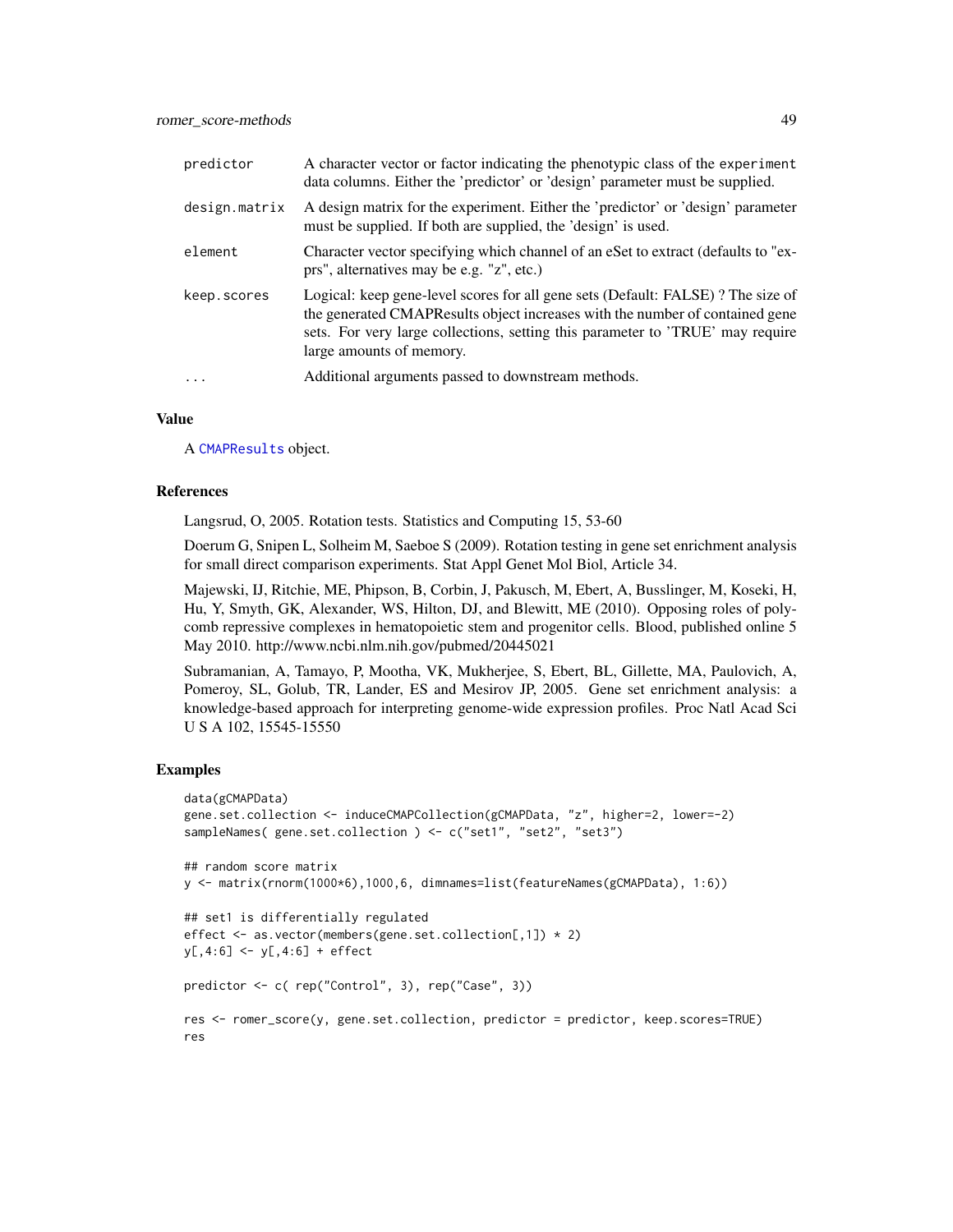| | |
|---|---|
| predictor | A character vector or factor indicating the phenotypic class of the experiment data columns. Either the 'predictor' or 'design' parameter must be supplied. |
| design.matrix | A design matrix for the experiment. Either the 'predictor' or 'design' parameter must be supplied. If both are supplied, the 'design' is used. |
| element | Character vector specifying which channel of an eSet to extract (defaults to "exprs", alternatives may be e.g. "z", etc.) |
| keep.scores | Logical: keep gene-level scores for all gene sets (Default: FALSE) ? The size of the generated CMAPResults object increases with the number of contained gene sets. For very large collections, setting this parameter to 'TRUE' may require large amounts of memory. |
| ... | Additional arguments passed to downstream methods. |

## Value

A CMAPResults object.

## References

Langsrud, O, 2005. Rotation tests. Statistics and Computing 15, 53-60

Doerum G, Snipen L, Solheim M, Saeboe S (2009). Rotation testing in gene set enrichment analysis for small direct comparison experiments. Stat Appl Genet Mol Biol, Article 34.

Majewski, IJ, Ritchie, ME, Phipson, B, Corbin, J, Pakusch, M, Ebert, A, Busslinger, M, Koseki, H, Hu, Y, Smyth, GK, Alexander, WS, Hilton, DJ, and Blewitt, ME (2010). Opposing roles of polycomb repressive complexes in hematopoietic stem and progenitor cells. Blood, published online 5 May 2010. http://www.ncbi.nlm.nih.gov/pubmed/20445021

Subramanian, A, Tamayo, P, Mootha, VK, Mukherjee, S, Ebert, BL, Gillette, MA, Paulovich, A, Pomeroy, SL, Golub, TR, Lander, ES and Mesirov JP, 2005. Gene set enrichment analysis: a knowledge-based approach for interpreting genome-wide expression profiles. Proc Natl Acad Sci U S A 102, 15545-15550

## Examples

```
data(gCMAPData)
gene.set.collection <- induceCMAPCollection(gCMAPData, "z", higher=2, lower=-2)
sampleNames( gene.set.collection ) <- c("set1", "set2", "set3")

## random score matrix
y <- matrix(rnorm(1000*6),1000,6, dimnames=list(featureNames(gCMAPData), 1:6))

## set1 is differentially regulated
effect <- as.vector(members(gene.set.collection[,1]) * 2)
y[,4:6] <- y[,4:6] + effect

predictor <- c( rep("Control", 3), rep("Case", 3))

res <- romer_score(y, gene.set.collection, predictor = predictor, keep.scores=TRUE)
res
```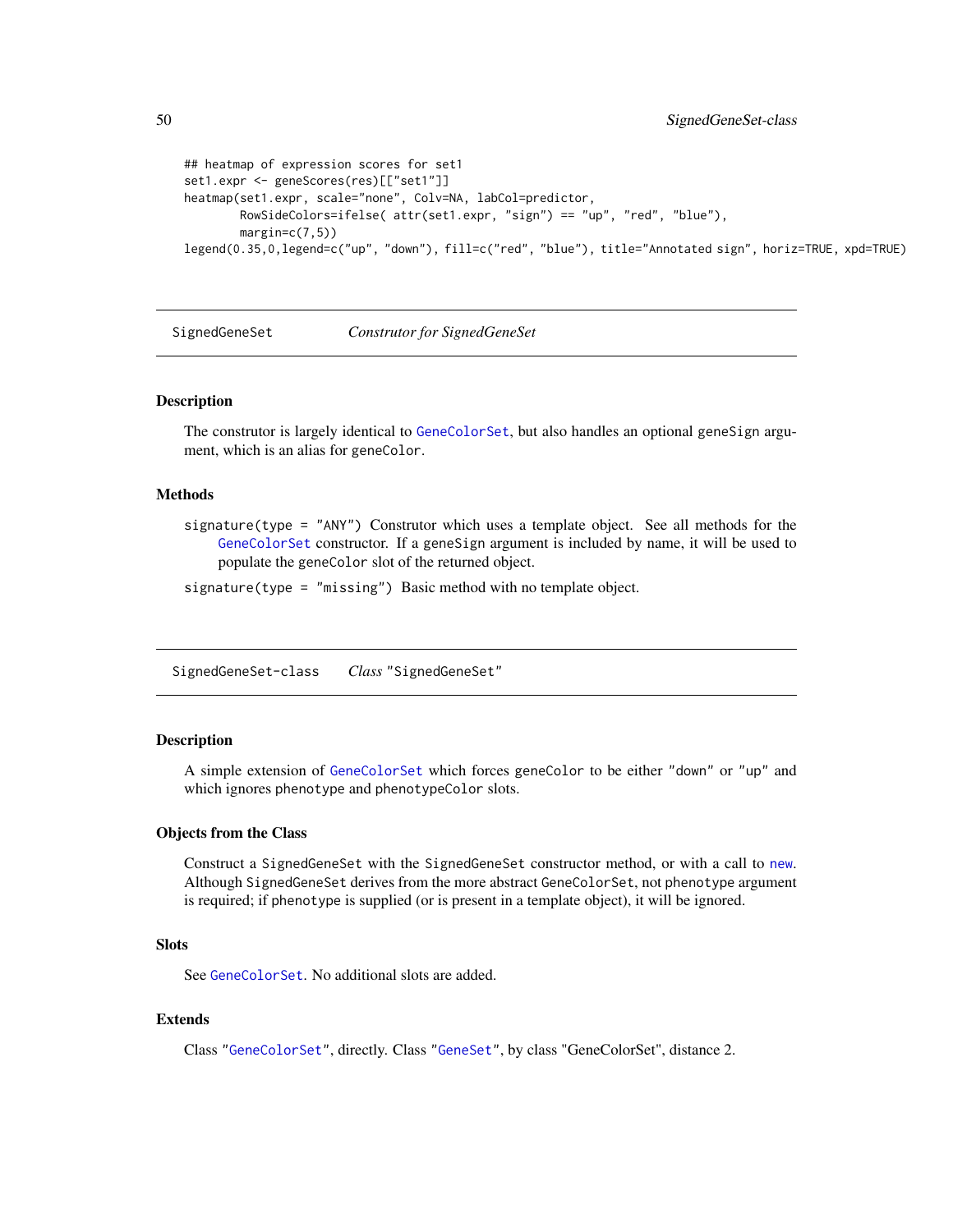```
## heatmap of expression scores for set1
set1.expr <- geneScores(res)[["set1"]]
heatmap(set1.expr, scale="none", Colv=NA, labCol=predictor,
        RowSideColors=ifelse( attr(set1.expr, "sign") == "up", "red", "blue"),
        margin=c(7,5))
legend(0.35,0,legend=c("up", "down"), fill=c("red", "blue"), title="Annotated sign", horiz=TRUE, xpd=TRUE)
```

## SignedGeneSet — *Construtor for SignedGeneSet*

### Description

The construtor is largely identical to GeneColorSet, but also handles an optional geneSign argument, which is an alias for geneColor.

### Methods

signature(type = "ANY") Construtor which uses a template object. See all methods for the GeneColorSet constructor. If a geneSign argument is included by name, it will be used to populate the geneColor slot of the returned object.

signature(type = "missing") Basic method with no template object.

## SignedGeneSet-class — *Class "SignedGeneSet"*

### Description

A simple extension of GeneColorSet which forces geneColor to be either "down" or "up" and which ignores phenotype and phenotypeColor slots.

### Objects from the Class

Construct a SignedGeneSet with the SignedGeneSet constructor method, or with a call to new. Although SignedGeneSet derives from the more abstract GeneColorSet, not phenotype argument is required; if phenotype is supplied (or is present in a template object), it will be ignored.

### Slots

See GeneColorSet. No additional slots are added.

### Extends

Class "GeneColorSet", directly. Class "GeneSet", by class "GeneColorSet", distance 2.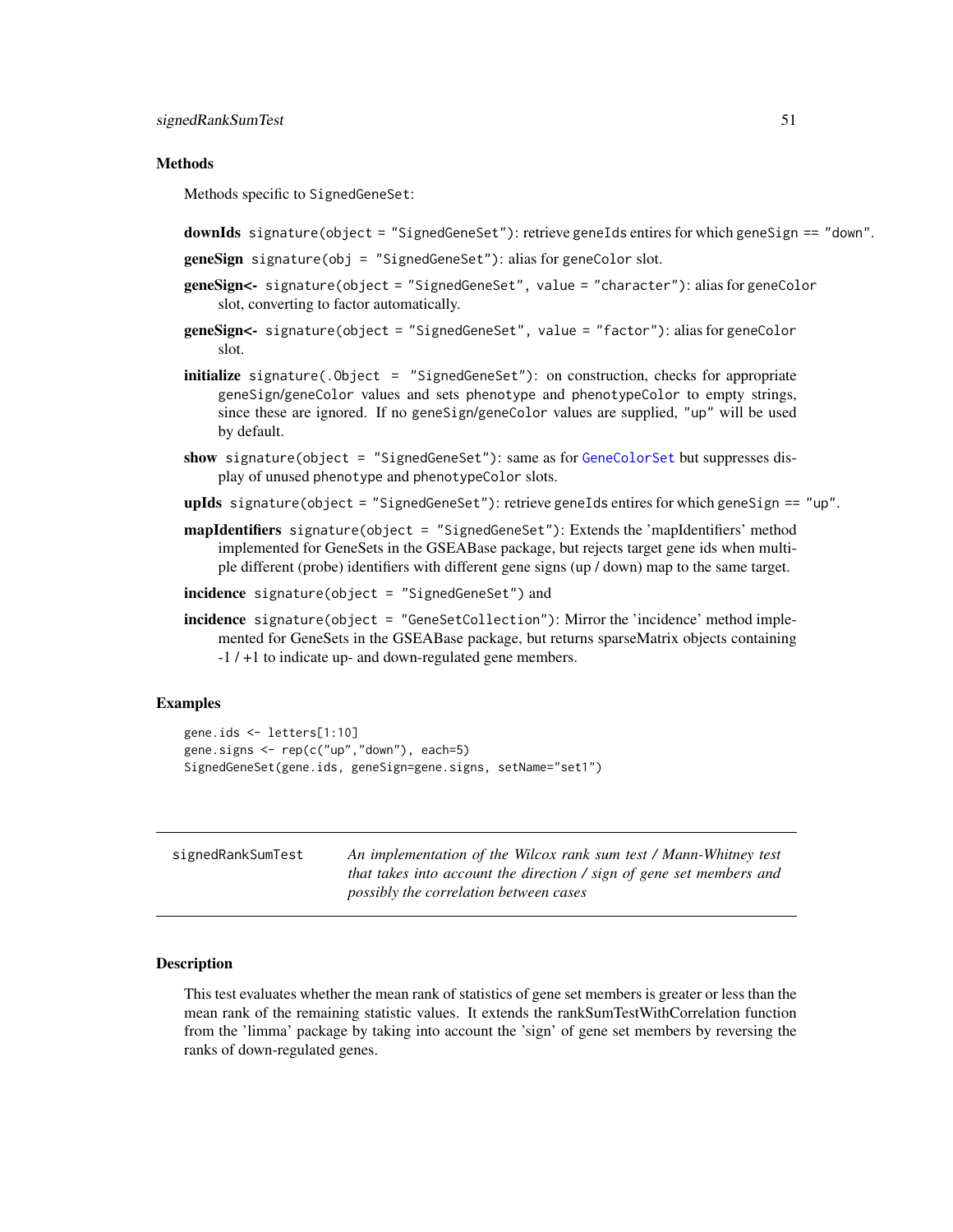## Methods

Methods specific to `SignedGeneSet`:

**downIds** `signature(object = "SignedGeneSet")`: retrieve `geneIds` entires for which `geneSign == "down"`.

**geneSign** `signature(obj = "SignedGeneSet")`: alias for `geneColor` slot.

**geneSign<-** `signature(object = "SignedGeneSet", value = "character")`: alias for `geneColor` slot, converting to factor automatically.

**geneSign<-** `signature(object = "SignedGeneSet", value = "factor")`: alias for `geneColor` slot.

**initialize** `signature(.Object = "SignedGeneSet")`: on construction, checks for appropriate `geneSign/geneColor` values and sets `phenotype` and `phenotypeColor` to empty strings, since these are ignored. If no `geneSign/geneColor` values are supplied, `"up"` will be used by default.

**show** `signature(object = "SignedGeneSet")`: same as for `GeneColorSet` but suppresses display of unused `phenotype` and `phenotypeColor` slots.

**upIds** `signature(object = "SignedGeneSet")`: retrieve `geneIds` entires for which `geneSign == "up"`.

**mapIdentifiers** `signature(object = "SignedGeneSet")`: Extends the 'mapIdentifiers' method implemented for GeneSets in the GSEABase package, but rejects target gene ids when multiple different (probe) identifiers with different gene signs (up / down) map to the same target.

**incidence** `signature(object = "SignedGeneSet")` and

**incidence** `signature(object = "GeneSetCollection")`: Mirror the 'incidence' method implemented for GeneSets in the GSEABase package, but returns sparseMatrix objects containing -1 / +1 to indicate up- and down-regulated gene members.

## Examples

```
gene.ids <- letters[1:10]
gene.signs <- rep(c("up","down"), each=5)
SignedGeneSet(gene.ids, geneSign=gene.signs, setName="set1")
```

---

`signedRankSumTest` *An implementation of the Wilcox rank sum test / Mann-Whitney test that takes into account the direction / sign of gene set members and possibly the correlation between cases*

---

## Description

This test evaluates whether the mean rank of statistics of gene set members is greater or less than the mean rank of the remaining statistic values. It extends the rankSumTestWithCorrelation function from the 'limma' package by taking into account the 'sign' of gene set members by reversing the ranks of down-regulated genes.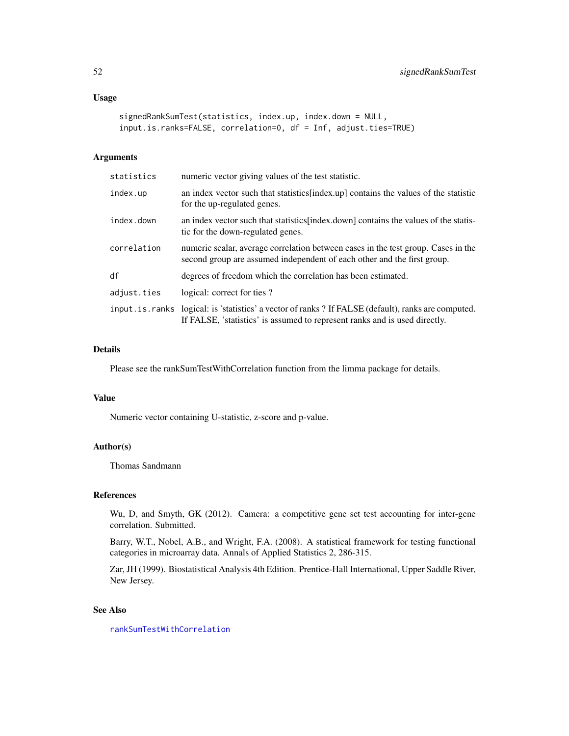## Usage

```
signedRankSumTest(statistics, index.up, index.down = NULL,
input.is.ranks=FALSE, correlation=0, df = Inf, adjust.ties=TRUE)
```

## Arguments

| | |
|---|---|
| statistics | numeric vector giving values of the test statistic. |
| index.up | an index vector such that statistics[index.up] contains the values of the statistic for the up-regulated genes. |
| index.down | an index vector such that statistics[index.down] contains the values of the statistic for the down-regulated genes. |
| correlation | numeric scalar, average correlation between cases in the test group. Cases in the second group are assumed independent of each other and the first group. |
| df | degrees of freedom which the correlation has been estimated. |
| adjust.ties | logical: correct for ties ? |
| input.is.ranks | logical: is 'statistics' a vector of ranks ? If FALSE (default), ranks are computed. If FALSE, 'statistics' is assumed to represent ranks and is used directly. |

## Details

Please see the rankSumTestWithCorrelation function from the limma package for details.

## Value

Numeric vector containing U-statistic, z-score and p-value.

## Author(s)

Thomas Sandmann

## References

Wu, D, and Smyth, GK (2012). Camera: a competitive gene set test accounting for inter-gene correlation. Submitted.

Barry, W.T., Nobel, A.B., and Wright, F.A. (2008). A statistical framework for testing functional categories in microarray data. Annals of Applied Statistics 2, 286-315.

Zar, JH (1999). Biostatistical Analysis 4th Edition. Prentice-Hall International, Upper Saddle River, New Jersey.

## See Also

rankSumTestWithCorrelation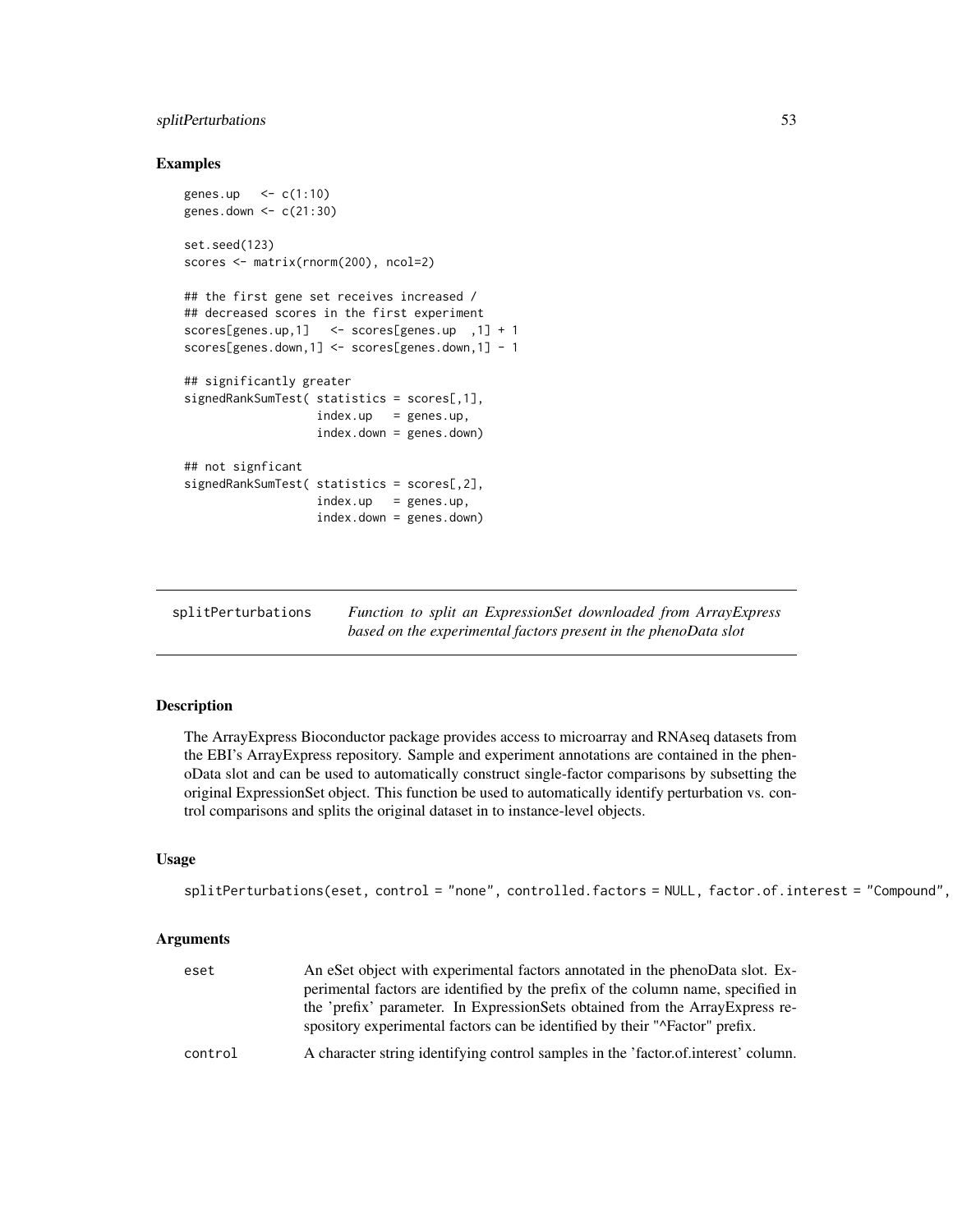## Examples

```
genes.up   <- c(1:10)
genes.down <- c(21:30)

set.seed(123)
scores <- matrix(rnorm(200), ncol=2)

## the first gene set receives increased /
## decreased scores in the first experiment
scores[genes.up,1]   <- scores[genes.up  ,1] + 1
scores[genes.down,1] <- scores[genes.down,1] - 1

## significantly greater
signedRankSumTest( statistics = scores[,1],
                   index.up   = genes.up,
                   index.down = genes.down)

## not signficant
signedRankSumTest( statistics = scores[,2],
                   index.up   = genes.up,
                   index.down = genes.down)
```

---

# splitPerturbations

*Function to split an ExpressionSet downloaded from ArrayExpress based on the experimental factors present in the phenoData slot*

---

## Description

The ArrayExpress Bioconductor package provides access to microarray and RNAseq datasets from the EBI's ArrayExpress repository. Sample and experiment annotations are contained in the phenoData slot and can be used to automatically construct single-factor comparisons by subsetting the original ExpressionSet object. This function be used to automatically identify perturbation vs. control comparisons and splits the original dataset in to instance-level objects.

## Usage

```
splitPerturbations(eset, control = "none", controlled.factors = NULL, factor.of.interest = "Compound",
```

## Arguments

| | |
|---|---|
| eset | An eSet object with experimental factors annotated in the phenoData slot. Experimental factors are identified by the prefix of the column name, specified in the 'prefix' parameter. In ExpressionSets obtained from the ArrayExpress respository experimental factors can be identified by their "^Factor" prefix. |
| control | A character string identifying control samples in the 'factor.of.interest' column. |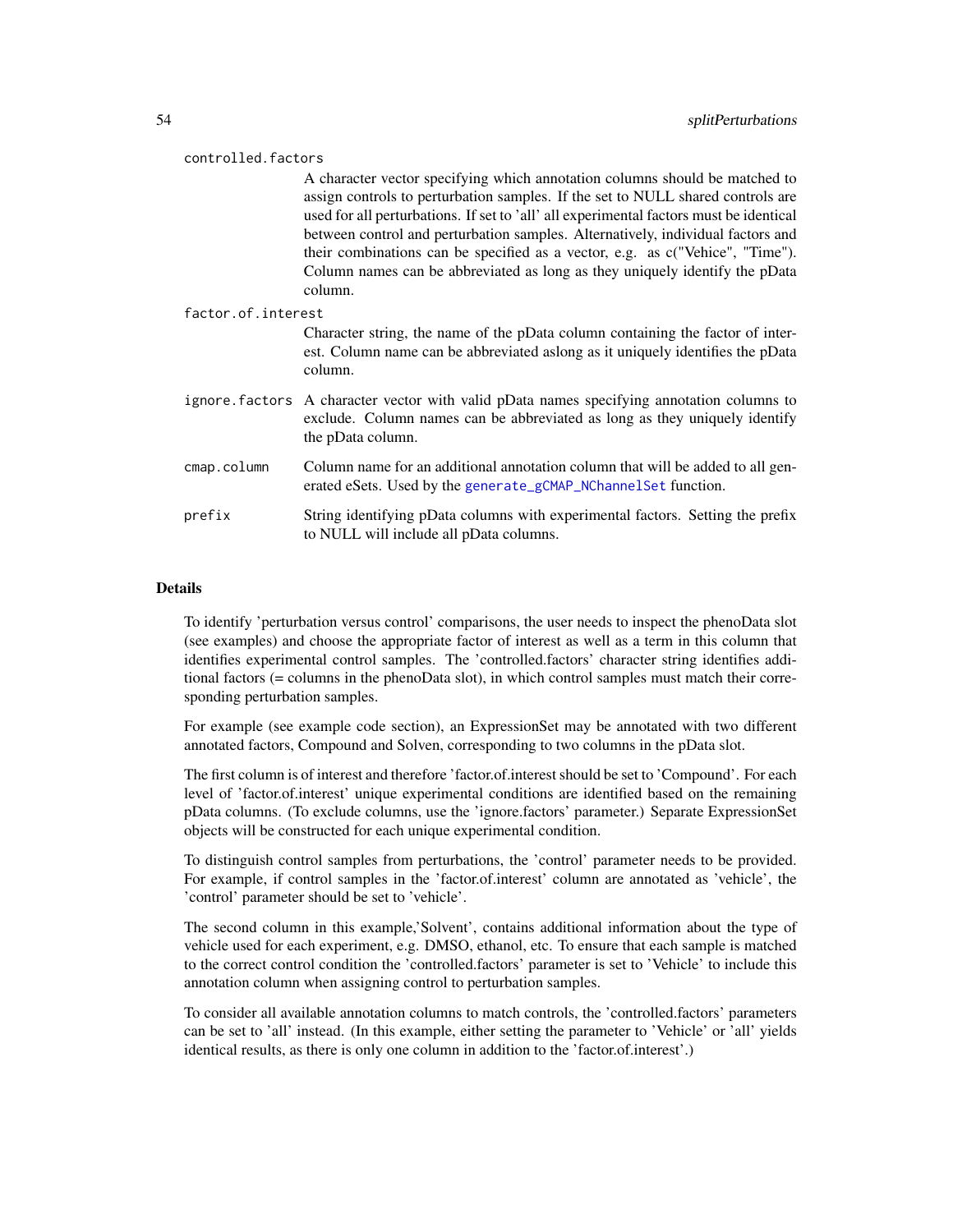controlled.factors
: A character vector specifying which annotation columns should be matched to assign controls to perturbation samples. If the set to NULL shared controls are used for all perturbations. If set to 'all' all experimental factors must be identical between control and perturbation samples. Alternatively, individual factors and their combinations can be specified as a vector, e.g. as c("Vehice", "Time"). Column names can be abbreviated as long as they uniquely identify the pData column.

factor.of.interest
: Character string, the name of the pData column containing the factor of interest. Column name can be abbreviated aslong as it uniquely identifies the pData column.

ignore.factors
: A character vector with valid pData names specifying annotation columns to exclude. Column names can be abbreviated as long as they uniquely identify the pData column.

cmap.column
: Column name for an additional annotation column that will be added to all generated eSets. Used by the generate_gCMAP_NChannelSet function.

prefix
: String identifying pData columns with experimental factors. Setting the prefix to NULL will include all pData columns.

## Details

To identify 'perturbation versus control' comparisons, the user needs to inspect the phenoData slot (see examples) and choose the appropriate factor of interest as well as a term in this column that identifies experimental control samples. The 'controlled.factors' character string identifies additional factors (= columns in the phenoData slot), in which control samples must match their corresponding perturbation samples.

For example (see example code section), an ExpressionSet may be annotated with two different annotated factors, Compound and Solven, corresponding to two columns in the pData slot.

The first column is of interest and therefore 'factor.of.interest should be set to 'Compound'. For each level of 'factor.of.interest' unique experimental conditions are identified based on the remaining pData columns. (To exclude columns, use the 'ignore.factors' parameter.) Separate ExpressionSet objects will be constructed for each unique experimental condition.

To distinguish control samples from perturbations, the 'control' parameter needs to be provided. For example, if control samples in the 'factor.of.interest' column are annotated as 'vehicle', the 'control' parameter should be set to 'vehicle'.

The second column in this example,'Solvent', contains additional information about the type of vehicle used for each experiment, e.g. DMSO, ethanol, etc. To ensure that each sample is matched to the correct control condition the 'controlled.factors' parameter is set to 'Vehicle' to include this annotation column when assigning control to perturbation samples.

To consider all available annotation columns to match controls, the 'controlled.factors' parameters can be set to 'all' instead. (In this example, either setting the parameter to 'Vehicle' or 'all' yields identical results, as there is only one column in addition to the 'factor.of.interest'.)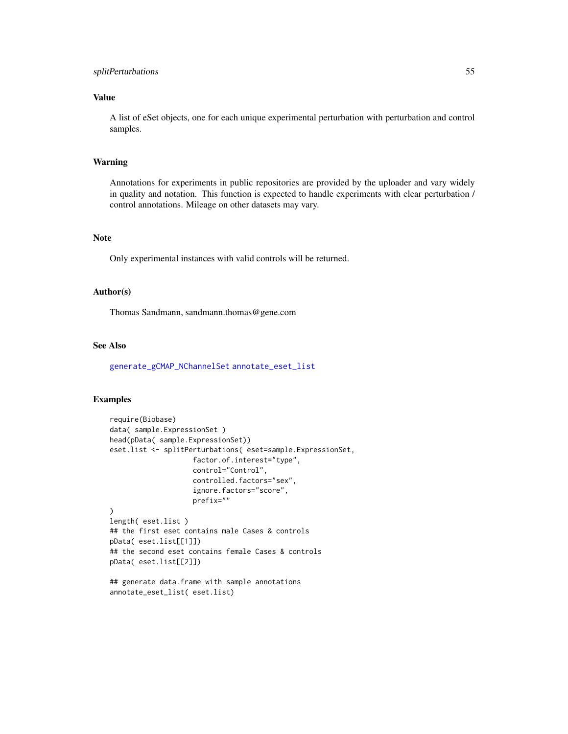## Value

A list of eSet objects, one for each unique experimental perturbation with perturbation and control samples.

## Warning

Annotations for experiments in public repositories are provided by the uploader and vary widely in quality and notation. This function is expected to handle experiments with clear perturbation / control annotations. Mileage on other datasets may vary.

## Note

Only experimental instances with valid controls will be returned.

## Author(s)

Thomas Sandmann, sandmann.thomas@gene.com

## See Also

generate_gCMAP_NChannelSet annotate_eset_list

## Examples

```
require(Biobase)
data( sample.ExpressionSet )
head(pData( sample.ExpressionSet))
eset.list <- splitPerturbations( eset=sample.ExpressionSet,
                    factor.of.interest="type",
                    control="Control",
                    controlled.factors="sex",
                    ignore.factors="score",
                    prefix=""
)
length( eset.list )
## the first eset contains male Cases & controls
pData( eset.list[[1]])
## the second eset contains female Cases & controls
pData( eset.list[[2]])

## generate data.frame with sample annotations
annotate_eset_list( eset.list)
```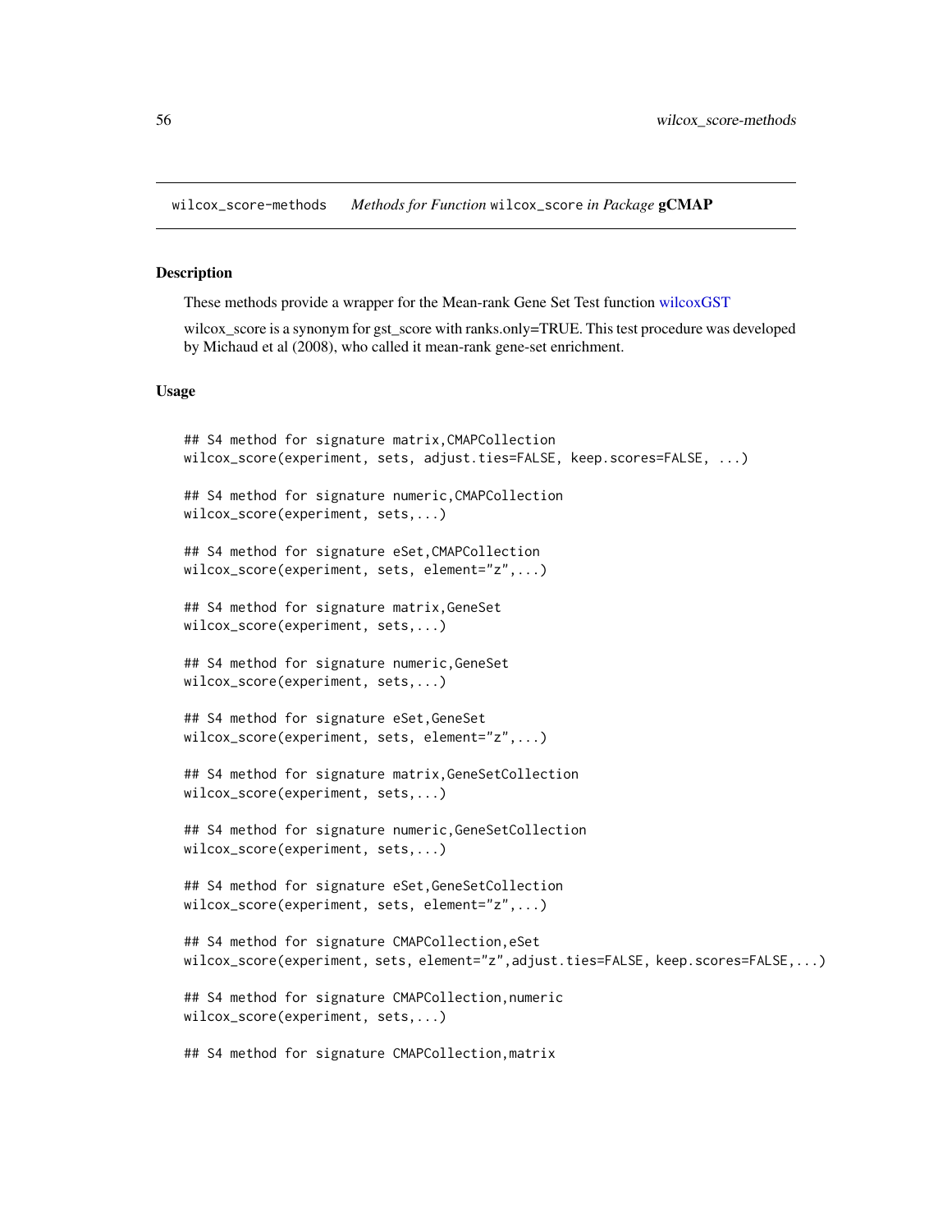wilcox_score-methods    *Methods for Function* `wilcox_score` *in Package* **gCMAP**

### Description

These methods provide a wrapper for the Mean-rank Gene Set Test function wilcoxGST

wilcox_score is a synonym for gst_score with ranks.only=TRUE. This test procedure was developed by Michaud et al (2008), who called it mean-rank gene-set enrichment.

### Usage

```
## S4 method for signature matrix,CMAPCollection
wilcox_score(experiment, sets, adjust.ties=FALSE, keep.scores=FALSE, ...)

## S4 method for signature numeric,CMAPCollection
wilcox_score(experiment, sets,...)

## S4 method for signature eSet,CMAPCollection
wilcox_score(experiment, sets, element="z",...)

## S4 method for signature matrix,GeneSet
wilcox_score(experiment, sets,...)

## S4 method for signature numeric,GeneSet
wilcox_score(experiment, sets,...)

## S4 method for signature eSet,GeneSet
wilcox_score(experiment, sets, element="z",...)

## S4 method for signature matrix,GeneSetCollection
wilcox_score(experiment, sets,...)

## S4 method for signature numeric,GeneSetCollection
wilcox_score(experiment, sets,...)

## S4 method for signature eSet,GeneSetCollection
wilcox_score(experiment, sets, element="z",...)

## S4 method for signature CMAPCollection,eSet
wilcox_score(experiment, sets, element="z",adjust.ties=FALSE, keep.scores=FALSE,...)

## S4 method for signature CMAPCollection,numeric
wilcox_score(experiment, sets,...)

## S4 method for signature CMAPCollection,matrix
```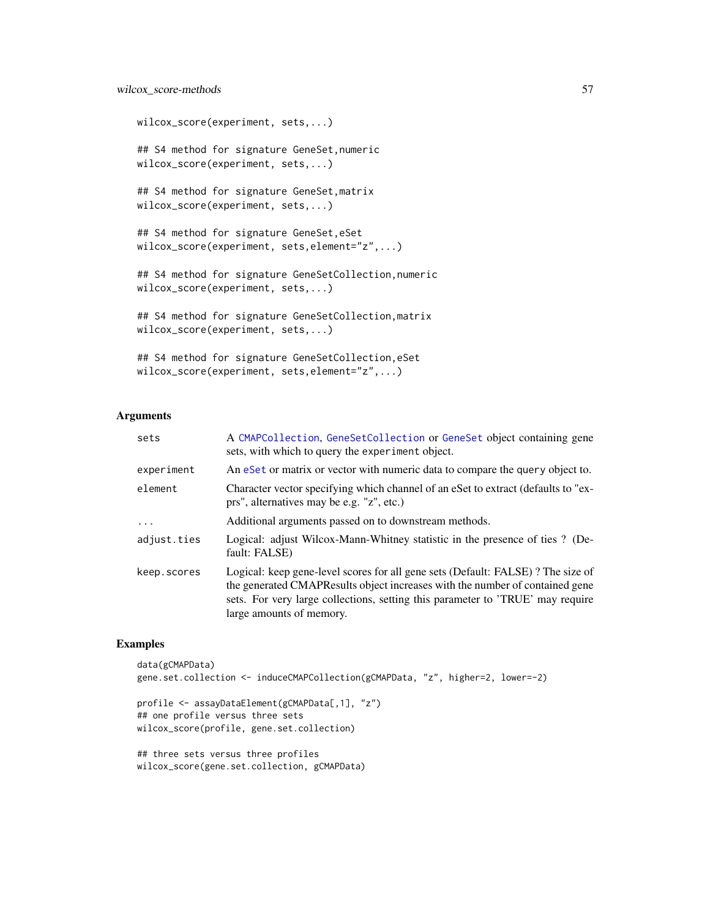```
wilcox_score(experiment, sets,...)

## S4 method for signature GeneSet,numeric
wilcox_score(experiment, sets,...)

## S4 method for signature GeneSet,matrix
wilcox_score(experiment, sets,...)

## S4 method for signature GeneSet,eSet
wilcox_score(experiment, sets,element="z",...)

## S4 method for signature GeneSetCollection,numeric
wilcox_score(experiment, sets,...)

## S4 method for signature GeneSetCollection,matrix
wilcox_score(experiment, sets,...)

## S4 method for signature GeneSetCollection,eSet
wilcox_score(experiment, sets,element="z",...)
```

## Arguments

| | |
|---|---|
| `sets` | A `CMAPCollection`, `GeneSetCollection` or `GeneSet` object containing gene sets, with which to query the `experiment` object. |
| `experiment` | An `eSet` or matrix or vector with numeric data to compare the `query` object to. |
| `element` | Character vector specifying which channel of an eSet to extract (defaults to "exprs", alternatives may be e.g. "z", etc.) |
| `...` | Additional arguments passed on to downstream methods. |
| `adjust.ties` | Logical: adjust Wilcox-Mann-Whitney statistic in the presence of ties ? (Default: FALSE) |
| `keep.scores` | Logical: keep gene-level scores for all gene sets (Default: FALSE) ? The size of the generated CMAPResults object increases with the number of contained gene sets. For very large collections, setting this parameter to 'TRUE' may require large amounts of memory. |

## Examples

```
data(gCMAPData)
gene.set.collection <- induceCMAPCollection(gCMAPData, "z", higher=2, lower=-2)

profile <- assayDataElement(gCMAPData[,1], "z")
## one profile versus three sets
wilcox_score(profile, gene.set.collection)

## three sets versus three profiles
wilcox_score(gene.set.collection, gCMAPData)
```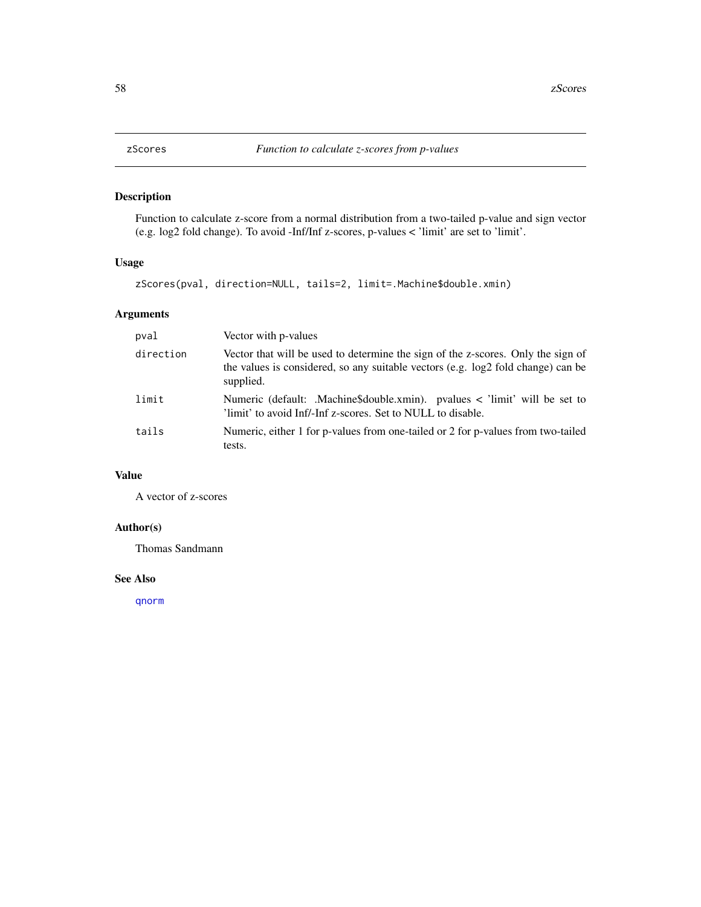## zScores — *Function to calculate z-scores from p-values*

### Description

Function to calculate z-score from a normal distribution from a two-tailed p-value and sign vector (e.g. log2 fold change). To avoid -Inf/Inf z-scores, p-values < 'limit' are set to 'limit'.

### Usage

```
zScores(pval, direction=NULL, tails=2, limit=.Machine$double.xmin)
```

### Arguments

| | |
|---|---|
| `pval` | Vector with p-values |
| `direction` | Vector that will be used to determine the sign of the z-scores. Only the sign of the values is considered, so any suitable vectors (e.g. log2 fold change) can be supplied. |
| `limit` | Numeric (default: .Machine$double.xmin). pvalues < 'limit' will be set to 'limit' to avoid Inf/-Inf z-scores. Set to NULL to disable. |
| `tails` | Numeric, either 1 for p-values from one-tailed or 2 for p-values from two-tailed tests. |

### Value

A vector of z-scores

### Author(s)

Thomas Sandmann

### See Also

qnorm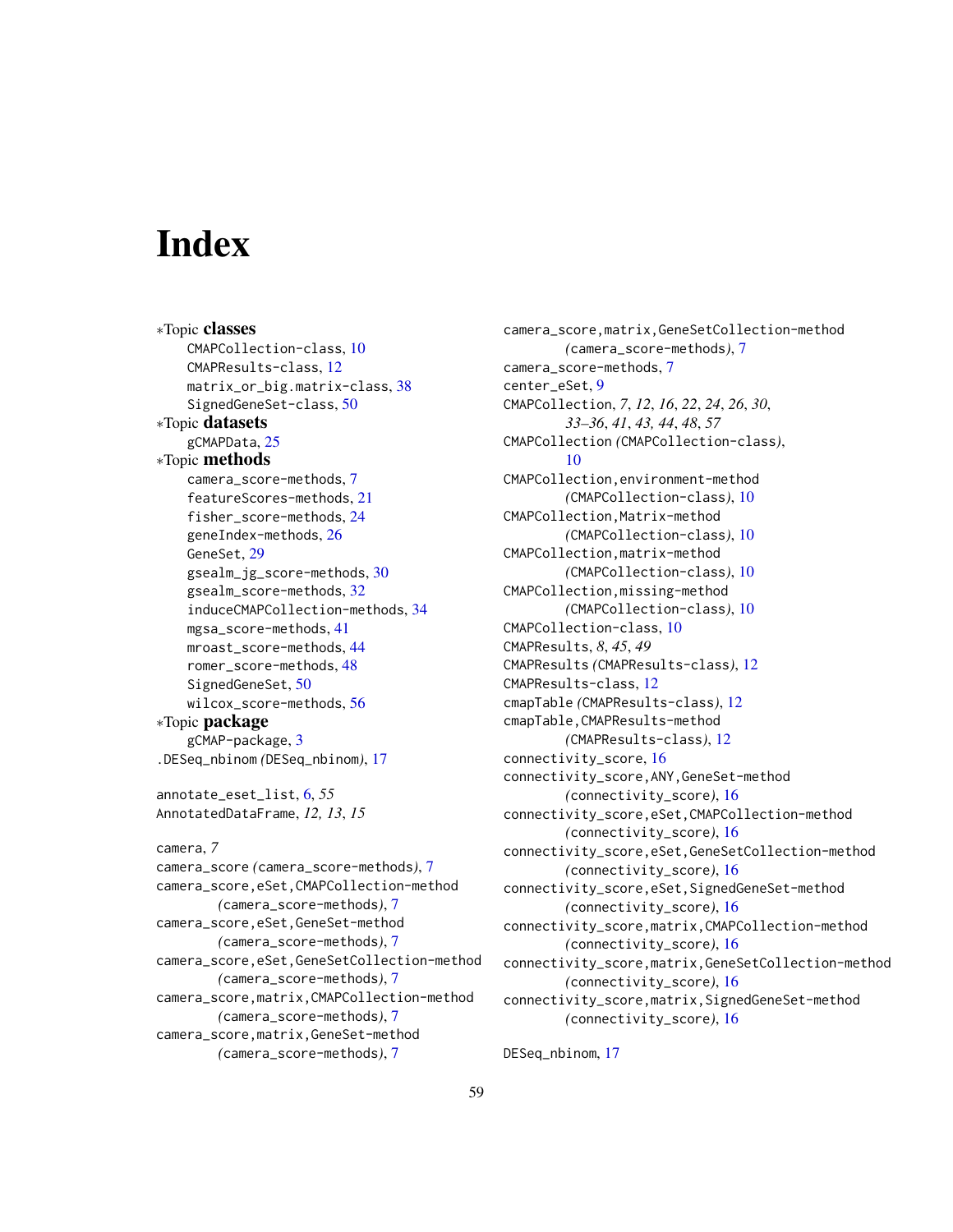# Index

∗Topic **classes**
- CMAPCollection-class, 10
- CMAPResults-class, 12
- matrix_or_big.matrix-class, 38
- SignedGeneSet-class, 50

∗Topic **datasets**
- gCMAPData, 25

∗Topic **methods**
- camera_score-methods, 7
- featureScores-methods, 21
- fisher_score-methods, 24
- geneIndex-methods, 26
- GeneSet, 29
- gsealm_jg_score-methods, 30
- gsealm_score-methods, 32
- induceCMAPCollection-methods, 34
- mgsa_score-methods, 41
- mroast_score-methods, 44
- romer_score-methods, 48
- SignedGeneSet, 50
- wilcox_score-methods, 56

∗Topic **package**
- gCMAP-package, 3

.DESeq_nbinom *(DESeq_nbinom)*, 17

annotate_eset_list, 6, *55*
AnnotatedDataFrame, *12, 13, 15*

camera, *7*
camera_score *(camera_score-methods)*, 7
camera_score,eSet,CMAPCollection-method *(camera_score-methods)*, 7
camera_score,eSet,GeneSet-method *(camera_score-methods)*, 7
camera_score,eSet,GeneSetCollection-method *(camera_score-methods)*, 7
camera_score,matrix,CMAPCollection-method *(camera_score-methods)*, 7
camera_score,matrix,GeneSet-method *(camera_score-methods)*, 7
camera_score,matrix,GeneSetCollection-method *(camera_score-methods)*, 7
camera_score-methods, 7
center_eSet, 9
CMAPCollection, *7*, *12*, *16*, *22*, *24*, *26*, *30*, *33–36*, *41*, *43, 44*, *48*, *57*
CMAPCollection *(CMAPCollection-class)*, 10
CMAPCollection,environment-method *(CMAPCollection-class)*, 10
CMAPCollection,Matrix-method *(CMAPCollection-class)*, 10
CMAPCollection,matrix-method *(CMAPCollection-class)*, 10
CMAPCollection,missing-method *(CMAPCollection-class)*, 10
CMAPCollection-class, 10
CMAPResults, *8*, *45*, *49*
CMAPResults *(CMAPResults-class)*, 12
CMAPResults-class, 12
cmapTable *(CMAPResults-class)*, 12
cmapTable,CMAPResults-method *(CMAPResults-class)*, 12
connectivity_score, 16
connectivity_score,ANY,GeneSet-method *(connectivity_score)*, 16
connectivity_score,eSet,CMAPCollection-method *(connectivity_score)*, 16
connectivity_score,eSet,GeneSetCollection-method *(connectivity_score)*, 16
connectivity_score,eSet,SignedGeneSet-method *(connectivity_score)*, 16
connectivity_score,matrix,CMAPCollection-method *(connectivity_score)*, 16
connectivity_score,matrix,GeneSetCollection-method *(connectivity_score)*, 16
connectivity_score,matrix,SignedGeneSet-method *(connectivity_score)*, 16

DESeq_nbinom, 17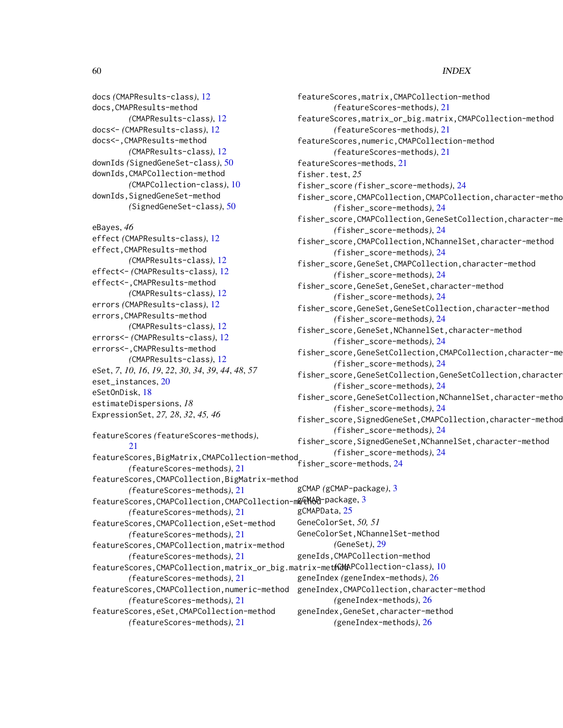docs *(CMAPResults-class)*, 12
docs,CMAPResults-method *(CMAPResults-class)*, 12
docs<- *(CMAPResults-class)*, 12
docs<-,CMAPResults-method *(CMAPResults-class)*, 12
downIds *(SignedGeneSet-class)*, 50
downIds,CMAPCollection-method *(CMAPCollection-class)*, 10
downIds,SignedGeneSet-method *(SignedGeneSet-class)*, 50

eBayes, *46*
effect *(CMAPResults-class)*, 12
effect,CMAPResults-method *(CMAPResults-class)*, 12
effect<- *(CMAPResults-class)*, 12
effect<-,CMAPResults-method *(CMAPResults-class)*, 12
errors *(CMAPResults-class)*, 12
errors,CMAPResults-method *(CMAPResults-class)*, 12
errors<- *(CMAPResults-class)*, 12
errors<-,CMAPResults-method *(CMAPResults-class)*, 12
eSet, *7*, *10*, *16*, *19*, *22*, *30*, *34*, *39*, *44*, *48*, *57*
eset_instances, 20
eSetOnDisk, 18
estimateDispersions, *18*
ExpressionSet, *27, 28*, *32*, *45*, *46*

featureScores *(featureScores-methods)*, 21
featureScores,BigMatrix,CMAPCollection-method *(featureScores-methods)*, 21
featureScores,CMAPCollection,BigMatrix-method *(featureScores-methods)*, 21
featureScores,CMAPCollection,CMAPCollection-method *(featureScores-methods)*, 21
featureScores,CMAPCollection,eSet-method *(featureScores-methods)*, 21
featureScores,CMAPCollection,matrix-method *(featureScores-methods)*, 21
featureScores,CMAPCollection,matrix_or_big.matrix-method *(featureScores-methods)*, 21
featureScores,CMAPCollection,numeric-method *(featureScores-methods)*, 21
featureScores,eSet,CMAPCollection-method *(featureScores-methods)*, 21
featureScores,matrix,CMAPCollection-method *(featureScores-methods)*, 21
featureScores,matrix_or_big.matrix,CMAPCollection-method *(featureScores-methods)*, 21
featureScores,numeric,CMAPCollection-method *(featureScores-methods)*, 21
featureScores-methods, 21
fisher.test, *25*
fisher_score *(fisher_score-methods)*, 24
fisher_score,CMAPCollection,CMAPCollection,character-method *(fisher_score-methods)*, 24
fisher_score,CMAPCollection,GeneSetCollection,character-method *(fisher_score-methods)*, 24
fisher_score,CMAPCollection,NChannelSet,character-method *(fisher_score-methods)*, 24
fisher_score,GeneSet,CMAPCollection,character-method *(fisher_score-methods)*, 24
fisher_score,GeneSet,GeneSet,character-method *(fisher_score-methods)*, 24
fisher_score,GeneSet,GeneSetCollection,character-method *(fisher_score-methods)*, 24
fisher_score,GeneSet,NChannelSet,character-method *(fisher_score-methods)*, 24
fisher_score,GeneSetCollection,CMAPCollection,character-method *(fisher_score-methods)*, 24
fisher_score,GeneSetCollection,GeneSetCollection,character-method *(fisher_score-methods)*, 24
fisher_score,GeneSetCollection,NChannelSet,character-method *(fisher_score-methods)*, 24
fisher_score,SignedGeneSet,CMAPCollection,character-method *(fisher_score-methods)*, 24
fisher_score,SignedGeneSet,NChannelSet,character-method *(fisher_score-methods)*, 24
fisher_score-methods, 24

gCMAP *(gCMAP-package)*, 3
gCMAP-package, 3
gCMAPData, 25
GeneColorSet, *50, 51*
GeneColorSet,NChannelSet-method *(GeneSet)*, 29
geneIds,CMAPCollection-method *(CMAPCollection-class)*, 10
geneIndex *(geneIndex-methods)*, 26
geneIndex,CMAPCollection,character-method *(geneIndex-methods)*, 26
geneIndex,GeneSet,character-method *(geneIndex-methods)*, 26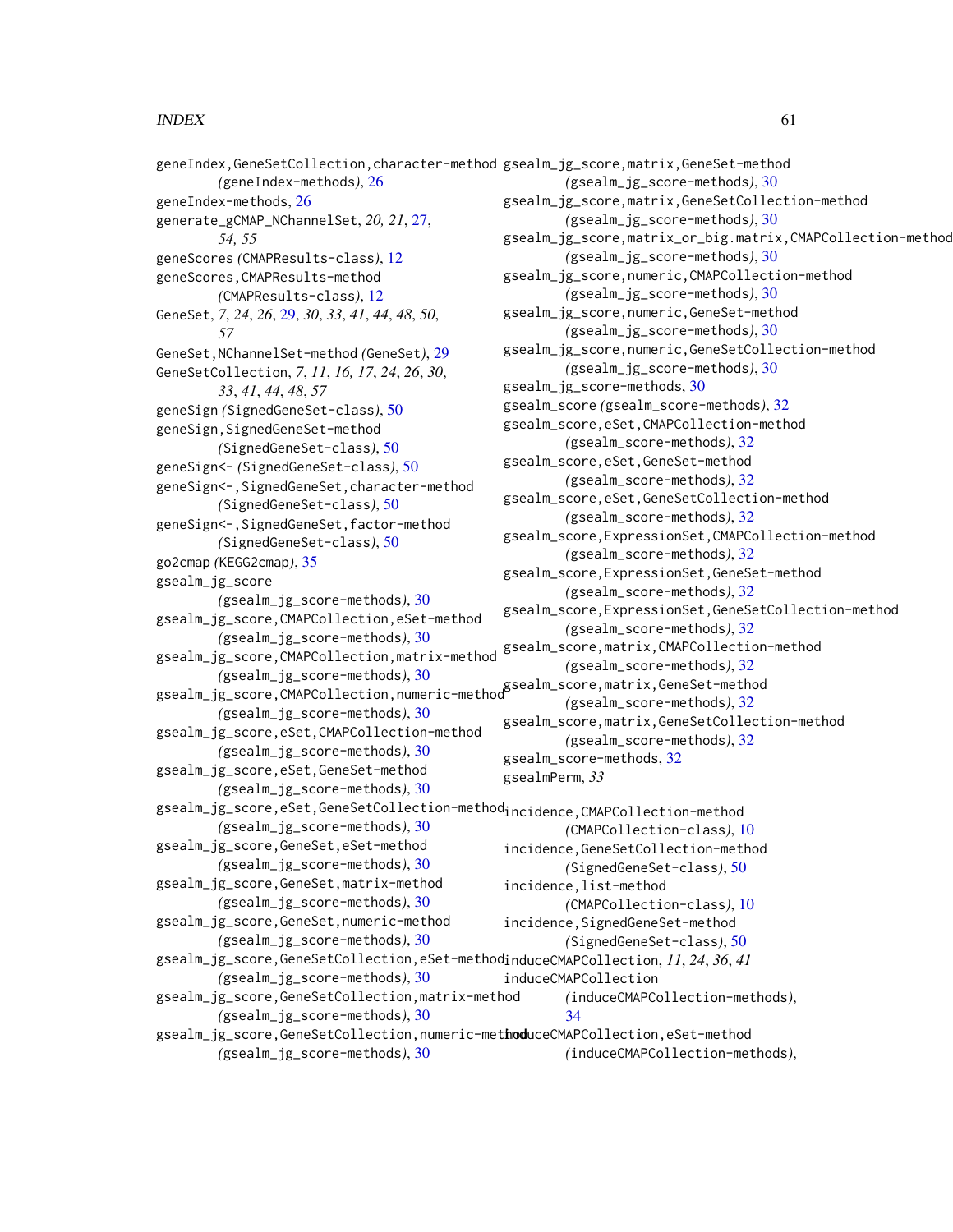geneIndex,GeneSetCollection,character-method
*(geneIndex-methods)*, 26
geneIndex-methods, 26
generate_gCMAP_NChannelSet, *20, 21*, 27, *54, 55*
geneScores *(CMAPResults-class)*, 12
geneScores,CMAPResults-method
*(CMAPResults-class)*, 12
GeneSet, *7*, *24*, *26*, 29, *30*, *33*, *41*, *44*, *48*, *50*, *57*
GeneSet,NChannelSet-method *(GeneSet)*, 29
GeneSetCollection, *7*, *11*, *16, 17*, *24*, *26*, *30*, *33*, *41*, *44*, *48*, *57*
geneSign *(SignedGeneSet-class)*, 50
geneSign,SignedGeneSet-method
*(SignedGeneSet-class)*, 50
geneSign<- *(SignedGeneSet-class)*, 50
geneSign<-,SignedGeneSet,character-method
*(SignedGeneSet-class)*, 50
geneSign<-,SignedGeneSet,factor-method
*(SignedGeneSet-class)*, 50
go2cmap *(KEGG2cmap)*, 35
gsealm_jg_score
*(gsealm_jg_score-methods)*, 30
gsealm_jg_score,CMAPCollection,eSet-method
*(gsealm_jg_score-methods)*, 30
gsealm_jg_score,CMAPCollection,matrix-method
*(gsealm_jg_score-methods)*, 30
gsealm_jg_score,CMAPCollection,numeric-method
*(gsealm_jg_score-methods)*, 30
gsealm_jg_score,eSet,CMAPCollection-method
*(gsealm_jg_score-methods)*, 30
gsealm_jg_score,eSet,GeneSet-method
*(gsealm_jg_score-methods)*, 30
gsealm_jg_score,eSet,GeneSetCollection-method
*(gsealm_jg_score-methods)*, 30
gsealm_jg_score,GeneSet,eSet-method
*(gsealm_jg_score-methods)*, 30
gsealm_jg_score,GeneSet,matrix-method
*(gsealm_jg_score-methods)*, 30
gsealm_jg_score,GeneSet,numeric-method
*(gsealm_jg_score-methods)*, 30
gsealm_jg_score,GeneSetCollection,eSet-method
*(gsealm_jg_score-methods)*, 30
gsealm_jg_score,GeneSetCollection,matrix-method
*(gsealm_jg_score-methods)*, 30
gsealm_jg_score,GeneSetCollection,numeric-method
*(gsealm_jg_score-methods)*, 30
gsealm_jg_score,matrix,GeneSet-method
*(gsealm_jg_score-methods)*, 30
gsealm_jg_score,matrix,GeneSetCollection-method
*(gsealm_jg_score-methods)*, 30
gsealm_jg_score,matrix_or_big.matrix,CMAPCollection-method
*(gsealm_jg_score-methods)*, 30
gsealm_jg_score,numeric,CMAPCollection-method
*(gsealm_jg_score-methods)*, 30
gsealm_jg_score,numeric,GeneSet-method
*(gsealm_jg_score-methods)*, 30
gsealm_jg_score,numeric,GeneSetCollection-method
*(gsealm_jg_score-methods)*, 30
gsealm_jg_score-methods, 30
gsealm_score *(gsealm_score-methods)*, 32
gsealm_score,eSet,CMAPCollection-method
*(gsealm_score-methods)*, 32
gsealm_score,eSet,GeneSet-method
*(gsealm_score-methods)*, 32
gsealm_score,eSet,GeneSetCollection-method
*(gsealm_score-methods)*, 32
gsealm_score,ExpressionSet,CMAPCollection-method
*(gsealm_score-methods)*, 32
gsealm_score,ExpressionSet,GeneSet-method
*(gsealm_score-methods)*, 32
gsealm_score,ExpressionSet,GeneSetCollection-method
*(gsealm_score-methods)*, 32
gsealm_score,matrix,CMAPCollection-method
*(gsealm_score-methods)*, 32
gsealm_score,matrix,GeneSet-method
*(gsealm_score-methods)*, 32
gsealm_score,matrix,GeneSetCollection-method
*(gsealm_score-methods)*, 32
gsealm_score-methods, 32
gsealmPerm, *33*

incidence,CMAPCollection-method
*(CMAPCollection-class)*, 10
incidence,GeneSetCollection-method
*(SignedGeneSet-class)*, 50
incidence,list-method
*(CMAPCollection-class)*, 10
incidence,SignedGeneSet-method
*(SignedGeneSet-class)*, 50
induceCMAPCollection, *11*, *24*, *36*, *41*
induceCMAPCollection
*(induceCMAPCollection-methods)*, 34
induceCMAPCollection,eSet-method
*(induceCMAPCollection-methods)*,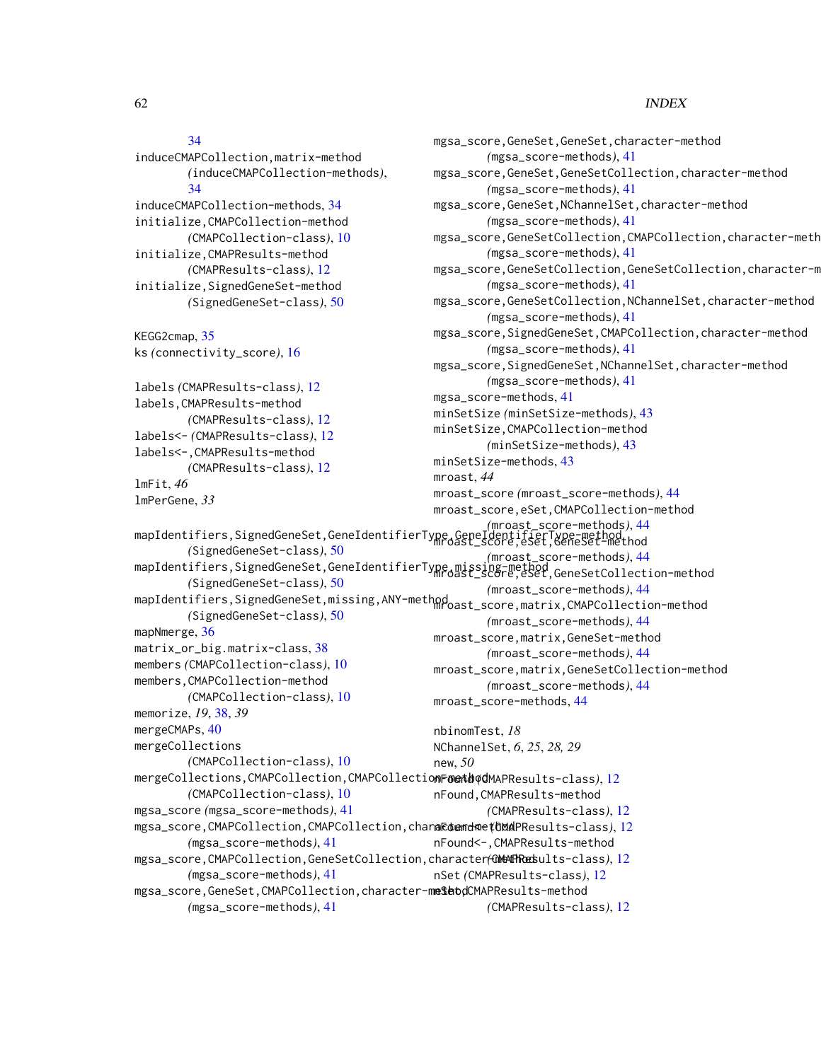34
induceCMAPCollection,matrix-method
(induceCMAPCollection-methods),
34
induceCMAPCollection-methods, 34
initialize,CMAPCollection-method
(CMAPCollection-class), 10
initialize,CMAPResults-method
(CMAPResults-class), 12
initialize,SignedGeneSet-method
(SignedGeneSet-class), 50

KEGG2cmap, 35
ks (connectivity_score), 16

labels (CMAPResults-class), 12
labels,CMAPResults-method
(CMAPResults-class), 12
labels<- (CMAPResults-class), 12
labels<-,CMAPResults-method
(CMAPResults-class), 12
lmFit, *46*
lmPerGene, *33*

mapIdentifiers,SignedGeneSet,GeneIdentifierType,GeneIdentifierType-method
(SignedGeneSet-class), 50
mapIdentifiers,SignedGeneSet,GeneIdentifierType,missing-method
(SignedGeneSet-class), 50
mapIdentifiers,SignedGeneSet,missing,ANY-method
(SignedGeneSet-class), 50
mapNmerge, 36
matrix_or_big.matrix-class, 38
members (CMAPCollection-class), 10
members,CMAPCollection-method
(CMAPCollection-class), 10
memorize, *19*, 38, *39*
mergeCMAPs, 40
mergeCollections
(CMAPCollection-class), 10
mergeCollections,CMAPCollection,CMAPCollection-method
(CMAPCollection-class), 10
mgsa_score (mgsa_score-methods), 41
mgsa_score,CMAPCollection,CMAPCollection,character-method
(mgsa_score-methods), 41
mgsa_score,CMAPCollection,GeneSetCollection,character-method
(mgsa_score-methods), 41
mgsa_score,GeneSet,CMAPCollection,character-method
(mgsa_score-methods), 41
mgsa_score,GeneSet,GeneSet,character-method
(mgsa_score-methods), 41
mgsa_score,GeneSet,GeneSetCollection,character-method
(mgsa_score-methods), 41
mgsa_score,GeneSet,NChannelSet,character-method
(mgsa_score-methods), 41
mgsa_score,GeneSetCollection,CMAPCollection,character-method
(mgsa_score-methods), 41
mgsa_score,GeneSetCollection,GeneSetCollection,character-method
(mgsa_score-methods), 41
mgsa_score,GeneSetCollection,NChannelSet,character-method
(mgsa_score-methods), 41
mgsa_score,SignedGeneSet,CMAPCollection,character-method
(mgsa_score-methods), 41
mgsa_score,SignedGeneSet,NChannelSet,character-method
(mgsa_score-methods), 41
mgsa_score-methods, 41
minSetSize (minSetSize-methods), 43
minSetSize,CMAPCollection-method
(minSetSize-methods), 43
minSetSize-methods, 43
mroast, *44*
mroast_score (mroast_score-methods), 44
mroast_score,eSet,CMAPCollection-method
(mroast_score-methods), 44
mroast_score,eSet,GeneSet-method
(mroast_score-methods), 44
mroast_score,eSet,GeneSetCollection-method
(mroast_score-methods), 44
mroast_score,matrix,CMAPCollection-method
(mroast_score-methods), 44
mroast_score,matrix,GeneSet-method
(mroast_score-methods), 44
mroast_score,matrix,GeneSetCollection-method
(mroast_score-methods), 44
mroast_score-methods, 44

nbinomTest, *18*
NChannelSet, *6*, *25*, *28, 29*
new, *50*
nFound (CMAPResults-class), 12
nFound,CMAPResults-method
(CMAPResults-class), 12
nFound<- (CMAPResults-class), 12
nFound<-,CMAPResults-method
(CMAPResults-class), 12
nSet (CMAPResults-class), 12
nSet,CMAPResults-method
(CMAPResults-class), 12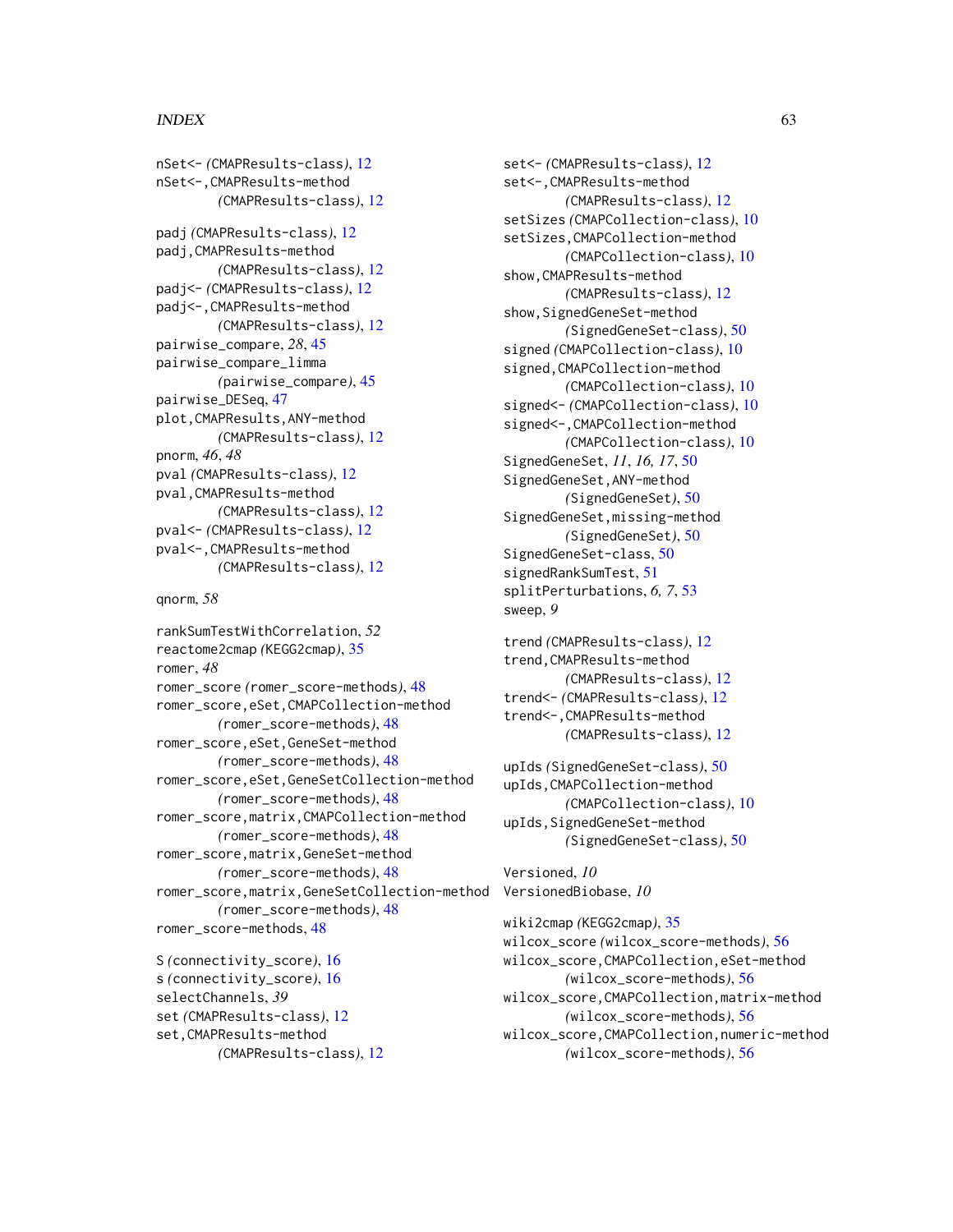nSet<- *(CMAPResults-class)*, 12
nSet<-,CMAPResults-method
 *(CMAPResults-class)*, 12

padj *(CMAPResults-class)*, 12
padj,CMAPResults-method
 *(CMAPResults-class)*, 12
padj<- *(CMAPResults-class)*, 12
padj<-,CMAPResults-method
 *(CMAPResults-class)*, 12
pairwise_compare, *28*, 45
pairwise_compare_limma
 *(pairwise_compare)*, 45
pairwise_DESeq, 47
plot,CMAPResults,ANY-method
 *(CMAPResults-class)*, 12
pnorm, *46*, *48*
pval *(CMAPResults-class)*, 12
pval,CMAPResults-method
 *(CMAPResults-class)*, 12
pval<- *(CMAPResults-class)*, 12
pval<-,CMAPResults-method
 *(CMAPResults-class)*, 12

qnorm, *58*

rankSumTestWithCorrelation, *52*
reactome2cmap *(KEGG2cmap)*, 35
romer, *48*
romer_score *(romer_score-methods)*, 48
romer_score,eSet,CMAPCollection-method
 *(romer_score-methods)*, 48
romer_score,eSet,GeneSet-method
 *(romer_score-methods)*, 48
romer_score,eSet,GeneSetCollection-method
 *(romer_score-methods)*, 48
romer_score,matrix,CMAPCollection-method
 *(romer_score-methods)*, 48
romer_score,matrix,GeneSet-method
 *(romer_score-methods)*, 48
romer_score,matrix,GeneSetCollection-method
 *(romer_score-methods)*, 48
romer_score-methods, 48

S *(connectivity_score)*, 16
s *(connectivity_score)*, 16
selectChannels, *39*
set *(CMAPResults-class)*, 12
set,CMAPResults-method
 *(CMAPResults-class)*, 12
set<- *(CMAPResults-class)*, 12
set<-,CMAPResults-method
 *(CMAPResults-class)*, 12
setSizes *(CMAPCollection-class)*, 10
setSizes,CMAPCollection-method
 *(CMAPCollection-class)*, 10
show,CMAPResults-method
 *(CMAPResults-class)*, 12
show,SignedGeneSet-method
 *(SignedGeneSet-class)*, 50
signed *(CMAPCollection-class)*, 10
signed,CMAPCollection-method
 *(CMAPCollection-class)*, 10
signed<- *(CMAPCollection-class)*, 10
signed<-,CMAPCollection-method
 *(CMAPCollection-class)*, 10
SignedGeneSet, *11*, *16*, *17*, 50
SignedGeneSet,ANY-method
 *(SignedGeneSet)*, 50
SignedGeneSet,missing-method
 *(SignedGeneSet)*, 50
SignedGeneSet-class, 50
signedRankSumTest, 51
splitPerturbations, *6*, *7*, 53
sweep, *9*

trend *(CMAPResults-class)*, 12
trend,CMAPResults-method
 *(CMAPResults-class)*, 12
trend<- *(CMAPResults-class)*, 12
trend<-,CMAPResults-method
 *(CMAPResults-class)*, 12

upIds *(SignedGeneSet-class)*, 50
upIds,CMAPCollection-method
 *(CMAPCollection-class)*, 10
upIds,SignedGeneSet-method
 *(SignedGeneSet-class)*, 50

Versioned, *10*
VersionedBiobase, *10*

wiki2cmap *(KEGG2cmap)*, 35
wilcox_score *(wilcox_score-methods)*, 56
wilcox_score,CMAPCollection,eSet-method
 *(wilcox_score-methods)*, 56
wilcox_score,CMAPCollection,matrix-method
 *(wilcox_score-methods)*, 56
wilcox_score,CMAPCollection,numeric-method
 *(wilcox_score-methods)*, 56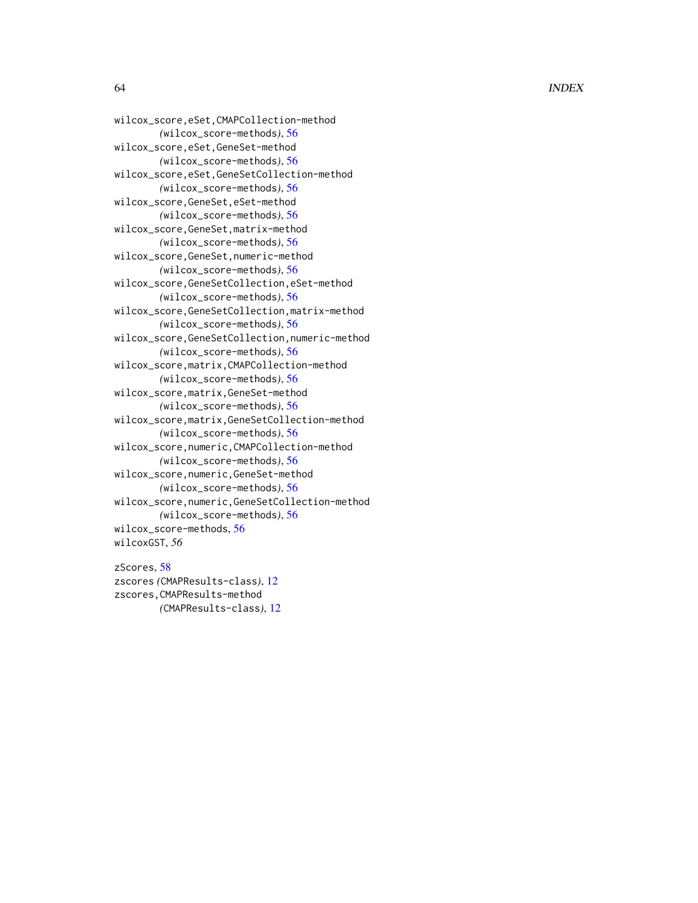wilcox_score,eSet,CMAPCollection-method
        *(*wilcox_score-methods*)*, 56
wilcox_score,eSet,GeneSet-method
        *(*wilcox_score-methods*)*, 56
wilcox_score,eSet,GeneSetCollection-method
        *(*wilcox_score-methods*)*, 56
wilcox_score,GeneSet,eSet-method
        *(*wilcox_score-methods*)*, 56
wilcox_score,GeneSet,matrix-method
        *(*wilcox_score-methods*)*, 56
wilcox_score,GeneSet,numeric-method
        *(*wilcox_score-methods*)*, 56
wilcox_score,GeneSetCollection,eSet-method
        *(*wilcox_score-methods*)*, 56
wilcox_score,GeneSetCollection,matrix-method
        *(*wilcox_score-methods*)*, 56
wilcox_score,GeneSetCollection,numeric-method
        *(*wilcox_score-methods*)*, 56
wilcox_score,matrix,CMAPCollection-method
        *(*wilcox_score-methods*)*, 56
wilcox_score,matrix,GeneSet-method
        *(*wilcox_score-methods*)*, 56
wilcox_score,matrix,GeneSetCollection-method
        *(*wilcox_score-methods*)*, 56
wilcox_score,numeric,CMAPCollection-method
        *(*wilcox_score-methods*)*, 56
wilcox_score,numeric,GeneSet-method
        *(*wilcox_score-methods*)*, 56
wilcox_score,numeric,GeneSetCollection-method
        *(*wilcox_score-methods*)*, 56
wilcox_score-methods, 56
wilcoxGST, *56*

zScores, 58
zscores *(*CMAPResults-class*)*, 12
zscores,CMAPResults-method
        *(*CMAPResults-class*)*, 12